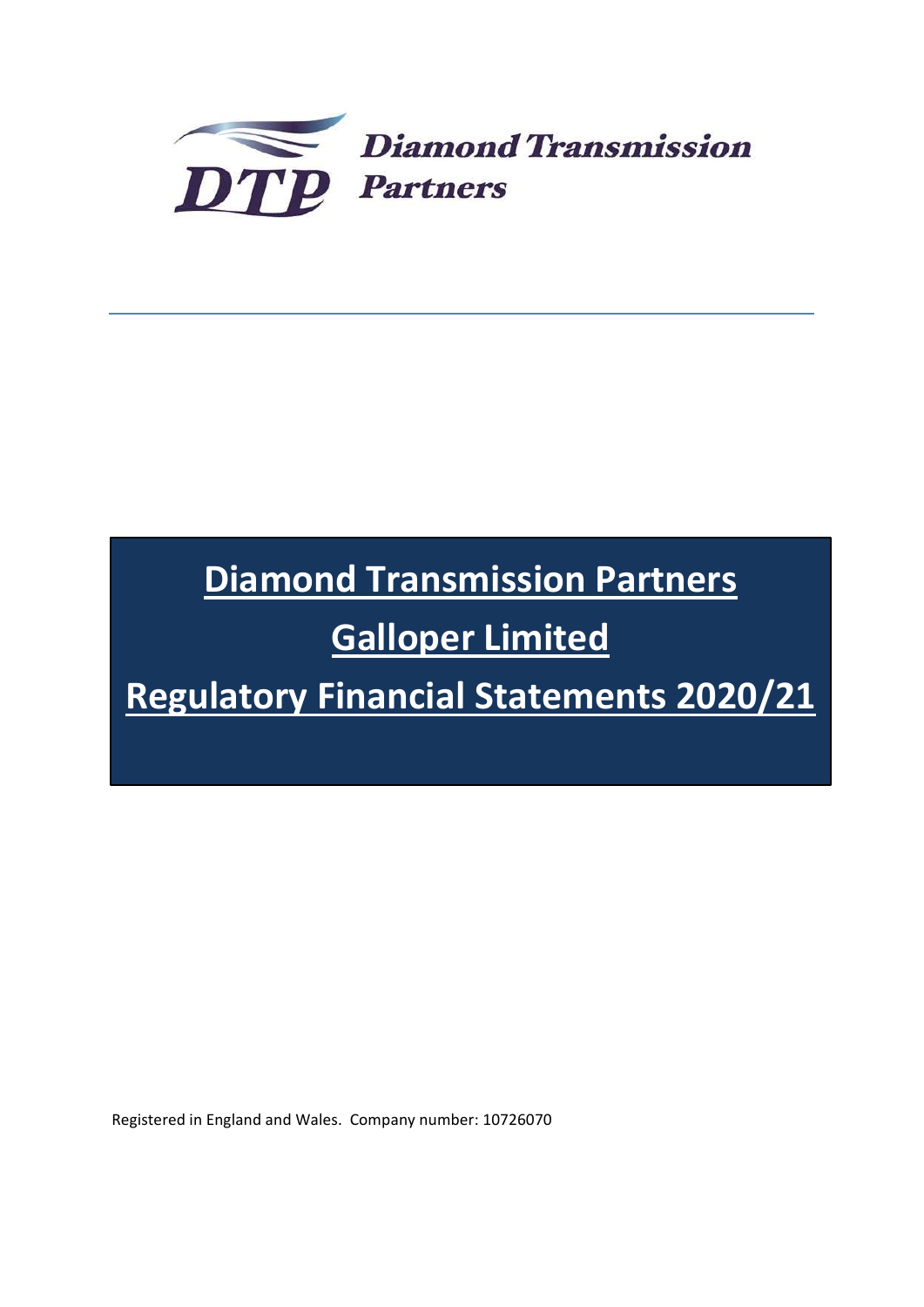Diamond Transmission Partners

DTP

# Diamond Transmission Partners

# Galloper Limited

# Regulatory Financial Statements 2020/21

Registered in England and Wales. Company number: 10726070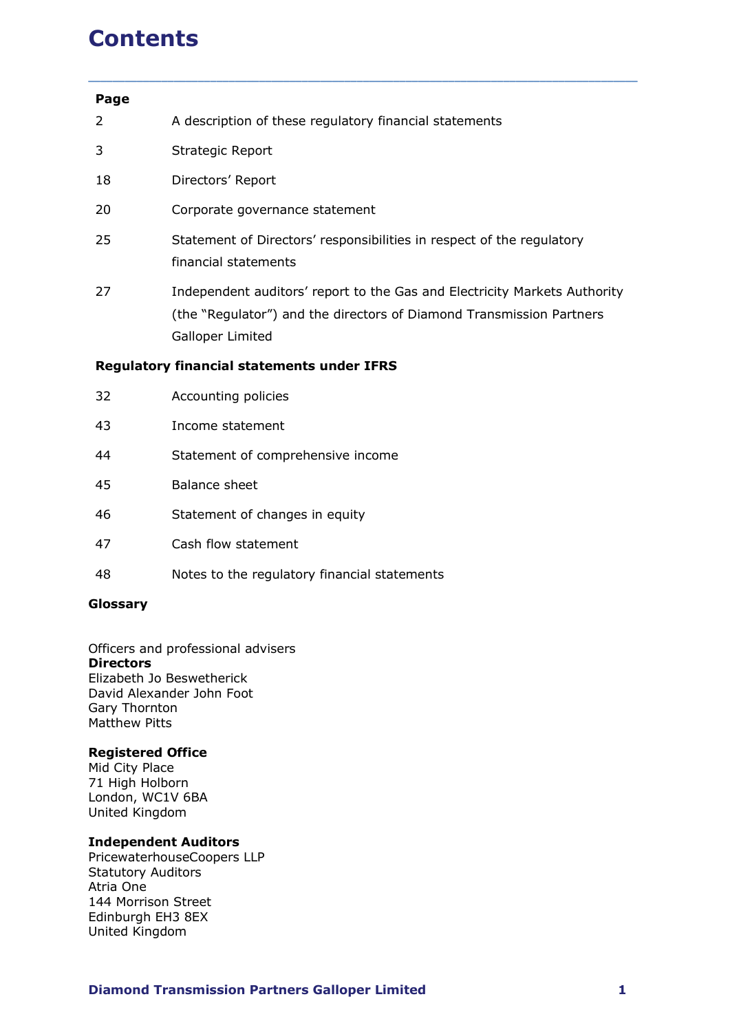# Contents

| Page | |
|---|---|
| 2 | A description of these regulatory financial statements |
| 3 | Strategic Report |
| 18 | Directors' Report |
| 20 | Corporate governance statement |
| 25 | Statement of Directors' responsibilities in respect of the regulatory financial statements |
| 27 | Independent auditors' report to the Gas and Electricity Markets Authority (the "Regulator") and the directors of Diamond Transmission Partners Galloper Limited |

**Regulatory financial statements under IFRS**

| | |
|---|---|
| 32 | Accounting policies |
| 43 | Income statement |
| 44 | Statement of comprehensive income |
| 45 | Balance sheet |
| 46 | Statement of changes in equity |
| 47 | Cash flow statement |
| 48 | Notes to the regulatory financial statements |

**Glossary**

Officers and professional advisers

**Directors**
Elizabeth Jo Beswetherick
David Alexander John Foot
Gary Thornton
Matthew Pitts

**Registered Office**
Mid City Place
71 High Holborn
London, WC1V 6BA
United Kingdom

**Independent Auditors**
PricewaterhouseCoopers LLP
Statutory Auditors
Atria One
144 Morrison Street
Edinburgh EH3 8EX
United Kingdom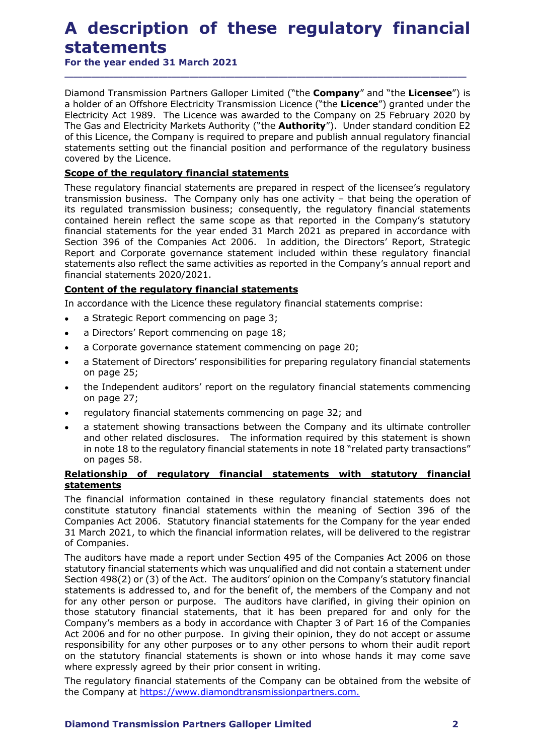# A description of these regulatory financial statements

**For the year ended 31 March 2021**

Diamond Transmission Partners Galloper Limited ("the **Company**" and "the **Licensee**") is a holder of an Offshore Electricity Transmission Licence ("the **Licence**") granted under the Electricity Act 1989. The Licence was awarded to the Company on 25 February 2020 by The Gas and Electricity Markets Authority ("the **Authority**"). Under standard condition E2 of this Licence, the Company is required to prepare and publish annual regulatory financial statements setting out the financial position and performance of the regulatory business covered by the Licence.

## Scope of the regulatory financial statements

These regulatory financial statements are prepared in respect of the licensee's regulatory transmission business. The Company only has one activity – that being the operation of its regulated transmission business; consequently, the regulatory financial statements contained herein reflect the same scope as that reported in the Company's statutory financial statements for the year ended 31 March 2021 as prepared in accordance with Section 396 of the Companies Act 2006. In addition, the Directors' Report, Strategic Report and Corporate governance statement included within these regulatory financial statements also reflect the same activities as reported in the Company's annual report and financial statements 2020/2021.

## Content of the regulatory financial statements

In accordance with the Licence these regulatory financial statements comprise:

- a Strategic Report commencing on page 3;
- a Directors' Report commencing on page 18;
- a Corporate governance statement commencing on page 20;
- a Statement of Directors' responsibilities for preparing regulatory financial statements on page 25;
- the Independent auditors' report on the regulatory financial statements commencing on page 27;
- regulatory financial statements commencing on page 32; and
- a statement showing transactions between the Company and its ultimate controller and other related disclosures. The information required by this statement is shown in note 18 to the regulatory financial statements in note 18 "related party transactions" on pages 58.

## Relationship of regulatory financial statements with statutory financial statements

The financial information contained in these regulatory financial statements does not constitute statutory financial statements within the meaning of Section 396 of the Companies Act 2006. Statutory financial statements for the Company for the year ended 31 March 2021, to which the financial information relates, will be delivered to the registrar of Companies.

The auditors have made a report under Section 495 of the Companies Act 2006 on those statutory financial statements which was unqualified and did not contain a statement under Section 498(2) or (3) of the Act. The auditors' opinion on the Company's statutory financial statements is addressed to, and for the benefit of, the members of the Company and not for any other person or purpose. The auditors have clarified, in giving their opinion on those statutory financial statements, that it has been prepared for and only for the Company's members as a body in accordance with Chapter 3 of Part 16 of the Companies Act 2006 and for no other purpose. In giving their opinion, they do not accept or assume responsibility for any other purposes or to any other persons to whom their audit report on the statutory financial statements is shown or into whose hands it may come save where expressly agreed by their prior consent in writing.

The regulatory financial statements of the Company can be obtained from the website of the Company at https://www.diamondtransmissionpartners.com.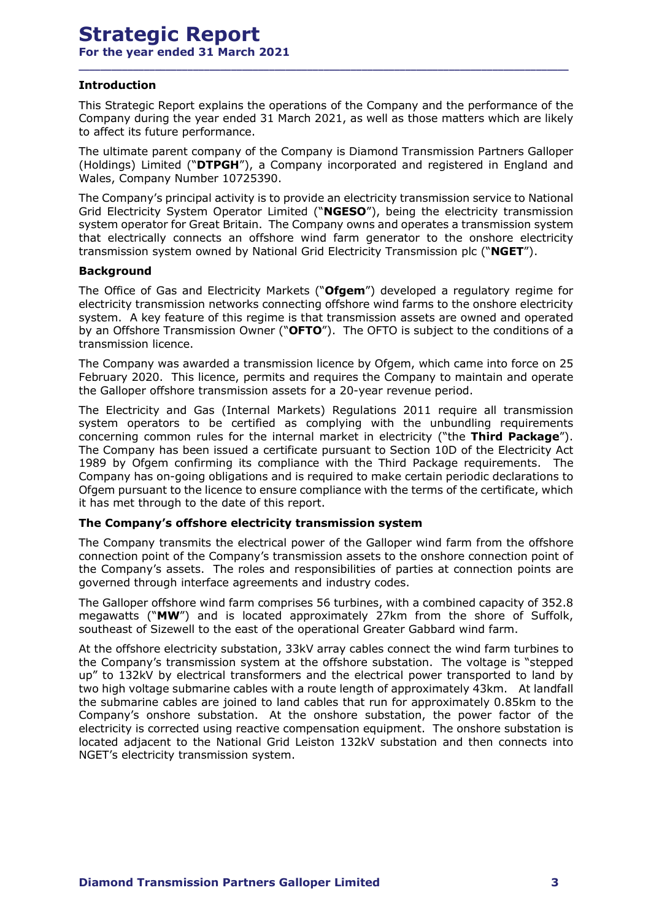# Strategic Report

For the year ended 31 March 2021

## Introduction

This Strategic Report explains the operations of the Company and the performance of the Company during the year ended 31 March 2021, as well as those matters which are likely to affect its future performance.

The ultimate parent company of the Company is Diamond Transmission Partners Galloper (Holdings) Limited ("**DTPGH**"), a Company incorporated and registered in England and Wales, Company Number 10725390.

The Company's principal activity is to provide an electricity transmission service to National Grid Electricity System Operator Limited ("**NGESO**"), being the electricity transmission system operator for Great Britain. The Company owns and operates a transmission system that electrically connects an offshore wind farm generator to the onshore electricity transmission system owned by National Grid Electricity Transmission plc ("**NGET**").

## Background

The Office of Gas and Electricity Markets ("**Ofgem**") developed a regulatory regime for electricity transmission networks connecting offshore wind farms to the onshore electricity system. A key feature of this regime is that transmission assets are owned and operated by an Offshore Transmission Owner ("**OFTO**"). The OFTO is subject to the conditions of a transmission licence.

The Company was awarded a transmission licence by Ofgem, which came into force on 25 February 2020. This licence, permits and requires the Company to maintain and operate the Galloper offshore transmission assets for a 20-year revenue period.

The Electricity and Gas (Internal Markets) Regulations 2011 require all transmission system operators to be certified as complying with the unbundling requirements concerning common rules for the internal market in electricity ("the **Third Package**"). The Company has been issued a certificate pursuant to Section 10D of the Electricity Act 1989 by Ofgem confirming its compliance with the Third Package requirements. The Company has on-going obligations and is required to make certain periodic declarations to Ofgem pursuant to the licence to ensure compliance with the terms of the certificate, which it has met through to the date of this report.

## The Company's offshore electricity transmission system

The Company transmits the electrical power of the Galloper wind farm from the offshore connection point of the Company's transmission assets to the onshore connection point of the Company's assets. The roles and responsibilities of parties at connection points are governed through interface agreements and industry codes.

The Galloper offshore wind farm comprises 56 turbines, with a combined capacity of 352.8 megawatts ("**MW**") and is located approximately 27km from the shore of Suffolk, southeast of Sizewell to the east of the operational Greater Gabbard wind farm.

At the offshore electricity substation, 33kV array cables connect the wind farm turbines to the Company's transmission system at the offshore substation. The voltage is "stepped up" to 132kV by electrical transformers and the electrical power transported to land by two high voltage submarine cables with a route length of approximately 43km. At landfall the submarine cables are joined to land cables that run for approximately 0.85km to the Company's onshore substation. At the onshore substation, the power factor of the electricity is corrected using reactive compensation equipment. The onshore substation is located adjacent to the National Grid Leiston 132kV substation and then connects into NGET's electricity transmission system.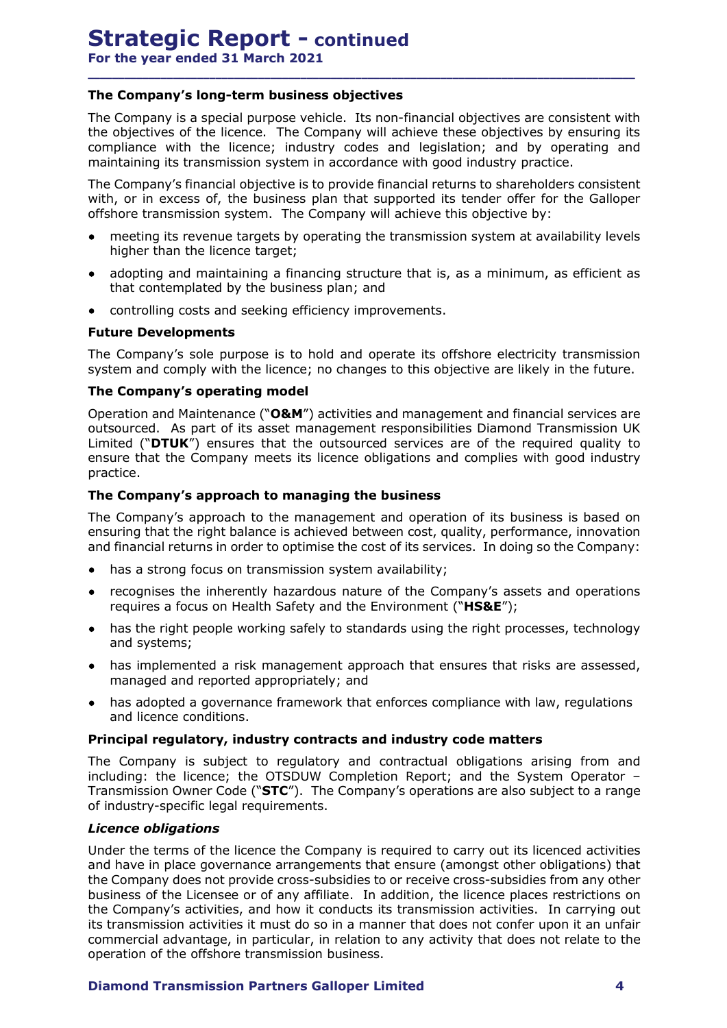## The Company's long-term business objectives

The Company is a special purpose vehicle. Its non-financial objectives are consistent with the objectives of the licence. The Company will achieve these objectives by ensuring its compliance with the licence; industry codes and legislation; and by operating and maintaining its transmission system in accordance with good industry practice.

The Company's financial objective is to provide financial returns to shareholders consistent with, or in excess of, the business plan that supported its tender offer for the Galloper offshore transmission system. The Company will achieve this objective by:

- meeting its revenue targets by operating the transmission system at availability levels higher than the licence target;
- adopting and maintaining a financing structure that is, as a minimum, as efficient as that contemplated by the business plan; and
- controlling costs and seeking efficiency improvements.

## Future Developments

The Company's sole purpose is to hold and operate its offshore electricity transmission system and comply with the licence; no changes to this objective are likely in the future.

## The Company's operating model

Operation and Maintenance ("**O&M**") activities and management and financial services are outsourced. As part of its asset management responsibilities Diamond Transmission UK Limited ("**DTUK**") ensures that the outsourced services are of the required quality to ensure that the Company meets its licence obligations and complies with good industry practice.

## The Company's approach to managing the business

The Company's approach to the management and operation of its business is based on ensuring that the right balance is achieved between cost, quality, performance, innovation and financial returns in order to optimise the cost of its services. In doing so the Company:

- has a strong focus on transmission system availability;
- recognises the inherently hazardous nature of the Company's assets and operations requires a focus on Health Safety and the Environment ("**HS&E**");
- has the right people working safely to standards using the right processes, technology and systems;
- has implemented a risk management approach that ensures that risks are assessed, managed and reported appropriately; and
- has adopted a governance framework that enforces compliance with law, regulations and licence conditions.

## Principal regulatory, industry contracts and industry code matters

The Company is subject to regulatory and contractual obligations arising from and including: the licence; the OTSDUW Completion Report; and the System Operator – Transmission Owner Code ("**STC**"). The Company's operations are also subject to a range of industry-specific legal requirements.

### *Licence obligations*

Under the terms of the licence the Company is required to carry out its licenced activities and have in place governance arrangements that ensure (amongst other obligations) that the Company does not provide cross-subsidies to or receive cross-subsidies from any other business of the Licensee or of any affiliate. In addition, the licence places restrictions on the Company's activities, and how it conducts its transmission activities. In carrying out its transmission activities it must do so in a manner that does not confer upon it an unfair commercial advantage, in particular, in relation to any activity that does not relate to the operation of the offshore transmission business.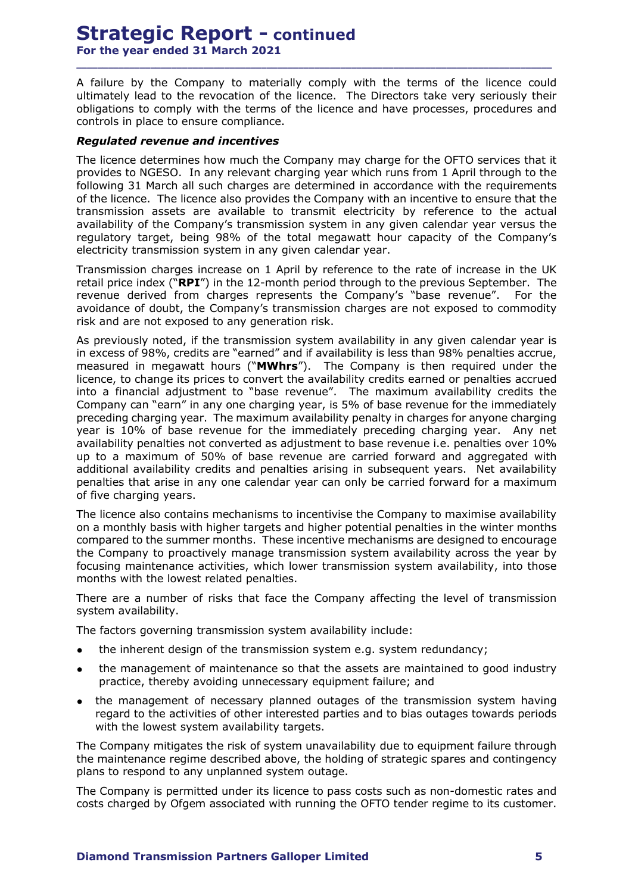A failure by the Company to materially comply with the terms of the licence could ultimately lead to the revocation of the licence. The Directors take very seriously their obligations to comply with the terms of the licence and have processes, procedures and controls in place to ensure compliance.

***Regulated revenue and incentives***

The licence determines how much the Company may charge for the OFTO services that it provides to NGESO. In any relevant charging year which runs from 1 April through to the following 31 March all such charges are determined in accordance with the requirements of the licence. The licence also provides the Company with an incentive to ensure that the transmission assets are available to transmit electricity by reference to the actual availability of the Company's transmission system in any given calendar year versus the regulatory target, being 98% of the total megawatt hour capacity of the Company's electricity transmission system in any given calendar year.

Transmission charges increase on 1 April by reference to the rate of increase in the UK retail price index ("**RPI**") in the 12-month period through to the previous September. The revenue derived from charges represents the Company's "base revenue". For the avoidance of doubt, the Company's transmission charges are not exposed to commodity risk and are not exposed to any generation risk.

As previously noted, if the transmission system availability in any given calendar year is in excess of 98%, credits are "earned" and if availability is less than 98% penalties accrue, measured in megawatt hours ("**MWhrs**"). The Company is then required under the licence, to change its prices to convert the availability credits earned or penalties accrued into a financial adjustment to "base revenue". The maximum availability credits the Company can "earn" in any one charging year, is 5% of base revenue for the immediately preceding charging year. The maximum availability penalty in charges for anyone charging year is 10% of base revenue for the immediately preceding charging year. Any net availability penalties not converted as adjustment to base revenue i.e. penalties over 10% up to a maximum of 50% of base revenue are carried forward and aggregated with additional availability credits and penalties arising in subsequent years. Net availability penalties that arise in any one calendar year can only be carried forward for a maximum of five charging years.

The licence also contains mechanisms to incentivise the Company to maximise availability on a monthly basis with higher targets and higher potential penalties in the winter months compared to the summer months. These incentive mechanisms are designed to encourage the Company to proactively manage transmission system availability across the year by focusing maintenance activities, which lower transmission system availability, into those months with the lowest related penalties.

There are a number of risks that face the Company affecting the level of transmission system availability.

The factors governing transmission system availability include:

- the inherent design of the transmission system e.g. system redundancy;
- the management of maintenance so that the assets are maintained to good industry practice, thereby avoiding unnecessary equipment failure; and
- the management of necessary planned outages of the transmission system having regard to the activities of other interested parties and to bias outages towards periods with the lowest system availability targets.

The Company mitigates the risk of system unavailability due to equipment failure through the maintenance regime described above, the holding of strategic spares and contingency plans to respond to any unplanned system outage.

The Company is permitted under its licence to pass costs such as non-domestic rates and costs charged by Ofgem associated with running the OFTO tender regime to its customer.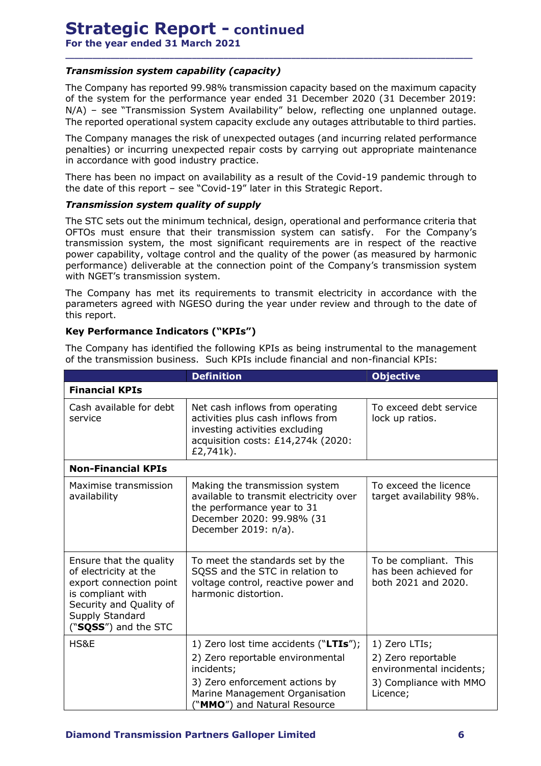# Strategic Report - continued

For the year ended 31 March 2021

### *Transmission system capability (capacity)*

The Company has reported 99.98% transmission capacity based on the maximum capacity of the system for the performance year ended 31 December 2020 (31 December 2019: N/A) – see "Transmission System Availability" below, reflecting one unplanned outage. The reported operational system capacity exclude any outages attributable to third parties.

The Company manages the risk of unexpected outages (and incurring related performance penalties) or incurring unexpected repair costs by carrying out appropriate maintenance in accordance with good industry practice.

There has been no impact on availability as a result of the Covid-19 pandemic through to the date of this report – see "Covid-19" later in this Strategic Report.

### *Transmission system quality of supply*

The STC sets out the minimum technical, design, operational and performance criteria that OFTOs must ensure that their transmission system can satisfy. For the Company's transmission system, the most significant requirements are in respect of the reactive power capability, voltage control and the quality of the power (as measured by harmonic performance) deliverable at the connection point of the Company's transmission system with NGET's transmission system.

The Company has met its requirements to transmit electricity in accordance with the parameters agreed with NGESO during the year under review and through to the date of this report.

### Key Performance Indicators ("KPIs")

The Company has identified the following KPIs as being instrumental to the management of the transmission business. Such KPIs include financial and non-financial KPIs:

| | Definition | Objective |
|---|---|---|
| **Financial KPIs** | | |
| Cash available for debt service | Net cash inflows from operating activities plus cash inflows from investing activities excluding acquisition costs: £14,274k (2020: £2,741k). | To exceed debt service lock up ratios. |
| **Non-Financial KPIs** | | |
| Maximise transmission availability | Making the transmission system available to transmit electricity over the performance year to 31 December 2020: 99.98% (31 December 2019: n/a). | To exceed the licence target availability 98%. |
| Ensure that the quality of electricity at the export connection point is compliant with Security and Quality of Supply Standard ("**SQSS**") and the STC | To meet the standards set by the SQSS and the STC in relation to voltage control, reactive power and harmonic distortion. | To be compliant. This has been achieved for both 2021 and 2020. |
| HS&E | 1) Zero lost time accidents ("**LTIs**");<br>2) Zero reportable environmental incidents;<br>3) Zero enforcement actions by Marine Management Organisation ("**MMO**") and Natural Resource | 1) Zero LTIs;<br>2) Zero reportable environmental incidents;<br>3) Compliance with MMO Licence; |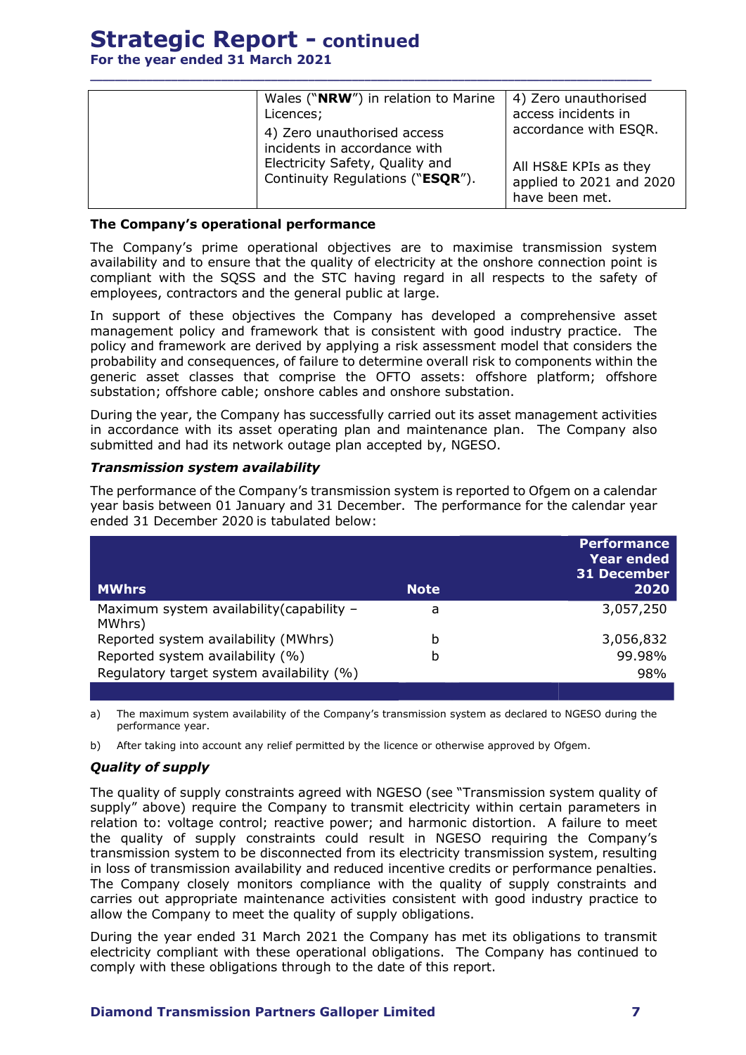| | | |
|---|---|---|
| | Wales ("**NRW**") in relation to Marine Licences;<br>4) Zero unauthorised access incidents in accordance with Electricity Safety, Quality and Continuity Regulations ("**ESQR**"). | 4) Zero unauthorised access incidents in accordance with ESQR.<br><br>All HS&E KPIs as they applied to 2021 and 2020 have been met. |

**The Company's operational performance**

The Company's prime operational objectives are to maximise transmission system availability and to ensure that the quality of electricity at the onshore connection point is compliant with the SQSS and the STC having regard in all respects to the safety of employees, contractors and the general public at large.

In support of these objectives the Company has developed a comprehensive asset management policy and framework that is consistent with good industry practice. The policy and framework are derived by applying a risk assessment model that considers the probability and consequences, of failure to determine overall risk to components within the generic asset classes that comprise the OFTO assets: offshore platform; offshore substation; offshore cable; onshore cables and onshore substation.

During the year, the Company has successfully carried out its asset management activities in accordance with its asset operating plan and maintenance plan. The Company also submitted and had its network outage plan accepted by, NGESO.

***Transmission system availability***

The performance of the Company's transmission system is reported to Ofgem on a calendar year basis between 01 January and 31 December. The performance for the calendar year ended 31 December 2020 is tabulated below:

| MWhrs | Note | Performance Year ended 31 December 2020 |
|---|---|---|
| Maximum system availability(capability – MWhrs) | a | 3,057,250 |
| Reported system availability (MWhrs) | b | 3,056,832 |
| Reported system availability (%) | b | 99.98% |
| Regulatory target system availability (%) | | 98% |

a) The maximum system availability of the Company's transmission system as declared to NGESO during the performance year.

b) After taking into account any relief permitted by the licence or otherwise approved by Ofgem.

***Quality of supply***

The quality of supply constraints agreed with NGESO (see "Transmission system quality of supply" above) require the Company to transmit electricity within certain parameters in relation to: voltage control; reactive power; and harmonic distortion. A failure to meet the quality of supply constraints could result in NGESO requiring the Company's transmission system to be disconnected from its electricity transmission system, resulting in loss of transmission availability and reduced incentive credits or performance penalties. The Company closely monitors compliance with the quality of supply constraints and carries out appropriate maintenance activities consistent with good industry practice to allow the Company to meet the quality of supply obligations.

During the year ended 31 March 2021 the Company has met its obligations to transmit electricity compliant with these operational obligations. The Company has continued to comply with these obligations through to the date of this report.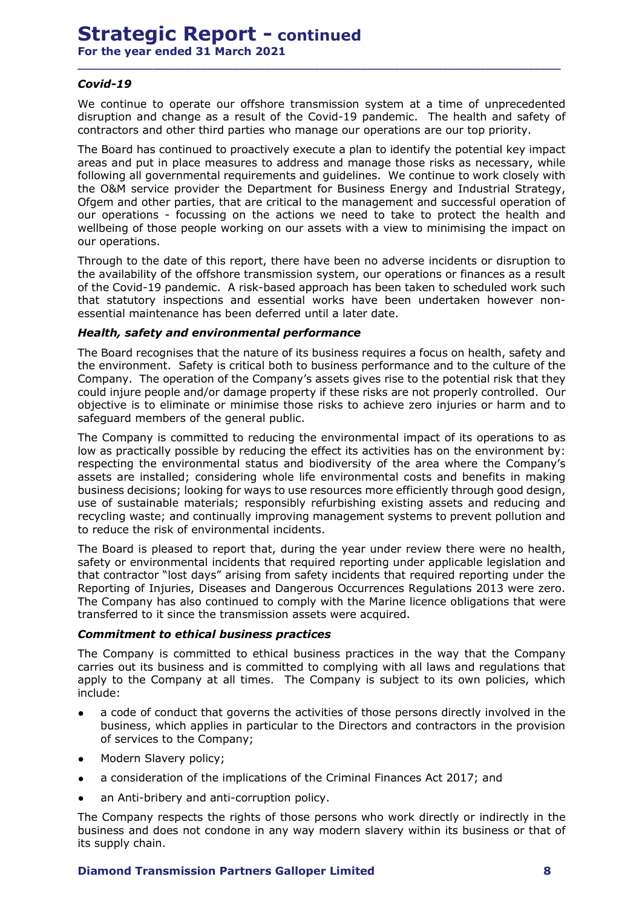# Strategic Report - continued

For the year ended 31 March 2021

### *Covid-19*

We continue to operate our offshore transmission system at a time of unprecedented disruption and change as a result of the Covid-19 pandemic. The health and safety of contractors and other third parties who manage our operations are our top priority.

The Board has continued to proactively execute a plan to identify the potential key impact areas and put in place measures to address and manage those risks as necessary, while following all governmental requirements and guidelines. We continue to work closely with the O&M service provider the Department for Business Energy and Industrial Strategy, Ofgem and other parties, that are critical to the management and successful operation of our operations - focussing on the actions we need to take to protect the health and wellbeing of those people working on our assets with a view to minimising the impact on our operations.

Through to the date of this report, there have been no adverse incidents or disruption to the availability of the offshore transmission system, our operations or finances as a result of the Covid-19 pandemic. A risk-based approach has been taken to scheduled work such that statutory inspections and essential works have been undertaken however non-essential maintenance has been deferred until a later date.

### *Health, safety and environmental performance*

The Board recognises that the nature of its business requires a focus on health, safety and the environment. Safety is critical both to business performance and to the culture of the Company. The operation of the Company's assets gives rise to the potential risk that they could injure people and/or damage property if these risks are not properly controlled. Our objective is to eliminate or minimise those risks to achieve zero injuries or harm and to safeguard members of the general public.

The Company is committed to reducing the environmental impact of its operations to as low as practically possible by reducing the effect its activities has on the environment by: respecting the environmental status and biodiversity of the area where the Company's assets are installed; considering whole life environmental costs and benefits in making business decisions; looking for ways to use resources more efficiently through good design, use of sustainable materials; responsibly refurbishing existing assets and reducing and recycling waste; and continually improving management systems to prevent pollution and to reduce the risk of environmental incidents.

The Board is pleased to report that, during the year under review there were no health, safety or environmental incidents that required reporting under applicable legislation and that contractor "lost days" arising from safety incidents that required reporting under the Reporting of Injuries, Diseases and Dangerous Occurrences Regulations 2013 were zero. The Company has also continued to comply with the Marine licence obligations that were transferred to it since the transmission assets were acquired.

### *Commitment to ethical business practices*

The Company is committed to ethical business practices in the way that the Company carries out its business and is committed to complying with all laws and regulations that apply to the Company at all times. The Company is subject to its own policies, which include:

- a code of conduct that governs the activities of those persons directly involved in the business, which applies in particular to the Directors and contractors in the provision of services to the Company;
- Modern Slavery policy;
- a consideration of the implications of the Criminal Finances Act 2017; and
- an Anti-bribery and anti-corruption policy.

The Company respects the rights of those persons who work directly or indirectly in the business and does not condone in any way modern slavery within its business or that of its supply chain.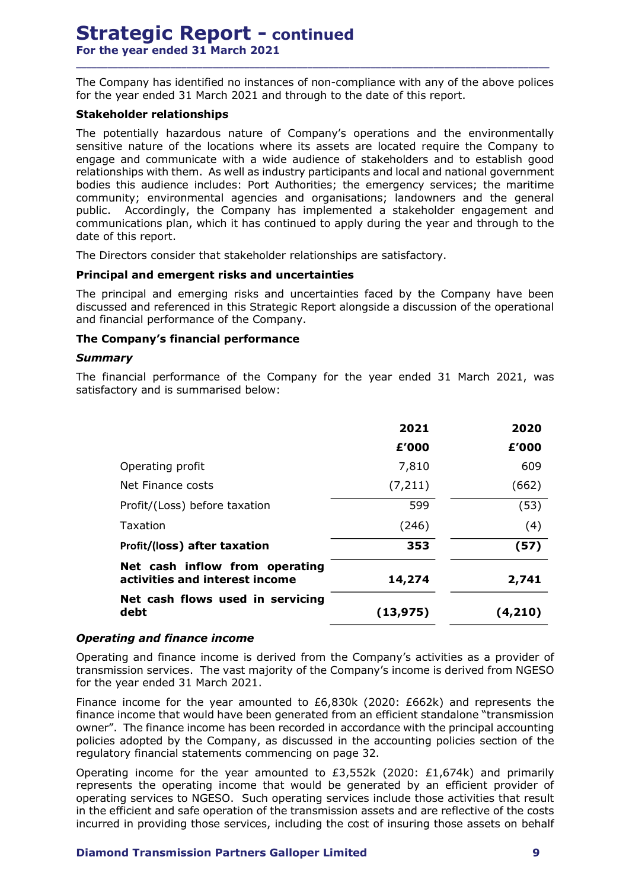# Strategic Report - continued

For the year ended 31 March 2021

The Company has identified no instances of non-compliance with any of the above polices for the year ended 31 March 2021 and through to the date of this report.

**Stakeholder relationships**

The potentially hazardous nature of Company's operations and the environmentally sensitive nature of the locations where its assets are located require the Company to engage and communicate with a wide audience of stakeholders and to establish good relationships with them. As well as industry participants and local and national government bodies this audience includes: Port Authorities; the emergency services; the maritime community; environmental agencies and organisations; landowners and the general public. Accordingly, the Company has implemented a stakeholder engagement and communications plan, which it has continued to apply during the year and through to the date of this report.

The Directors consider that stakeholder relationships are satisfactory.

**Principal and emergent risks and uncertainties**

The principal and emerging risks and uncertainties faced by the Company have been discussed and referenced in this Strategic Report alongside a discussion of the operational and financial performance of the Company.

**The Company's financial performance**

***Summary***

The financial performance of the Company for the year ended 31 March 2021, was satisfactory and is summarised below:

| | 2021 | 2020 |
|---|---|---|
| | £'000 | £'000 |
| Operating profit | 7,810 | 609 |
| Net Finance costs | (7,211) | (662) |
| Profit/(Loss) before taxation | 599 | (53) |
| Taxation | (246) | (4) |
| **Profit/(loss) after taxation** | **353** | **(57)** |
| **Net cash inflow from operating activities and interest income** | **14,274** | **2,741** |
| **Net cash flows used in servicing debt** | **(13,975)** | **(4,210)** |

***Operating and finance income***

Operating and finance income is derived from the Company's activities as a provider of transmission services. The vast majority of the Company's income is derived from NGESO for the year ended 31 March 2021.

Finance income for the year amounted to £6,830k (2020: £662k) and represents the finance income that would have been generated from an efficient standalone "transmission owner". The finance income has been recorded in accordance with the principal accounting policies adopted by the Company, as discussed in the accounting policies section of the regulatory financial statements commencing on page 32.

Operating income for the year amounted to £3,552k (2020: £1,674k) and primarily represents the operating income that would be generated by an efficient provider of operating services to NGESO. Such operating services include those activities that result in the efficient and safe operation of the transmission assets and are reflective of the costs incurred in providing those services, including the cost of insuring those assets on behalf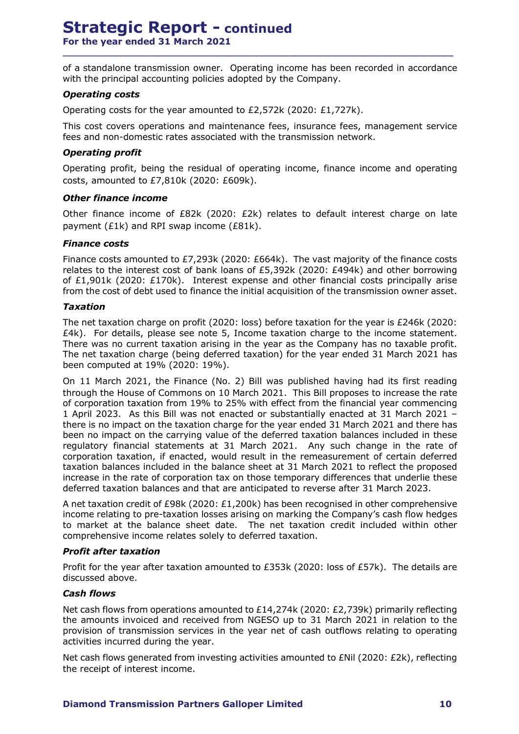of a standalone transmission owner. Operating income has been recorded in accordance with the principal accounting policies adopted by the Company.

***Operating costs***

Operating costs for the year amounted to £2,572k (2020: £1,727k).

This cost covers operations and maintenance fees, insurance fees, management service fees and non-domestic rates associated with the transmission network.

***Operating profit***

Operating profit, being the residual of operating income, finance income and operating costs, amounted to £7,810k (2020: £609k).

***Other finance income***

Other finance income of £82k (2020: £2k) relates to default interest charge on late payment (£1k) and RPI swap income (£81k).

***Finance costs***

Finance costs amounted to £7,293k (2020: £664k). The vast majority of the finance costs relates to the interest cost of bank loans of £5,392k (2020: £494k) and other borrowing of £1,901k (2020: £170k). Interest expense and other financial costs principally arise from the cost of debt used to finance the initial acquisition of the transmission owner asset.

***Taxation***

The net taxation charge on profit (2020: loss) before taxation for the year is £246k (2020: £4k). For details, please see note 5, Income taxation charge to the income statement. There was no current taxation arising in the year as the Company has no taxable profit. The net taxation charge (being deferred taxation) for the year ended 31 March 2021 has been computed at 19% (2020: 19%).

On 11 March 2021, the Finance (No. 2) Bill was published having had its first reading through the House of Commons on 10 March 2021. This Bill proposes to increase the rate of corporation taxation from 19% to 25% with effect from the financial year commencing 1 April 2023. As this Bill was not enacted or substantially enacted at 31 March 2021 – there is no impact on the taxation charge for the year ended 31 March 2021 and there has been no impact on the carrying value of the deferred taxation balances included in these regulatory financial statements at 31 March 2021. Any such change in the rate of corporation taxation, if enacted, would result in the remeasurement of certain deferred taxation balances included in the balance sheet at 31 March 2021 to reflect the proposed increase in the rate of corporation tax on those temporary differences that underlie these deferred taxation balances and that are anticipated to reverse after 31 March 2023.

A net taxation credit of £98k (2020: £1,200k) has been recognised in other comprehensive income relating to pre-taxation losses arising on marking the Company's cash flow hedges to market at the balance sheet date. The net taxation credit included within other comprehensive income relates solely to deferred taxation.

***Profit after taxation***

Profit for the year after taxation amounted to £353k (2020: loss of £57k). The details are discussed above.

***Cash flows***

Net cash flows from operations amounted to £14,274k (2020: £2,739k) primarily reflecting the amounts invoiced and received from NGESO up to 31 March 2021 in relation to the provision of transmission services in the year net of cash outflows relating to operating activities incurred during the year.

Net cash flows generated from investing activities amounted to £Nil (2020: £2k), reflecting the receipt of interest income.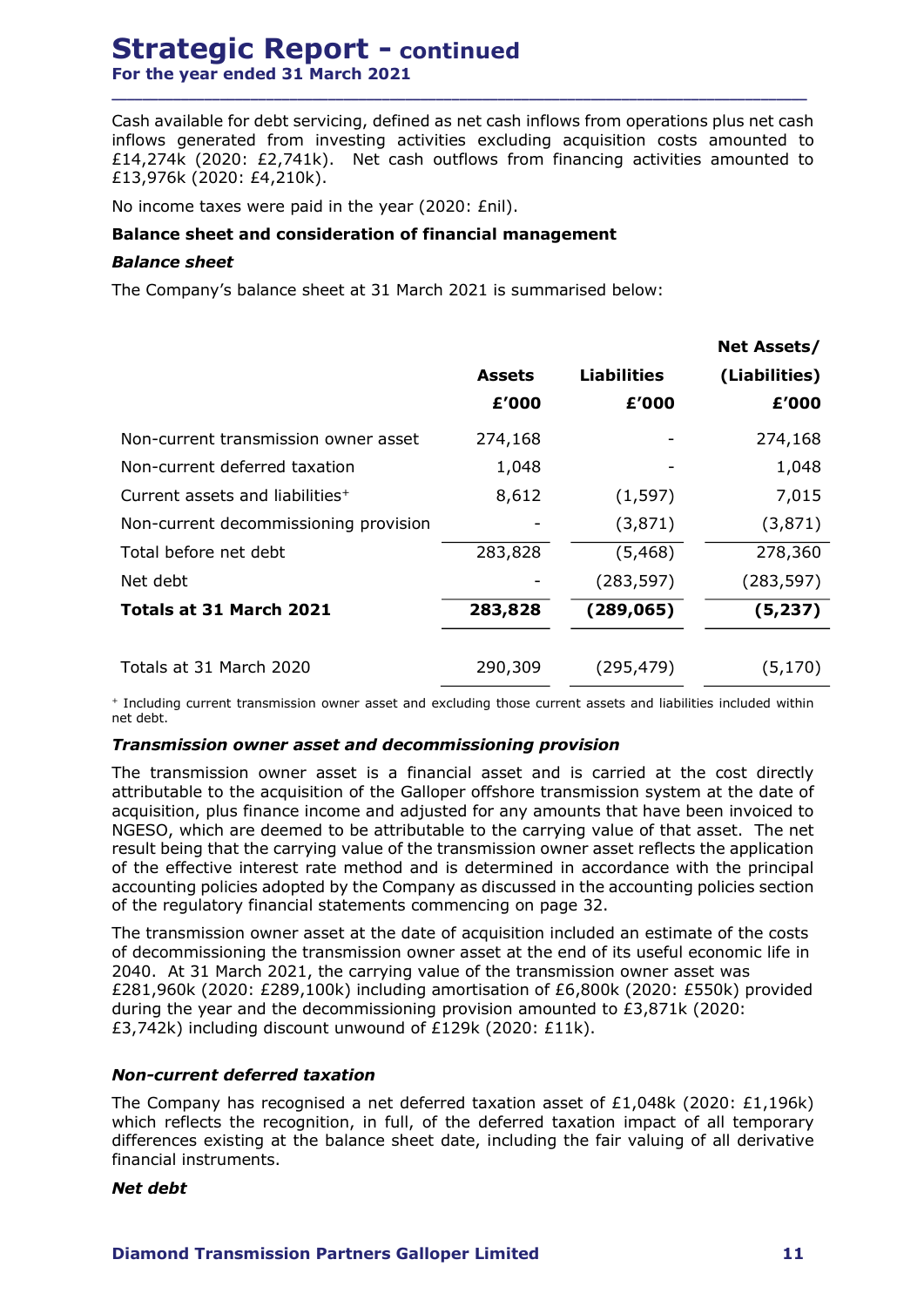## Strategic Report - continued

For the year ended 31 March 2021

Cash available for debt servicing, defined as net cash inflows from operations plus net cash inflows generated from investing activities excluding acquisition costs amounted to £14,274k (2020: £2,741k). Net cash outflows from financing activities amounted to £13,976k (2020: £4,210k).

No income taxes were paid in the year (2020: £nil).

**Balance sheet and consideration of financial management**

***Balance sheet***

The Company's balance sheet at 31 March 2021 is summarised below:

| | Assets | Liabilities | Net Assets/ (Liabilities) |
|---|---|---|---|
| | £'000 | £'000 | £'000 |
| Non-current transmission owner asset | 274,168 | - | 274,168 |
| Non-current deferred taxation | 1,048 | - | 1,048 |
| Current assets and liabilities+ | 8,612 | (1,597) | 7,015 |
| Non-current decommissioning provision | - | (3,871) | (3,871) |
| Total before net debt | 283,828 | (5,468) | 278,360 |
| Net debt | - | (283,597) | (283,597) |
| **Totals at 31 March 2021** | **283,828** | **(289,065)** | **(5,237)** |
| Totals at 31 March 2020 | 290,309 | (295,479) | (5,170) |

+ Including current transmission owner asset and excluding those current assets and liabilities included within net debt.

***Transmission owner asset and decommissioning provision***

The transmission owner asset is a financial asset and is carried at the cost directly attributable to the acquisition of the Galloper offshore transmission system at the date of acquisition, plus finance income and adjusted for any amounts that have been invoiced to NGESO, which are deemed to be attributable to the carrying value of that asset. The net result being that the carrying value of the transmission owner asset reflects the application of the effective interest rate method and is determined in accordance with the principal accounting policies adopted by the Company as discussed in the accounting policies section of the regulatory financial statements commencing on page 32.

The transmission owner asset at the date of acquisition included an estimate of the costs of decommissioning the transmission owner asset at the end of its useful economic life in 2040. At 31 March 2021, the carrying value of the transmission owner asset was £281,960k (2020: £289,100k) including amortisation of £6,800k (2020: £550k) provided during the year and the decommissioning provision amounted to £3,871k (2020: £3,742k) including discount unwound of £129k (2020: £11k).

***Non-current deferred taxation***

The Company has recognised a net deferred taxation asset of £1,048k (2020: £1,196k) which reflects the recognition, in full, of the deferred taxation impact of all temporary differences existing at the balance sheet date, including the fair valuing of all derivative financial instruments.

***Net debt***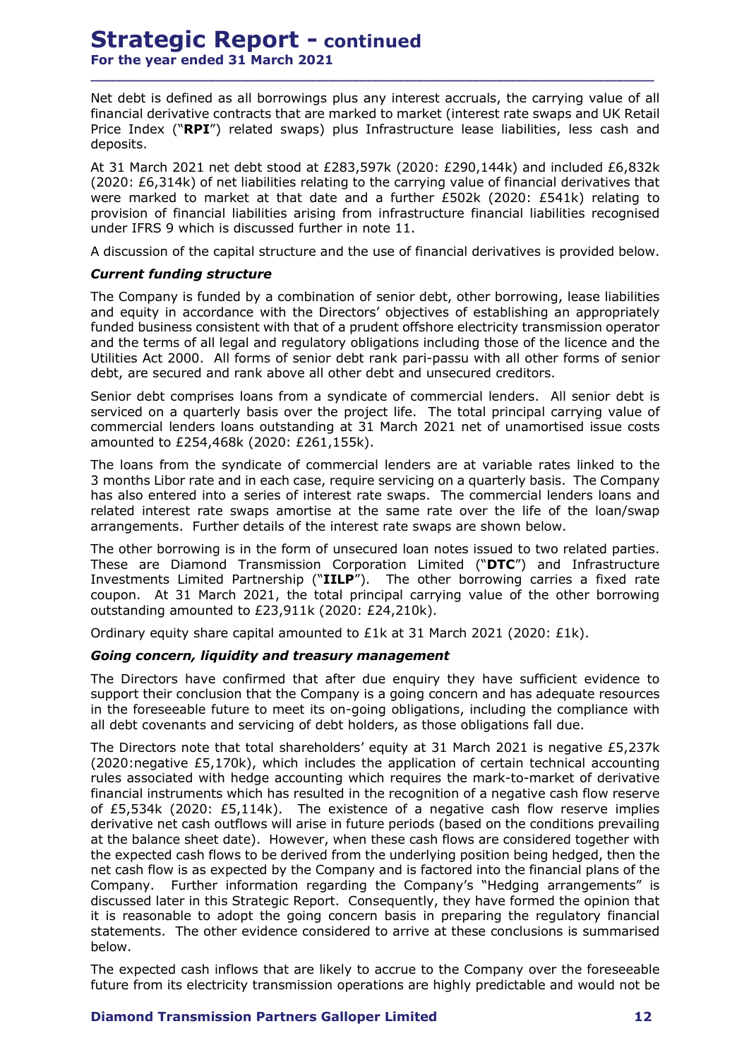Net debt is defined as all borrowings plus any interest accruals, the carrying value of all financial derivative contracts that are marked to market (interest rate swaps and UK Retail Price Index ("**RPI**") related swaps) plus Infrastructure lease liabilities, less cash and deposits.

At 31 March 2021 net debt stood at £283,597k (2020: £290,144k) and included £6,832k (2020: £6,314k) of net liabilities relating to the carrying value of financial derivatives that were marked to market at that date and a further £502k (2020: £541k) relating to provision of financial liabilities arising from infrastructure financial liabilities recognised under IFRS 9 which is discussed further in note 11.

A discussion of the capital structure and the use of financial derivatives is provided below.

***Current funding structure***

The Company is funded by a combination of senior debt, other borrowing, lease liabilities and equity in accordance with the Directors' objectives of establishing an appropriately funded business consistent with that of a prudent offshore electricity transmission operator and the terms of all legal and regulatory obligations including those of the licence and the Utilities Act 2000. All forms of senior debt rank pari-passu with all other forms of senior debt, are secured and rank above all other debt and unsecured creditors.

Senior debt comprises loans from a syndicate of commercial lenders. All senior debt is serviced on a quarterly basis over the project life. The total principal carrying value of commercial lenders loans outstanding at 31 March 2021 net of unamortised issue costs amounted to £254,468k (2020: £261,155k).

The loans from the syndicate of commercial lenders are at variable rates linked to the 3 months Libor rate and in each case, require servicing on a quarterly basis. The Company has also entered into a series of interest rate swaps. The commercial lenders loans and related interest rate swaps amortise at the same rate over the life of the loan/swap arrangements. Further details of the interest rate swaps are shown below.

The other borrowing is in the form of unsecured loan notes issued to two related parties. These are Diamond Transmission Corporation Limited ("**DTC**") and Infrastructure Investments Limited Partnership ("**IILP**"). The other borrowing carries a fixed rate coupon. At 31 March 2021, the total principal carrying value of the other borrowing outstanding amounted to £23,911k (2020: £24,210k).

Ordinary equity share capital amounted to £1k at 31 March 2021 (2020: £1k).

***Going concern, liquidity and treasury management***

The Directors have confirmed that after due enquiry they have sufficient evidence to support their conclusion that the Company is a going concern and has adequate resources in the foreseeable future to meet its on-going obligations, including the compliance with all debt covenants and servicing of debt holders, as those obligations fall due.

The Directors note that total shareholders' equity at 31 March 2021 is negative £5,237k (2020:negative £5,170k), which includes the application of certain technical accounting rules associated with hedge accounting which requires the mark-to-market of derivative financial instruments which has resulted in the recognition of a negative cash flow reserve of £5,534k (2020: £5,114k). The existence of a negative cash flow reserve implies derivative net cash outflows will arise in future periods (based on the conditions prevailing at the balance sheet date). However, when these cash flows are considered together with the expected cash flows to be derived from the underlying position being hedged, then the net cash flow is as expected by the Company and is factored into the financial plans of the Company. Further information regarding the Company's "Hedging arrangements" is discussed later in this Strategic Report. Consequently, they have formed the opinion that it is reasonable to adopt the going concern basis in preparing the regulatory financial statements. The other evidence considered to arrive at these conclusions is summarised below.

The expected cash inflows that are likely to accrue to the Company over the foreseeable future from its electricity transmission operations are highly predictable and would not be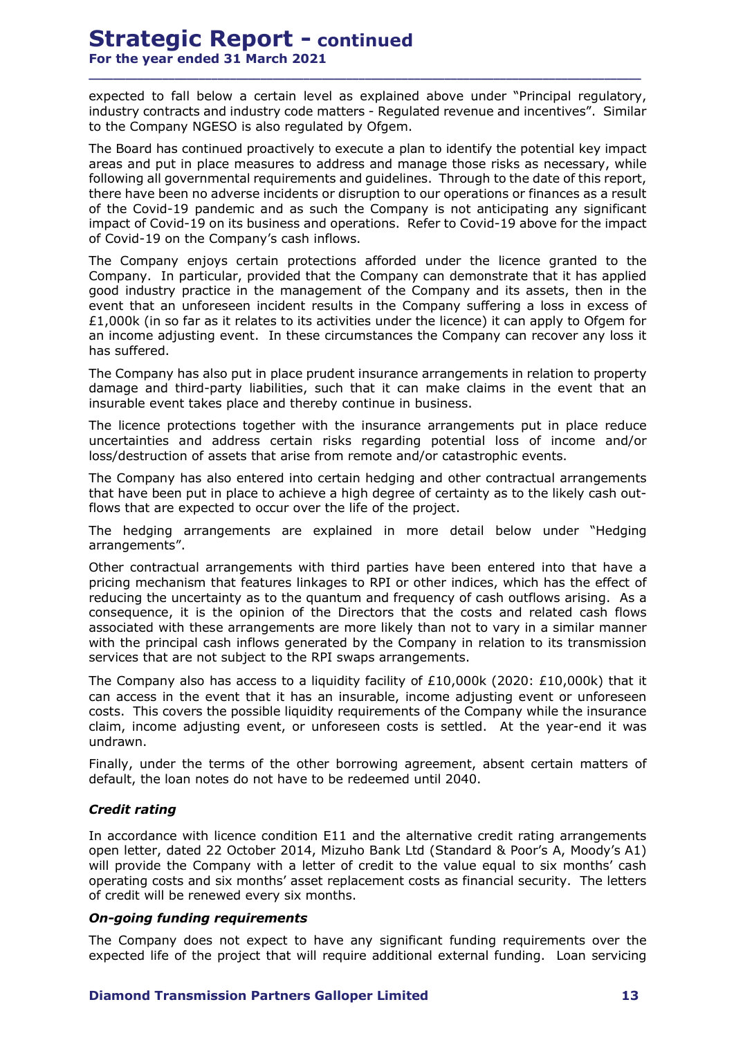expected to fall below a certain level as explained above under "Principal regulatory, industry contracts and industry code matters - Regulated revenue and incentives". Similar to the Company NGESO is also regulated by Ofgem.

The Board has continued proactively to execute a plan to identify the potential key impact areas and put in place measures to address and manage those risks as necessary, while following all governmental requirements and guidelines. Through to the date of this report, there have been no adverse incidents or disruption to our operations or finances as a result of the Covid-19 pandemic and as such the Company is not anticipating any significant impact of Covid-19 on its business and operations. Refer to Covid-19 above for the impact of Covid-19 on the Company's cash inflows.

The Company enjoys certain protections afforded under the licence granted to the Company. In particular, provided that the Company can demonstrate that it has applied good industry practice in the management of the Company and its assets, then in the event that an unforeseen incident results in the Company suffering a loss in excess of £1,000k (in so far as it relates to its activities under the licence) it can apply to Ofgem for an income adjusting event. In these circumstances the Company can recover any loss it has suffered.

The Company has also put in place prudent insurance arrangements in relation to property damage and third-party liabilities, such that it can make claims in the event that an insurable event takes place and thereby continue in business.

The licence protections together with the insurance arrangements put in place reduce uncertainties and address certain risks regarding potential loss of income and/or loss/destruction of assets that arise from remote and/or catastrophic events.

The Company has also entered into certain hedging and other contractual arrangements that have been put in place to achieve a high degree of certainty as to the likely cash out-flows that are expected to occur over the life of the project.

The hedging arrangements are explained in more detail below under "Hedging arrangements".

Other contractual arrangements with third parties have been entered into that have a pricing mechanism that features linkages to RPI or other indices, which has the effect of reducing the uncertainty as to the quantum and frequency of cash outflows arising. As a consequence, it is the opinion of the Directors that the costs and related cash flows associated with these arrangements are more likely than not to vary in a similar manner with the principal cash inflows generated by the Company in relation to its transmission services that are not subject to the RPI swaps arrangements.

The Company also has access to a liquidity facility of £10,000k (2020: £10,000k) that it can access in the event that it has an insurable, income adjusting event or unforeseen costs. This covers the possible liquidity requirements of the Company while the insurance claim, income adjusting event, or unforeseen costs is settled. At the year-end it was undrawn.

Finally, under the terms of the other borrowing agreement, absent certain matters of default, the loan notes do not have to be redeemed until 2040.

***Credit rating***

In accordance with licence condition E11 and the alternative credit rating arrangements open letter, dated 22 October 2014, Mizuho Bank Ltd (Standard & Poor's A, Moody's A1) will provide the Company with a letter of credit to the value equal to six months' cash operating costs and six months' asset replacement costs as financial security. The letters of credit will be renewed every six months.

***On-going funding requirements***

The Company does not expect to have any significant funding requirements over the expected life of the project that will require additional external funding. Loan servicing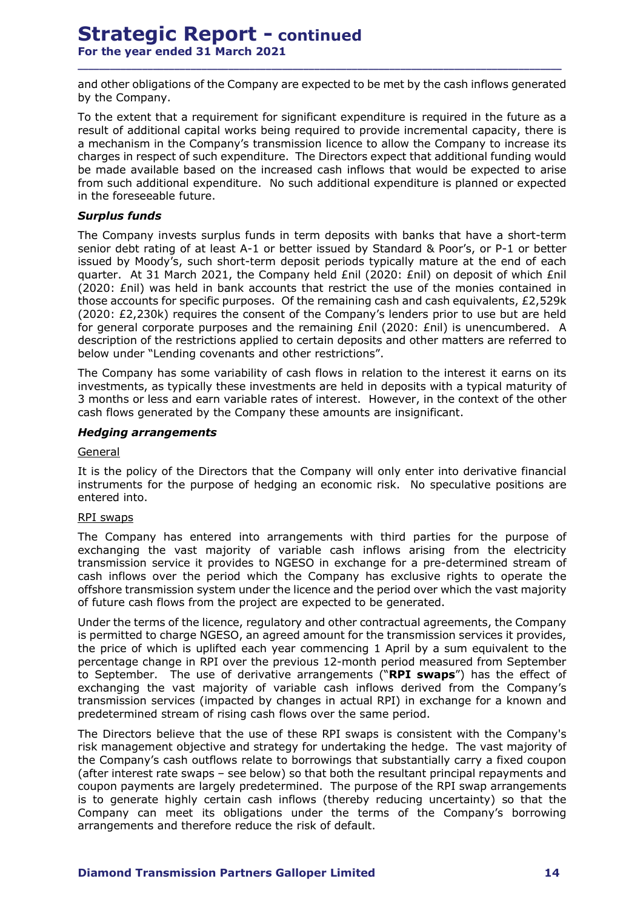and other obligations of the Company are expected to be met by the cash inflows generated by the Company.

To the extent that a requirement for significant expenditure is required in the future as a result of additional capital works being required to provide incremental capacity, there is a mechanism in the Company's transmission licence to allow the Company to increase its charges in respect of such expenditure. The Directors expect that additional funding would be made available based on the increased cash inflows that would be expected to arise from such additional expenditure. No such additional expenditure is planned or expected in the foreseeable future.

***Surplus funds***

The Company invests surplus funds in term deposits with banks that have a short-term senior debt rating of at least A-1 or better issued by Standard & Poor's, or P-1 or better issued by Moody's, such short-term deposit periods typically mature at the end of each quarter. At 31 March 2021, the Company held £nil (2020: £nil) on deposit of which £nil (2020: £nil) was held in bank accounts that restrict the use of the monies contained in those accounts for specific purposes. Of the remaining cash and cash equivalents, £2,529k (2020: £2,230k) requires the consent of the Company's lenders prior to use but are held for general corporate purposes and the remaining £nil (2020: £nil) is unencumbered. A description of the restrictions applied to certain deposits and other matters are referred to below under "Lending covenants and other restrictions".

The Company has some variability of cash flows in relation to the interest it earns on its investments, as typically these investments are held in deposits with a typical maturity of 3 months or less and earn variable rates of interest. However, in the context of the other cash flows generated by the Company these amounts are insignificant.

***Hedging arrangements***

General

It is the policy of the Directors that the Company will only enter into derivative financial instruments for the purpose of hedging an economic risk. No speculative positions are entered into.

RPI swaps

The Company has entered into arrangements with third parties for the purpose of exchanging the vast majority of variable cash inflows arising from the electricity transmission service it provides to NGESO in exchange for a pre-determined stream of cash inflows over the period which the Company has exclusive rights to operate the offshore transmission system under the licence and the period over which the vast majority of future cash flows from the project are expected to be generated.

Under the terms of the licence, regulatory and other contractual agreements, the Company is permitted to charge NGESO, an agreed amount for the transmission services it provides, the price of which is uplifted each year commencing 1 April by a sum equivalent to the percentage change in RPI over the previous 12-month period measured from September to September. The use of derivative arrangements ("**RPI swaps**") has the effect of exchanging the vast majority of variable cash inflows derived from the Company's transmission services (impacted by changes in actual RPI) in exchange for a known and predetermined stream of rising cash flows over the same period.

The Directors believe that the use of these RPI swaps is consistent with the Company's risk management objective and strategy for undertaking the hedge. The vast majority of the Company's cash outflows relate to borrowings that substantially carry a fixed coupon (after interest rate swaps – see below) so that both the resultant principal repayments and coupon payments are largely predetermined. The purpose of the RPI swap arrangements is to generate highly certain cash inflows (thereby reducing uncertainty) so that the Company can meet its obligations under the terms of the Company's borrowing arrangements and therefore reduce the risk of default.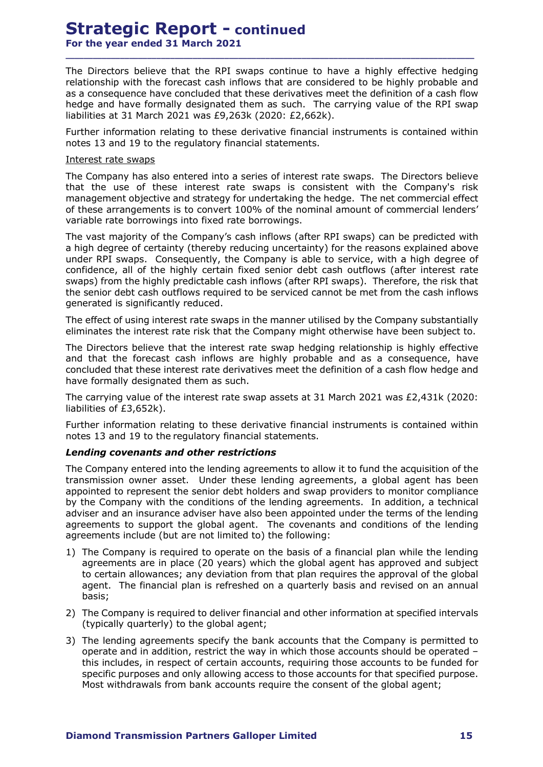The Directors believe that the RPI swaps continue to have a highly effective hedging relationship with the forecast cash inflows that are considered to be highly probable and as a consequence have concluded that these derivatives meet the definition of a cash flow hedge and have formally designated them as such. The carrying value of the RPI swap liabilities at 31 March 2021 was £9,263k (2020: £2,662k).

Further information relating to these derivative financial instruments is contained within notes 13 and 19 to the regulatory financial statements.

Interest rate swaps

The Company has also entered into a series of interest rate swaps. The Directors believe that the use of these interest rate swaps is consistent with the Company's risk management objective and strategy for undertaking the hedge. The net commercial effect of these arrangements is to convert 100% of the nominal amount of commercial lenders' variable rate borrowings into fixed rate borrowings.

The vast majority of the Company's cash inflows (after RPI swaps) can be predicted with a high degree of certainty (thereby reducing uncertainty) for the reasons explained above under RPI swaps. Consequently, the Company is able to service, with a high degree of confidence, all of the highly certain fixed senior debt cash outflows (after interest rate swaps) from the highly predictable cash inflows (after RPI swaps). Therefore, the risk that the senior debt cash outflows required to be serviced cannot be met from the cash inflows generated is significantly reduced.

The effect of using interest rate swaps in the manner utilised by the Company substantially eliminates the interest rate risk that the Company might otherwise have been subject to.

The Directors believe that the interest rate swap hedging relationship is highly effective and that the forecast cash inflows are highly probable and as a consequence, have concluded that these interest rate derivatives meet the definition of a cash flow hedge and have formally designated them as such.

The carrying value of the interest rate swap assets at 31 March 2021 was £2,431k (2020: liabilities of £3,652k).

Further information relating to these derivative financial instruments is contained within notes 13 and 19 to the regulatory financial statements.

***Lending covenants and other restrictions***

The Company entered into the lending agreements to allow it to fund the acquisition of the transmission owner asset. Under these lending agreements, a global agent has been appointed to represent the senior debt holders and swap providers to monitor compliance by the Company with the conditions of the lending agreements. In addition, a technical adviser and an insurance adviser have also been appointed under the terms of the lending agreements to support the global agent. The covenants and conditions of the lending agreements include (but are not limited to) the following:

1) The Company is required to operate on the basis of a financial plan while the lending agreements are in place (20 years) which the global agent has approved and subject to certain allowances; any deviation from that plan requires the approval of the global agent. The financial plan is refreshed on a quarterly basis and revised on an annual basis;

2) The Company is required to deliver financial and other information at specified intervals (typically quarterly) to the global agent;

3) The lending agreements specify the bank accounts that the Company is permitted to operate and in addition, restrict the way in which those accounts should be operated – this includes, in respect of certain accounts, requiring those accounts to be funded for specific purposes and only allowing access to those accounts for that specified purpose. Most withdrawals from bank accounts require the consent of the global agent;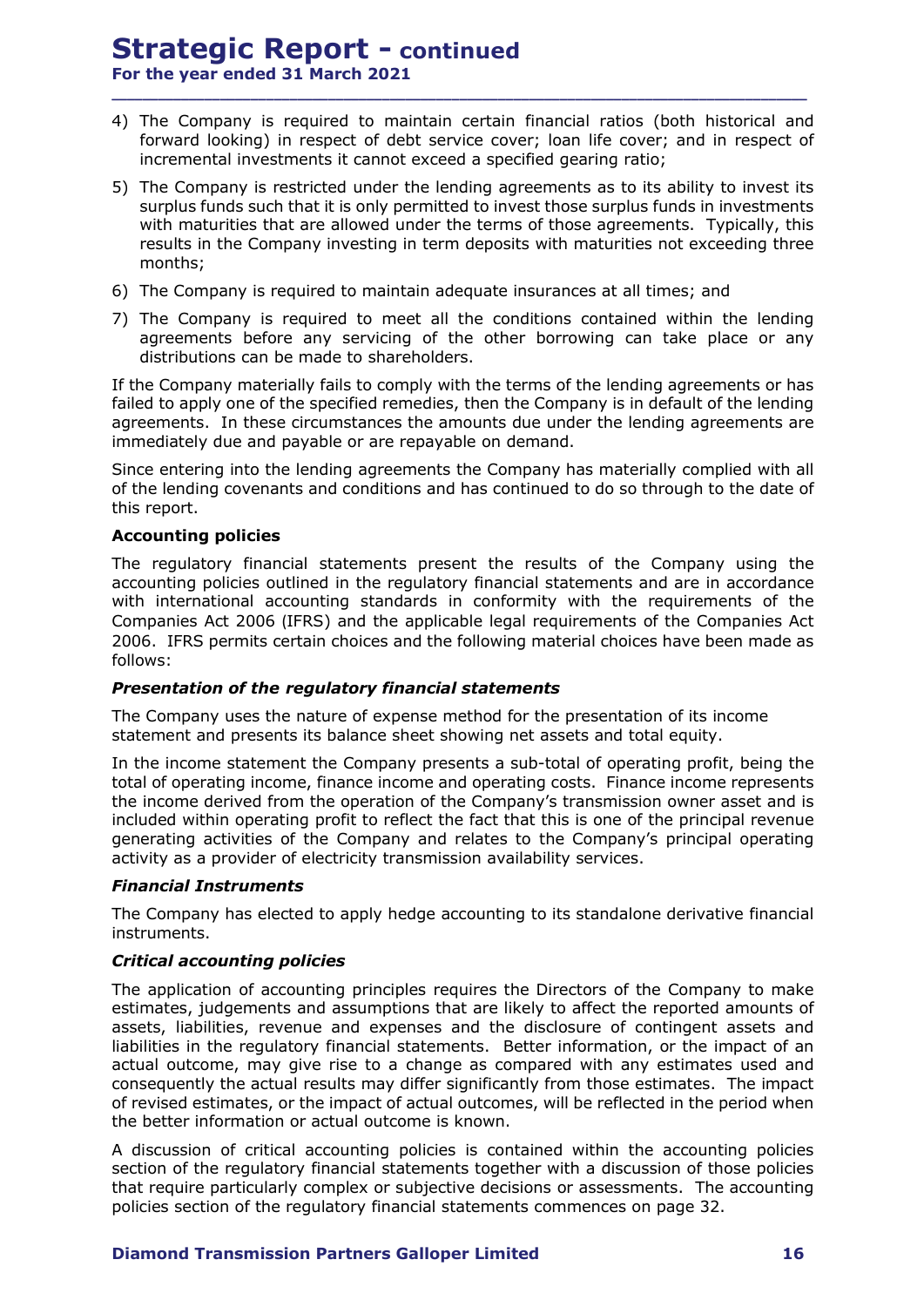4) The Company is required to maintain certain financial ratios (both historical and forward looking) in respect of debt service cover; loan life cover; and in respect of incremental investments it cannot exceed a specified gearing ratio;

5) The Company is restricted under the lending agreements as to its ability to invest its surplus funds such that it is only permitted to invest those surplus funds in investments with maturities that are allowed under the terms of those agreements. Typically, this results in the Company investing in term deposits with maturities not exceeding three months;

6) The Company is required to maintain adequate insurances at all times; and

7) The Company is required to meet all the conditions contained within the lending agreements before any servicing of the other borrowing can take place or any distributions can be made to shareholders.

If the Company materially fails to comply with the terms of the lending agreements or has failed to apply one of the specified remedies, then the Company is in default of the lending agreements. In these circumstances the amounts due under the lending agreements are immediately due and payable or are repayable on demand.

Since entering into the lending agreements the Company has materially complied with all of the lending covenants and conditions and has continued to do so through to the date of this report.

**Accounting policies**

The regulatory financial statements present the results of the Company using the accounting policies outlined in the regulatory financial statements and are in accordance with international accounting standards in conformity with the requirements of the Companies Act 2006 (IFRS) and the applicable legal requirements of the Companies Act 2006. IFRS permits certain choices and the following material choices have been made as follows:

***Presentation of the regulatory financial statements***

The Company uses the nature of expense method for the presentation of its income statement and presents its balance sheet showing net assets and total equity.

In the income statement the Company presents a sub-total of operating profit, being the total of operating income, finance income and operating costs. Finance income represents the income derived from the operation of the Company's transmission owner asset and is included within operating profit to reflect the fact that this is one of the principal revenue generating activities of the Company and relates to the Company's principal operating activity as a provider of electricity transmission availability services.

***Financial Instruments***

The Company has elected to apply hedge accounting to its standalone derivative financial instruments.

***Critical accounting policies***

The application of accounting principles requires the Directors of the Company to make estimates, judgements and assumptions that are likely to affect the reported amounts of assets, liabilities, revenue and expenses and the disclosure of contingent assets and liabilities in the regulatory financial statements. Better information, or the impact of an actual outcome, may give rise to a change as compared with any estimates used and consequently the actual results may differ significantly from those estimates. The impact of revised estimates, or the impact of actual outcomes, will be reflected in the period when the better information or actual outcome is known.

A discussion of critical accounting policies is contained within the accounting policies section of the regulatory financial statements together with a discussion of those policies that require particularly complex or subjective decisions or assessments. The accounting policies section of the regulatory financial statements commences on page 32.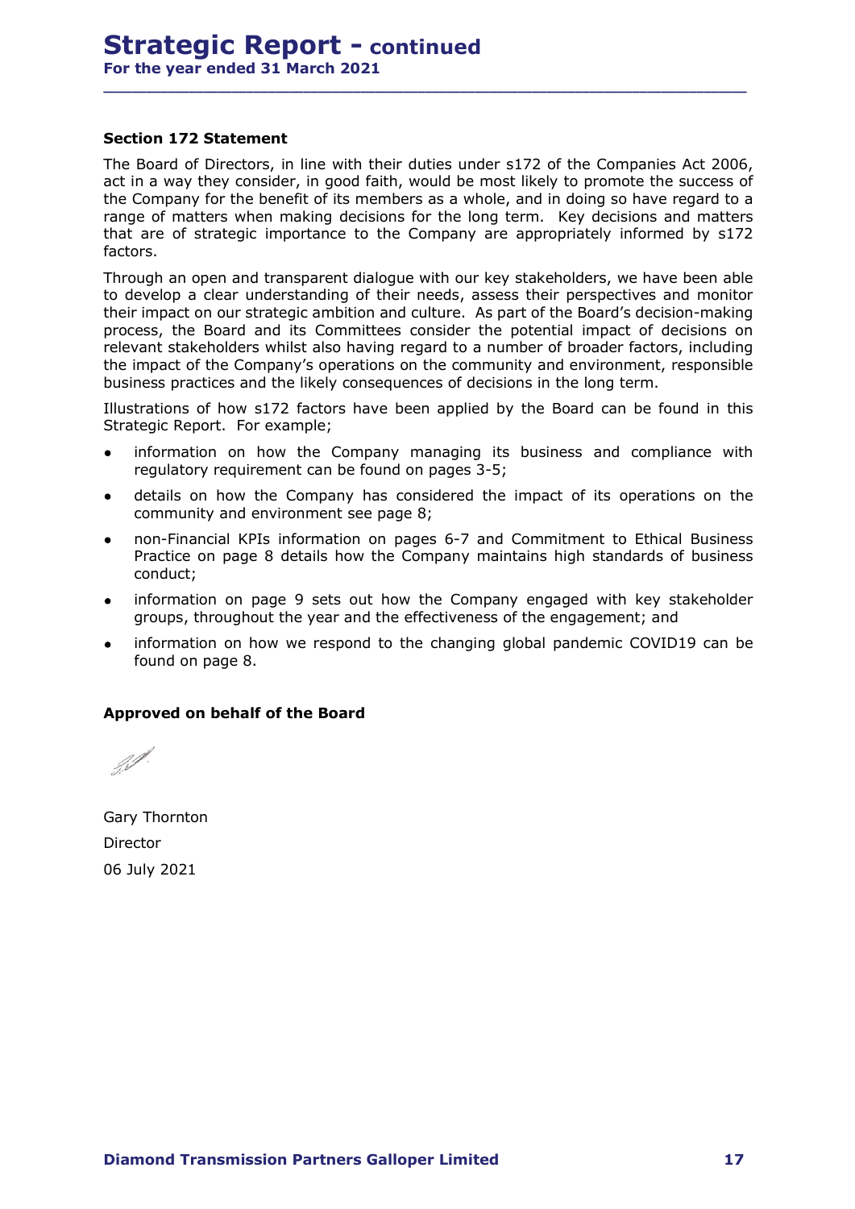## Section 172 Statement

The Board of Directors, in line with their duties under s172 of the Companies Act 2006, act in a way they consider, in good faith, would be most likely to promote the success of the Company for the benefit of its members as a whole, and in doing so have regard to a range of matters when making decisions for the long term. Key decisions and matters that are of strategic importance to the Company are appropriately informed by s172 factors.

Through an open and transparent dialogue with our key stakeholders, we have been able to develop a clear understanding of their needs, assess their perspectives and monitor their impact on our strategic ambition and culture. As part of the Board's decision-making process, the Board and its Committees consider the potential impact of decisions on relevant stakeholders whilst also having regard to a number of broader factors, including the impact of the Company's operations on the community and environment, responsible business practices and the likely consequences of decisions in the long term.

Illustrations of how s172 factors have been applied by the Board can be found in this Strategic Report. For example;

- information on how the Company managing its business and compliance with regulatory requirement can be found on pages 3-5;
- details on how the Company has considered the impact of its operations on the community and environment see page 8;
- non-Financial KPIs information on pages 6-7 and Commitment to Ethical Business Practice on page 8 details how the Company maintains high standards of business conduct;
- information on page 9 sets out how the Company engaged with key stakeholder groups, throughout the year and the effectiveness of the engagement; and
- information on how we respond to the changing global pandemic COVID19 can be found on page 8.

**Approved on behalf of the Board**

Gary Thornton

Director

06 July 2021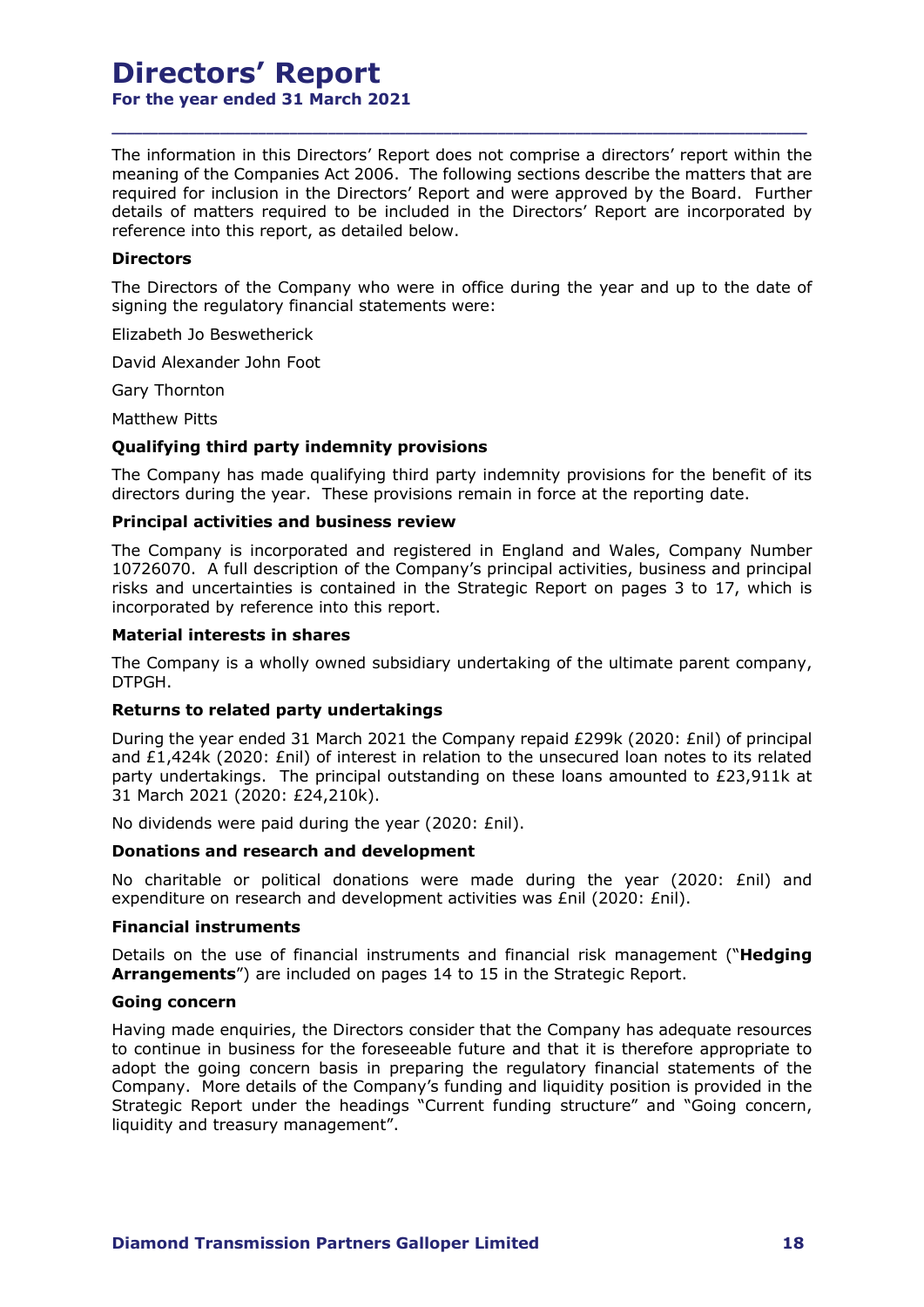# Directors' Report

**For the year ended 31 March 2021**

The information in this Directors' Report does not comprise a directors' report within the meaning of the Companies Act 2006. The following sections describe the matters that are required for inclusion in the Directors' Report and were approved by the Board. Further details of matters required to be included in the Directors' Report are incorporated by reference into this report, as detailed below.

## Directors

The Directors of the Company who were in office during the year and up to the date of signing the regulatory financial statements were:

Elizabeth Jo Beswetherick

David Alexander John Foot

Gary Thornton

Matthew Pitts

## Qualifying third party indemnity provisions

The Company has made qualifying third party indemnity provisions for the benefit of its directors during the year. These provisions remain in force at the reporting date.

## Principal activities and business review

The Company is incorporated and registered in England and Wales, Company Number 10726070. A full description of the Company's principal activities, business and principal risks and uncertainties is contained in the Strategic Report on pages 3 to 17, which is incorporated by reference into this report.

## Material interests in shares

The Company is a wholly owned subsidiary undertaking of the ultimate parent company, DTPGH.

## Returns to related party undertakings

During the year ended 31 March 2021 the Company repaid £299k (2020: £nil) of principal and £1,424k (2020: £nil) of interest in relation to the unsecured loan notes to its related party undertakings. The principal outstanding on these loans amounted to £23,911k at 31 March 2021 (2020: £24,210k).

No dividends were paid during the year (2020: £nil).

## Donations and research and development

No charitable or political donations were made during the year (2020: £nil) and expenditure on research and development activities was £nil (2020: £nil).

## Financial instruments

Details on the use of financial instruments and financial risk management ("**Hedging Arrangements**") are included on pages 14 to 15 in the Strategic Report.

## Going concern

Having made enquiries, the Directors consider that the Company has adequate resources to continue in business for the foreseeable future and that it is therefore appropriate to adopt the going concern basis in preparing the regulatory financial statements of the Company. More details of the Company's funding and liquidity position is provided in the Strategic Report under the headings "Current funding structure" and "Going concern, liquidity and treasury management".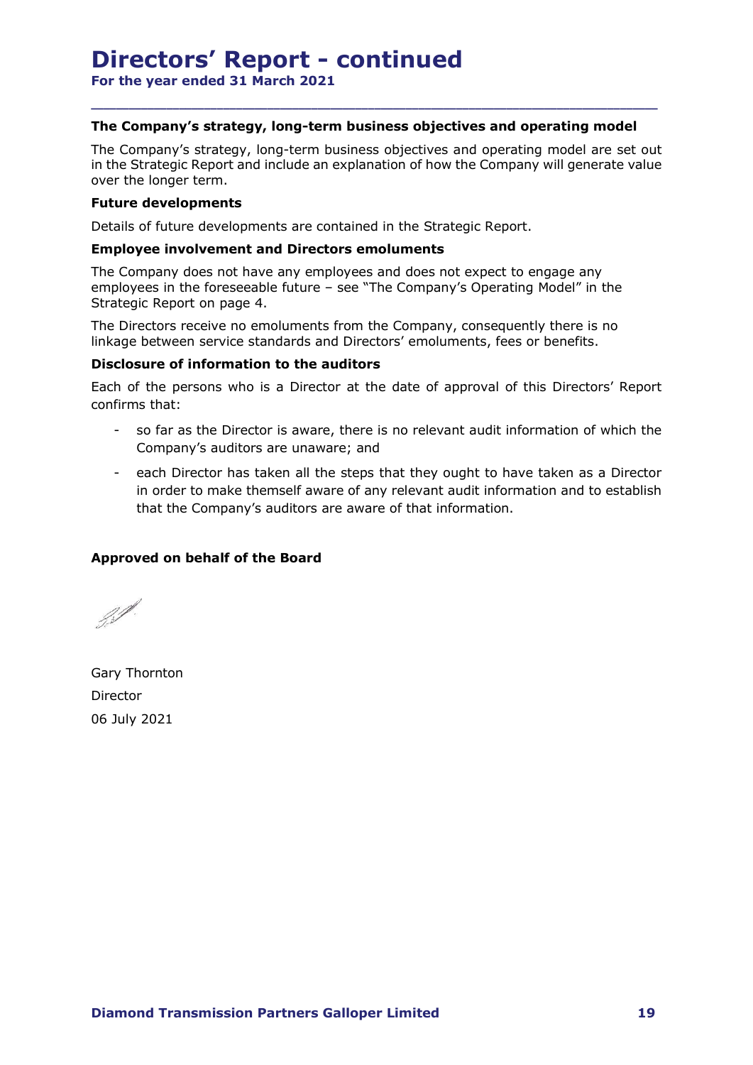# Directors' Report - continued

For the year ended 31 March 2021

### The Company's strategy, long-term business objectives and operating model

The Company's strategy, long-term business objectives and operating model are set out in the Strategic Report and include an explanation of how the Company will generate value over the longer term.

### Future developments

Details of future developments are contained in the Strategic Report.

### Employee involvement and Directors emoluments

The Company does not have any employees and does not expect to engage any employees in the foreseeable future – see "The Company's Operating Model" in the Strategic Report on page 4.

The Directors receive no emoluments from the Company, consequently there is no linkage between service standards and Directors' emoluments, fees or benefits.

### Disclosure of information to the auditors

Each of the persons who is a Director at the date of approval of this Directors' Report confirms that:

- so far as the Director is aware, there is no relevant audit information of which the Company's auditors are unaware; and
- each Director has taken all the steps that they ought to have taken as a Director in order to make themself aware of any relevant audit information and to establish that the Company's auditors are aware of that information.

**Approved on behalf of the Board**

Gary Thornton
Director
06 July 2021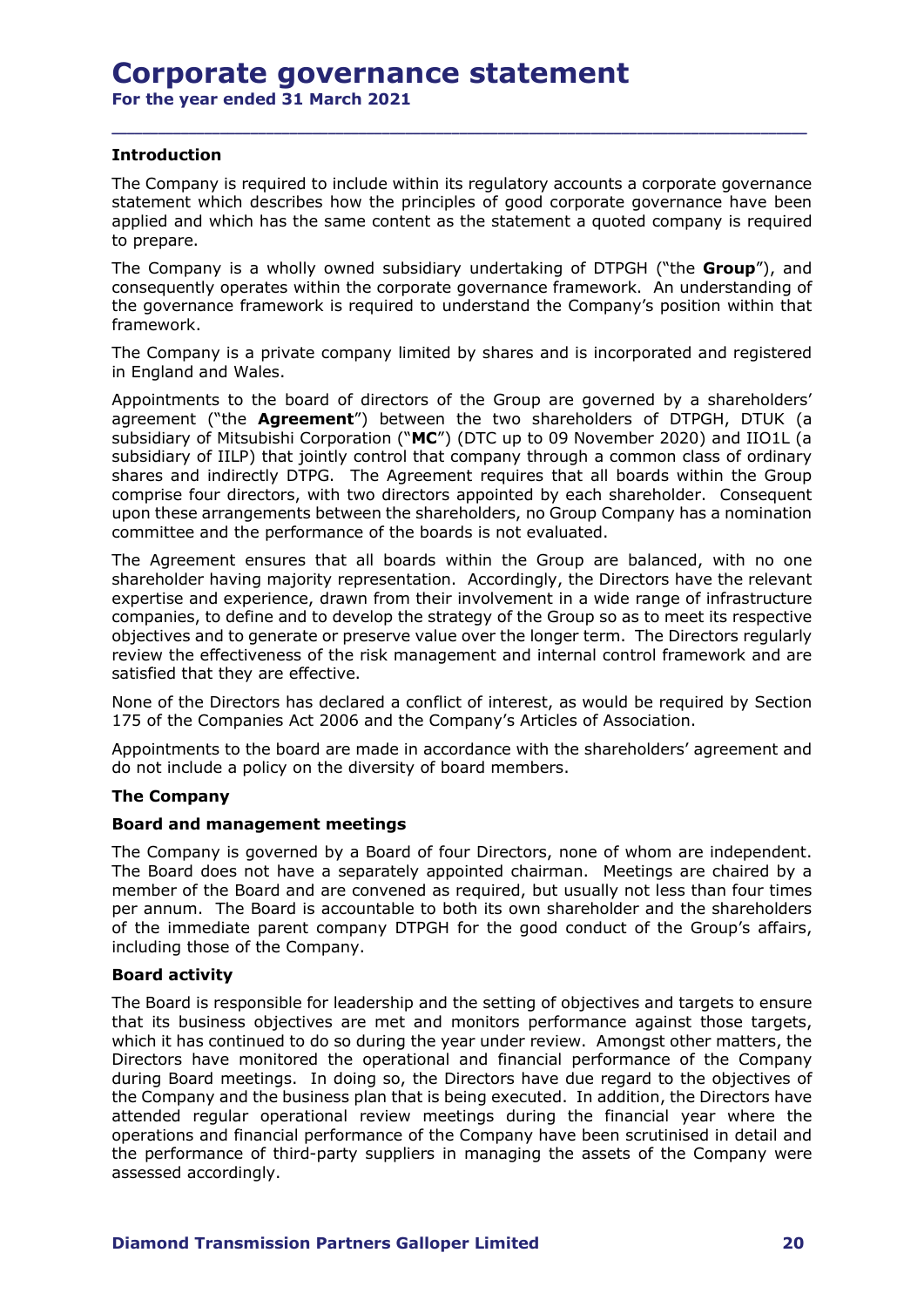# Corporate governance statement

For the year ended 31 March 2021

### Introduction

The Company is required to include within its regulatory accounts a corporate governance statement which describes how the principles of good corporate governance have been applied and which has the same content as the statement a quoted company is required to prepare.

The Company is a wholly owned subsidiary undertaking of DTPGH ("the **Group**"), and consequently operates within the corporate governance framework. An understanding of the governance framework is required to understand the Company's position within that framework.

The Company is a private company limited by shares and is incorporated and registered in England and Wales.

Appointments to the board of directors of the Group are governed by a shareholders' agreement ("the **Agreement**") between the two shareholders of DTPGH, DTUK (a subsidiary of Mitsubishi Corporation ("**MC**") (DTC up to 09 November 2020) and IIO1L (a subsidiary of IILP) that jointly control that company through a common class of ordinary shares and indirectly DTPG. The Agreement requires that all boards within the Group comprise four directors, with two directors appointed by each shareholder. Consequent upon these arrangements between the shareholders, no Group Company has a nomination committee and the performance of the boards is not evaluated.

The Agreement ensures that all boards within the Group are balanced, with no one shareholder having majority representation. Accordingly, the Directors have the relevant expertise and experience, drawn from their involvement in a wide range of infrastructure companies, to define and to develop the strategy of the Group so as to meet its respective objectives and to generate or preserve value over the longer term. The Directors regularly review the effectiveness of the risk management and internal control framework and are satisfied that they are effective.

None of the Directors has declared a conflict of interest, as would be required by Section 175 of the Companies Act 2006 and the Company's Articles of Association.

Appointments to the board are made in accordance with the shareholders' agreement and do not include a policy on the diversity of board members.

### The Company

### Board and management meetings

The Company is governed by a Board of four Directors, none of whom are independent. The Board does not have a separately appointed chairman. Meetings are chaired by a member of the Board and are convened as required, but usually not less than four times per annum. The Board is accountable to both its own shareholder and the shareholders of the immediate parent company DTPGH for the good conduct of the Group's affairs, including those of the Company.

### Board activity

The Board is responsible for leadership and the setting of objectives and targets to ensure that its business objectives are met and monitors performance against those targets, which it has continued to do so during the year under review. Amongst other matters, the Directors have monitored the operational and financial performance of the Company during Board meetings. In doing so, the Directors have due regard to the objectives of the Company and the business plan that is being executed. In addition, the Directors have attended regular operational review meetings during the financial year where the operations and financial performance of the Company have been scrutinised in detail and the performance of third-party suppliers in managing the assets of the Company were assessed accordingly.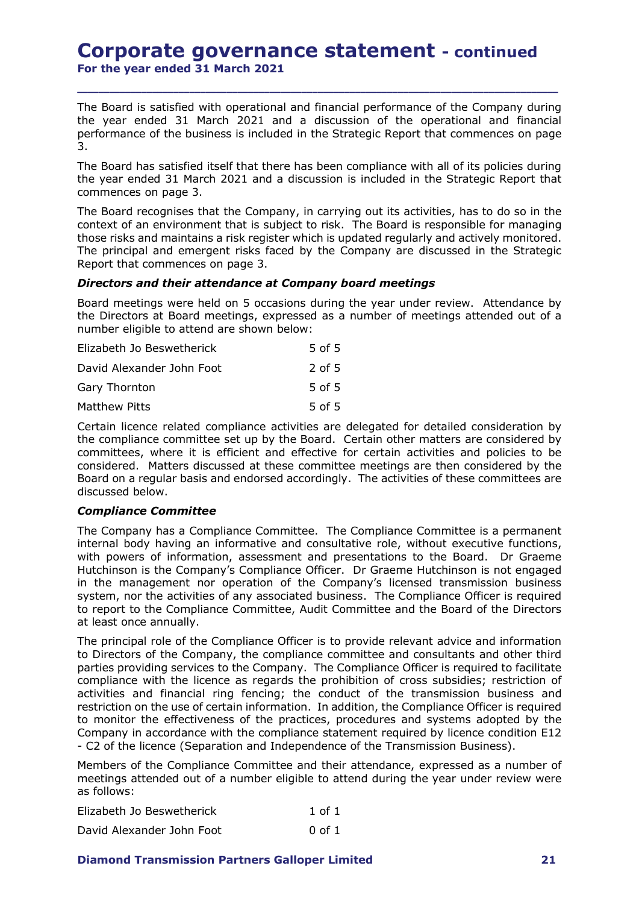The Board is satisfied with operational and financial performance of the Company during the year ended 31 March 2021 and a discussion of the operational and financial performance of the business is included in the Strategic Report that commences on page 3.

The Board has satisfied itself that there has been compliance with all of its policies during the year ended 31 March 2021 and a discussion is included in the Strategic Report that commences on page 3.

The Board recognises that the Company, in carrying out its activities, has to do so in the context of an environment that is subject to risk. The Board is responsible for managing those risks and maintains a risk register which is updated regularly and actively monitored. The principal and emergent risks faced by the Company are discussed in the Strategic Report that commences on page 3.

***Directors and their attendance at Company board meetings***

Board meetings were held on 5 occasions during the year under review. Attendance by the Directors at Board meetings, expressed as a number of meetings attended out of a number eligible to attend are shown below:

| | |
|---|---|
| Elizabeth Jo Beswetherick | 5 of 5 |
| David Alexander John Foot | 2 of 5 |
| Gary Thornton | 5 of 5 |
| Matthew Pitts | 5 of 5 |

Certain licence related compliance activities are delegated for detailed consideration by the compliance committee set up by the Board. Certain other matters are considered by committees, where it is efficient and effective for certain activities and policies to be considered. Matters discussed at these committee meetings are then considered by the Board on a regular basis and endorsed accordingly. The activities of these committees are discussed below.

***Compliance Committee***

The Company has a Compliance Committee. The Compliance Committee is a permanent internal body having an informative and consultative role, without executive functions, with powers of information, assessment and presentations to the Board. Dr Graeme Hutchinson is the Company's Compliance Officer. Dr Graeme Hutchinson is not engaged in the management nor operation of the Company's licensed transmission business system, nor the activities of any associated business. The Compliance Officer is required to report to the Compliance Committee, Audit Committee and the Board of the Directors at least once annually.

The principal role of the Compliance Officer is to provide relevant advice and information to Directors of the Company, the compliance committee and consultants and other third parties providing services to the Company. The Compliance Officer is required to facilitate compliance with the licence as regards the prohibition of cross subsidies; restriction of activities and financial ring fencing; the conduct of the transmission business and restriction on the use of certain information. In addition, the Compliance Officer is required to monitor the effectiveness of the practices, procedures and systems adopted by the Company in accordance with the compliance statement required by licence condition E12 - C2 of the licence (Separation and Independence of the Transmission Business).

Members of the Compliance Committee and their attendance, expressed as a number of meetings attended out of a number eligible to attend during the year under review were as follows:

| | |
|---|---|
| Elizabeth Jo Beswetherick | 1 of 1 |
| David Alexander John Foot | 0 of 1 |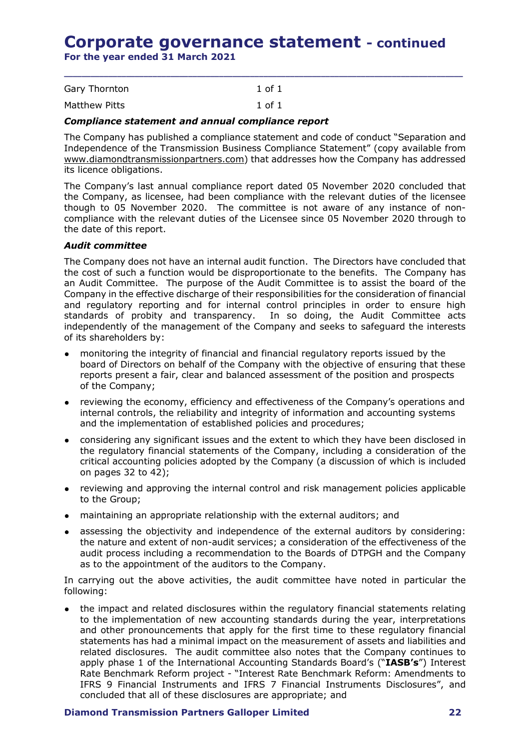| | |
|---|---|
| Gary Thornton | 1 of 1 |
| Matthew Pitts | 1 of 1 |

***Compliance statement and annual compliance report***

The Company has published a compliance statement and code of conduct "Separation and Independence of the Transmission Business Compliance Statement" (copy available from www.diamondtransmissionpartners.com) that addresses how the Company has addressed its licence obligations.

The Company's last annual compliance report dated 05 November 2020 concluded that the Company, as licensee, had been compliance with the relevant duties of the licensee though to 05 November 2020. The committee is not aware of any instance of non-compliance with the relevant duties of the Licensee since 05 November 2020 through to the date of this report.

***Audit committee***

The Company does not have an internal audit function. The Directors have concluded that the cost of such a function would be disproportionate to the benefits. The Company has an Audit Committee. The purpose of the Audit Committee is to assist the board of the Company in the effective discharge of their responsibilities for the consideration of financial and regulatory reporting and for internal control principles in order to ensure high standards of probity and transparency. In so doing, the Audit Committee acts independently of the management of the Company and seeks to safeguard the interests of its shareholders by:

- monitoring the integrity of financial and financial regulatory reports issued by the board of Directors on behalf of the Company with the objective of ensuring that these reports present a fair, clear and balanced assessment of the position and prospects of the Company;
- reviewing the economy, efficiency and effectiveness of the Company's operations and internal controls, the reliability and integrity of information and accounting systems and the implementation of established policies and procedures;
- considering any significant issues and the extent to which they have been disclosed in the regulatory financial statements of the Company, including a consideration of the critical accounting policies adopted by the Company (a discussion of which is included on pages 32 to 42);
- reviewing and approving the internal control and risk management policies applicable to the Group;
- maintaining an appropriate relationship with the external auditors; and
- assessing the objectivity and independence of the external auditors by considering: the nature and extent of non-audit services; a consideration of the effectiveness of the audit process including a recommendation to the Boards of DTPGH and the Company as to the appointment of the auditors to the Company.

In carrying out the above activities, the audit committee have noted in particular the following:

- the impact and related disclosures within the regulatory financial statements relating to the implementation of new accounting standards during the year, interpretations and other pronouncements that apply for the first time to these regulatory financial statements has had a minimal impact on the measurement of assets and liabilities and related disclosures. The audit committee also notes that the Company continues to apply phase 1 of the International Accounting Standards Board's ("**IASB's**") Interest Rate Benchmark Reform project - "Interest Rate Benchmark Reform: Amendments to IFRS 9 Financial Instruments and IFRS 7 Financial Instruments Disclosures", and concluded that all of these disclosures are appropriate; and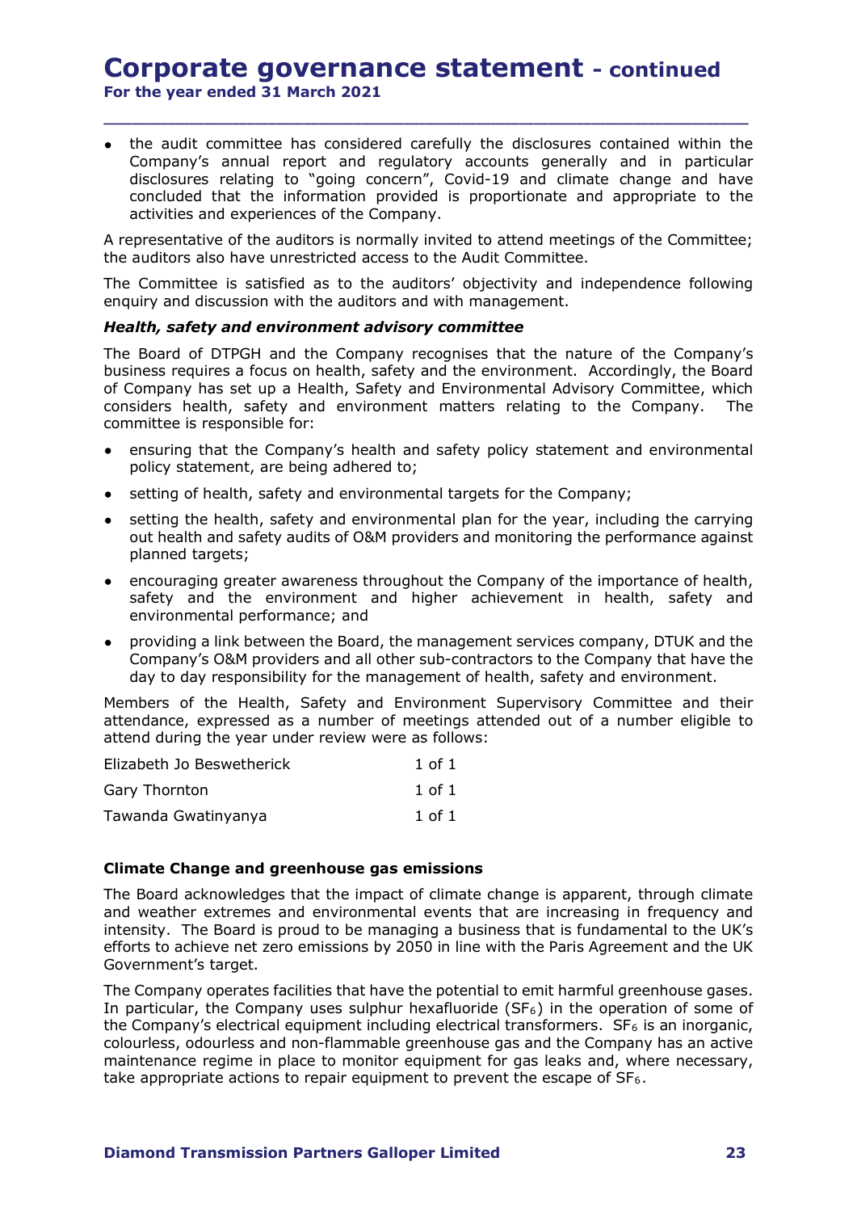- the audit committee has considered carefully the disclosures contained within the Company's annual report and regulatory accounts generally and in particular disclosures relating to "going concern", Covid-19 and climate change and have concluded that the information provided is proportionate and appropriate to the activities and experiences of the Company.

A representative of the auditors is normally invited to attend meetings of the Committee; the auditors also have unrestricted access to the Audit Committee.

The Committee is satisfied as to the auditors' objectivity and independence following enquiry and discussion with the auditors and with management.

***Health, safety and environment advisory committee***

The Board of DTPGH and the Company recognises that the nature of the Company's business requires a focus on health, safety and the environment. Accordingly, the Board of Company has set up a Health, Safety and Environmental Advisory Committee, which considers health, safety and environment matters relating to the Company. The committee is responsible for:

- ensuring that the Company's health and safety policy statement and environmental policy statement, are being adhered to;
- setting of health, safety and environmental targets for the Company;
- setting the health, safety and environmental plan for the year, including the carrying out health and safety audits of O&M providers and monitoring the performance against planned targets;
- encouraging greater awareness throughout the Company of the importance of health, safety and the environment and higher achievement in health, safety and environmental performance; and
- providing a link between the Board, the management services company, DTUK and the Company's O&M providers and all other sub-contractors to the Company that have the day to day responsibility for the management of health, safety and environment.

Members of the Health, Safety and Environment Supervisory Committee and their attendance, expressed as a number of meetings attended out of a number eligible to attend during the year under review were as follows:

| | |
|---|---|
| Elizabeth Jo Beswetherick | 1 of 1 |
| Gary Thornton | 1 of 1 |
| Tawanda Gwatinyanya | 1 of 1 |

**Climate Change and greenhouse gas emissions**

The Board acknowledges that the impact of climate change is apparent, through climate and weather extremes and environmental events that are increasing in frequency and intensity. The Board is proud to be managing a business that is fundamental to the UK's efforts to achieve net zero emissions by 2050 in line with the Paris Agreement and the UK Government's target.

The Company operates facilities that have the potential to emit harmful greenhouse gases. In particular, the Company uses sulphur hexafluoride ($SF_6$) in the operation of some of the Company's electrical equipment including electrical transformers. $SF_6$ is an inorganic, colourless, odourless and non-flammable greenhouse gas and the Company has an active maintenance regime in place to monitor equipment for gas leaks and, where necessary, take appropriate actions to repair equipment to prevent the escape of $SF_6$.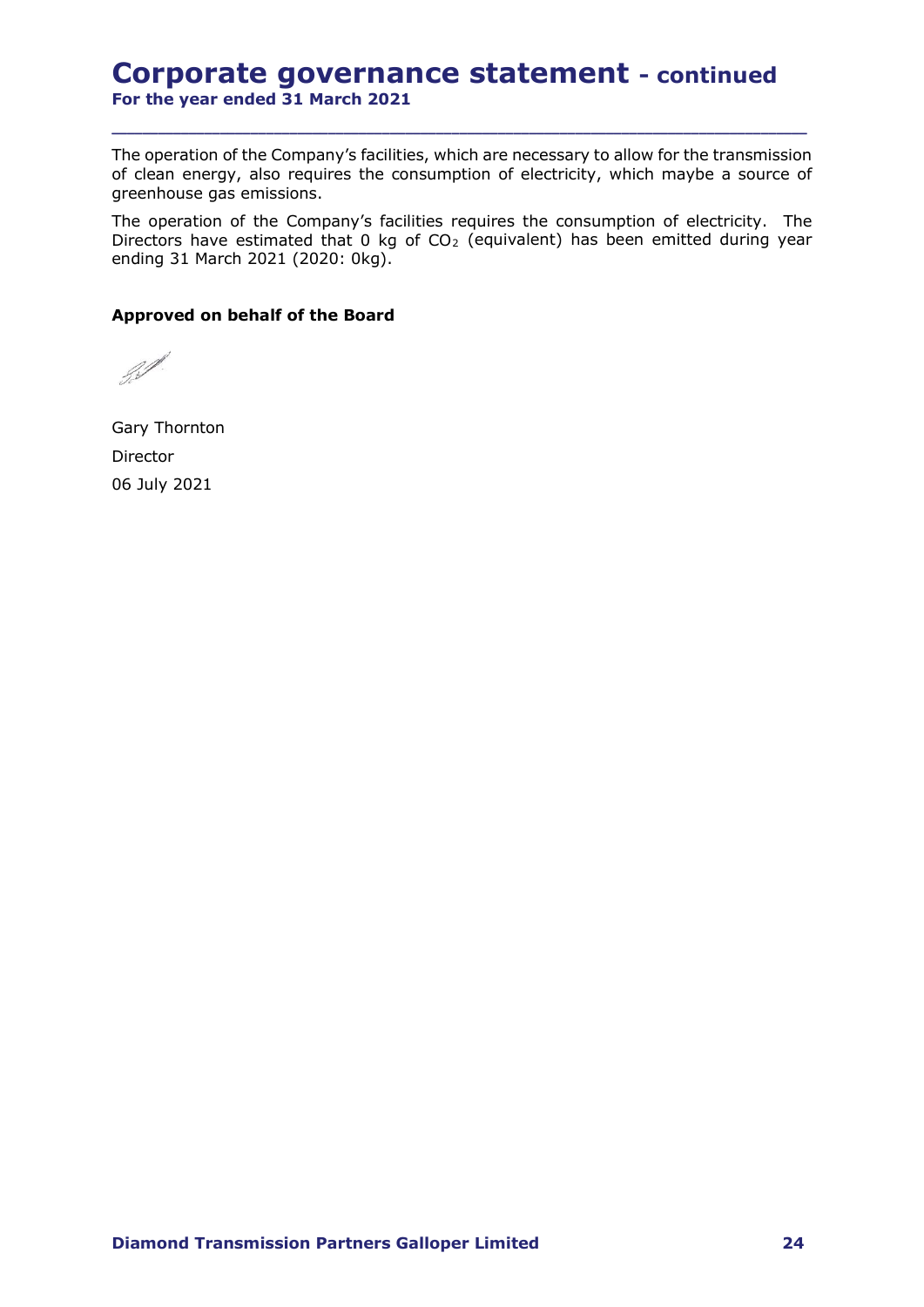# Corporate governance statement - continued

**For the year ended 31 March 2021**

The operation of the Company's facilities, which are necessary to allow for the transmission of clean energy, also requires the consumption of electricity, which maybe a source of greenhouse gas emissions.

The operation of the Company's facilities requires the consumption of electricity. The Directors have estimated that 0 kg of $CO_2$ (equivalent) has been emitted during year ending 31 March 2021 (2020: 0kg).

**Approved on behalf of the Board**

Gary Thornton

Director

06 July 2021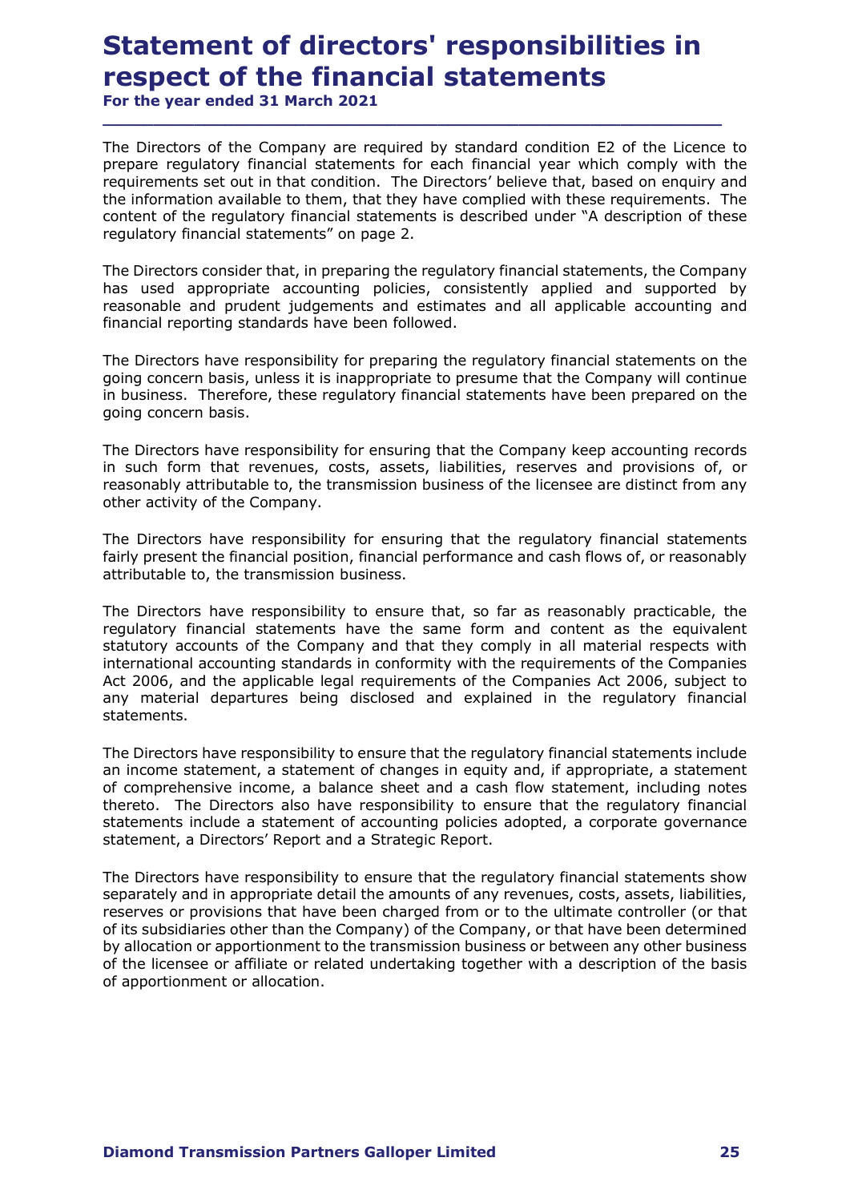# Statement of directors' responsibilities in respect of the financial statements

**For the year ended 31 March 2021**

The Directors of the Company are required by standard condition E2 of the Licence to prepare regulatory financial statements for each financial year which comply with the requirements set out in that condition. The Directors' believe that, based on enquiry and the information available to them, that they have complied with these requirements. The content of the regulatory financial statements is described under "A description of these regulatory financial statements" on page 2.

The Directors consider that, in preparing the regulatory financial statements, the Company has used appropriate accounting policies, consistently applied and supported by reasonable and prudent judgements and estimates and all applicable accounting and financial reporting standards have been followed.

The Directors have responsibility for preparing the regulatory financial statements on the going concern basis, unless it is inappropriate to presume that the Company will continue in business. Therefore, these regulatory financial statements have been prepared on the going concern basis.

The Directors have responsibility for ensuring that the Company keep accounting records in such form that revenues, costs, assets, liabilities, reserves and provisions of, or reasonably attributable to, the transmission business of the licensee are distinct from any other activity of the Company.

The Directors have responsibility for ensuring that the regulatory financial statements fairly present the financial position, financial performance and cash flows of, or reasonably attributable to, the transmission business.

The Directors have responsibility to ensure that, so far as reasonably practicable, the regulatory financial statements have the same form and content as the equivalent statutory accounts of the Company and that they comply in all material respects with international accounting standards in conformity with the requirements of the Companies Act 2006, and the applicable legal requirements of the Companies Act 2006, subject to any material departures being disclosed and explained in the regulatory financial statements.

The Directors have responsibility to ensure that the regulatory financial statements include an income statement, a statement of changes in equity and, if appropriate, a statement of comprehensive income, a balance sheet and a cash flow statement, including notes thereto. The Directors also have responsibility to ensure that the regulatory financial statements include a statement of accounting policies adopted, a corporate governance statement, a Directors' Report and a Strategic Report.

The Directors have responsibility to ensure that the regulatory financial statements show separately and in appropriate detail the amounts of any revenues, costs, assets, liabilities, reserves or provisions that have been charged from or to the ultimate controller (or that of its subsidiaries other than the Company) of the Company, or that have been determined by allocation or apportionment to the transmission business or between any other business of the licensee or affiliate or related undertaking together with a description of the basis of apportionment or allocation.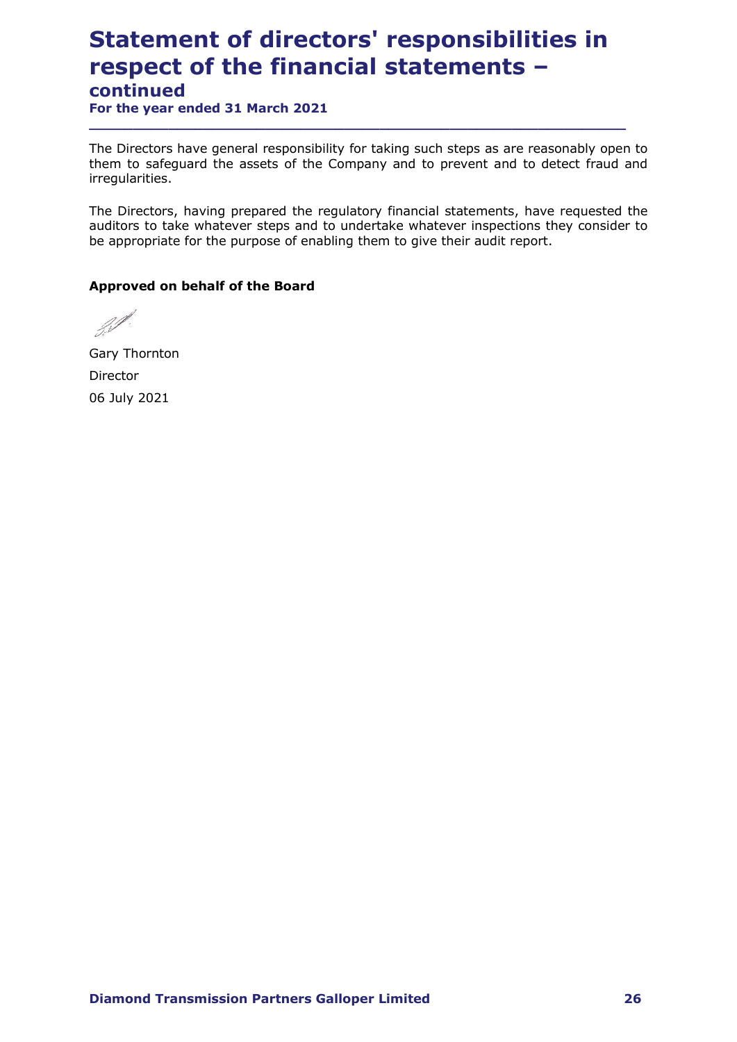# Statement of directors' responsibilities in respect of the financial statements – continued

**For the year ended 31 March 2021**

The Directors have general responsibility for taking such steps as are reasonably open to them to safeguard the assets of the Company and to prevent and to detect fraud and irregularities.

The Directors, having prepared the regulatory financial statements, have requested the auditors to take whatever steps and to undertake whatever inspections they consider to be appropriate for the purpose of enabling them to give their audit report.

**Approved on behalf of the Board**

Gary Thornton

Director

06 July 2021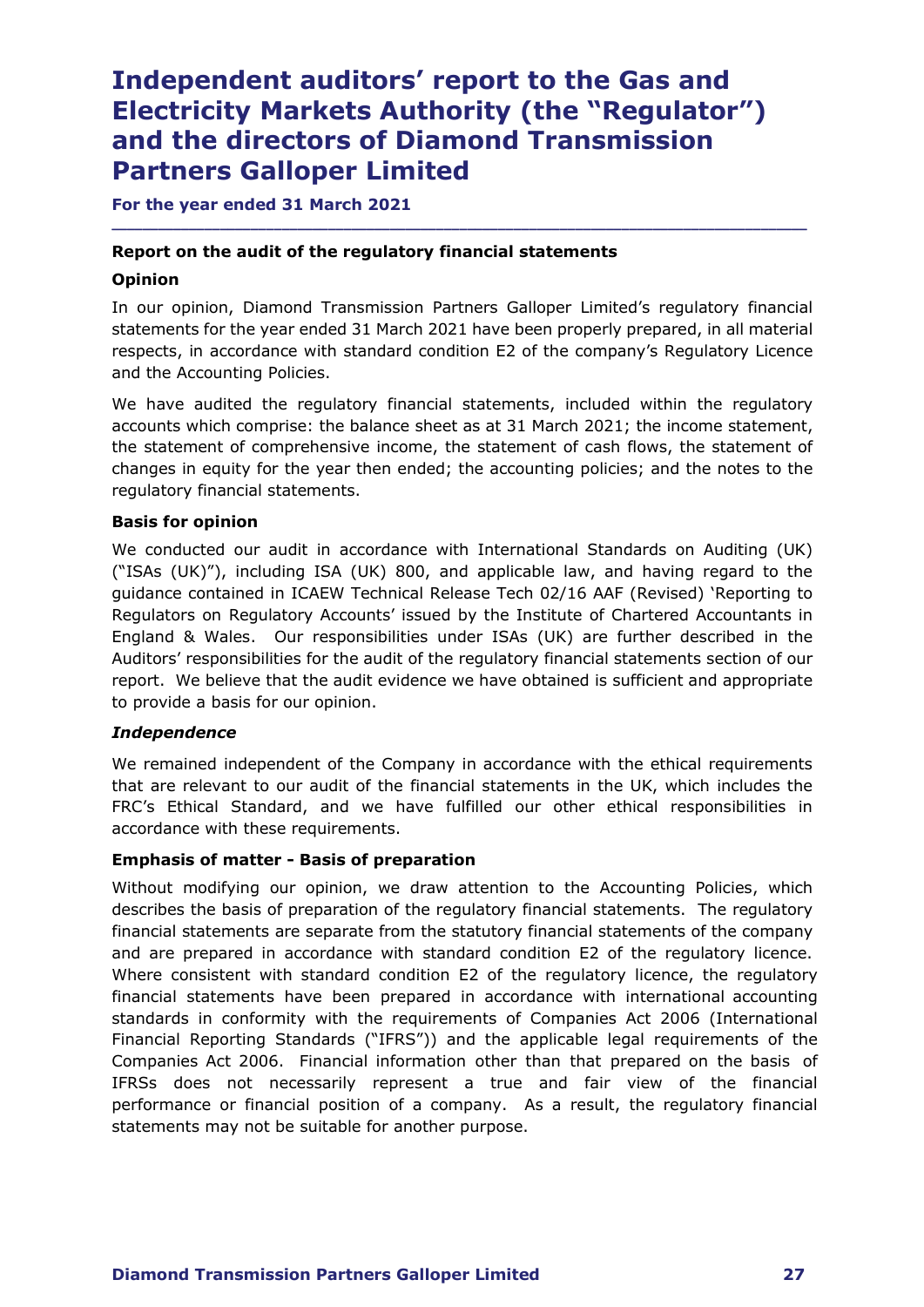# Independent auditors' report to the Gas and Electricity Markets Authority (the "Regulator") and the directors of Diamond Transmission Partners Galloper Limited

**For the year ended 31 March 2021**

## Report on the audit of the regulatory financial statements

### Opinion

In our opinion, Diamond Transmission Partners Galloper Limited's regulatory financial statements for the year ended 31 March 2021 have been properly prepared, in all material respects, in accordance with standard condition E2 of the company's Regulatory Licence and the Accounting Policies.

We have audited the regulatory financial statements, included within the regulatory accounts which comprise: the balance sheet as at 31 March 2021; the income statement, the statement of comprehensive income, the statement of cash flows, the statement of changes in equity for the year then ended; the accounting policies; and the notes to the regulatory financial statements.

### Basis for opinion

We conducted our audit in accordance with International Standards on Auditing (UK) ("ISAs (UK)"), including ISA (UK) 800, and applicable law, and having regard to the guidance contained in ICAEW Technical Release Tech 02/16 AAF (Revised) 'Reporting to Regulators on Regulatory Accounts' issued by the Institute of Chartered Accountants in England & Wales. Our responsibilities under ISAs (UK) are further described in the Auditors' responsibilities for the audit of the regulatory financial statements section of our report. We believe that the audit evidence we have obtained is sufficient and appropriate to provide a basis for our opinion.

#### *Independence*

We remained independent of the Company in accordance with the ethical requirements that are relevant to our audit of the financial statements in the UK, which includes the FRC's Ethical Standard, and we have fulfilled our other ethical responsibilities in accordance with these requirements.

### Emphasis of matter - Basis of preparation

Without modifying our opinion, we draw attention to the Accounting Policies, which describes the basis of preparation of the regulatory financial statements. The regulatory financial statements are separate from the statutory financial statements of the company and are prepared in accordance with standard condition E2 of the regulatory licence. Where consistent with standard condition E2 of the regulatory licence, the regulatory financial statements have been prepared in accordance with international accounting standards in conformity with the requirements of Companies Act 2006 (International Financial Reporting Standards ("IFRS")) and the applicable legal requirements of the Companies Act 2006. Financial information other than that prepared on the basis of IFRSs does not necessarily represent a true and fair view of the financial performance or financial position of a company. As a result, the regulatory financial statements may not be suitable for another purpose.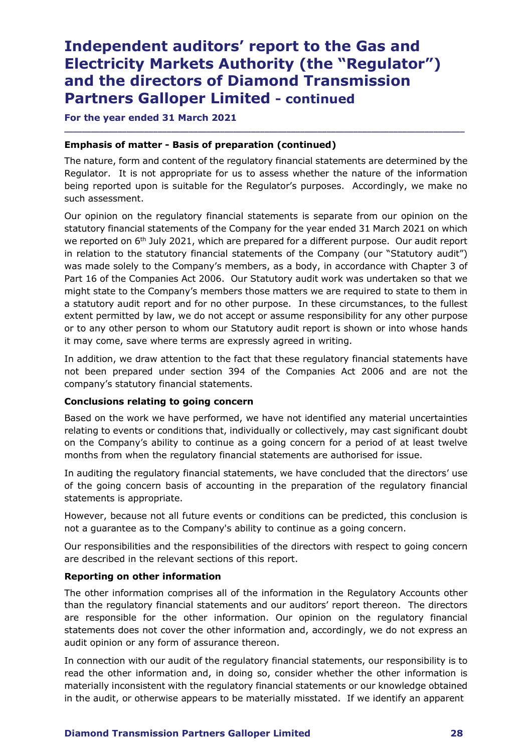# Independent auditors' report to the Gas and Electricity Markets Authority (the "Regulator") and the directors of Diamond Transmission Partners Galloper Limited - continued

**For the year ended 31 March 2021**

### Emphasis of matter - Basis of preparation (continued)

The nature, form and content of the regulatory financial statements are determined by the Regulator. It is not appropriate for us to assess whether the nature of the information being reported upon is suitable for the Regulator's purposes. Accordingly, we make no such assessment.

Our opinion on the regulatory financial statements is separate from our opinion on the statutory financial statements of the Company for the year ended 31 March 2021 on which we reported on 6th July 2021, which are prepared for a different purpose. Our audit report in relation to the statutory financial statements of the Company (our "Statutory audit") was made solely to the Company's members, as a body, in accordance with Chapter 3 of Part 16 of the Companies Act 2006. Our Statutory audit work was undertaken so that we might state to the Company's members those matters we are required to state to them in a statutory audit report and for no other purpose. In these circumstances, to the fullest extent permitted by law, we do not accept or assume responsibility for any other purpose or to any other person to whom our Statutory audit report is shown or into whose hands it may come, save where terms are expressly agreed in writing.

In addition, we draw attention to the fact that these regulatory financial statements have not been prepared under section 394 of the Companies Act 2006 and are not the company's statutory financial statements.

### Conclusions relating to going concern

Based on the work we have performed, we have not identified any material uncertainties relating to events or conditions that, individually or collectively, may cast significant doubt on the Company's ability to continue as a going concern for a period of at least twelve months from when the regulatory financial statements are authorised for issue.

In auditing the regulatory financial statements, we have concluded that the directors' use of the going concern basis of accounting in the preparation of the regulatory financial statements is appropriate.

However, because not all future events or conditions can be predicted, this conclusion is not a guarantee as to the Company's ability to continue as a going concern.

Our responsibilities and the responsibilities of the directors with respect to going concern are described in the relevant sections of this report.

### Reporting on other information

The other information comprises all of the information in the Regulatory Accounts other than the regulatory financial statements and our auditors' report thereon. The directors are responsible for the other information. Our opinion on the regulatory financial statements does not cover the other information and, accordingly, we do not express an audit opinion or any form of assurance thereon.

In connection with our audit of the regulatory financial statements, our responsibility is to read the other information and, in doing so, consider whether the other information is materially inconsistent with the regulatory financial statements or our knowledge obtained in the audit, or otherwise appears to be materially misstated. If we identify an apparent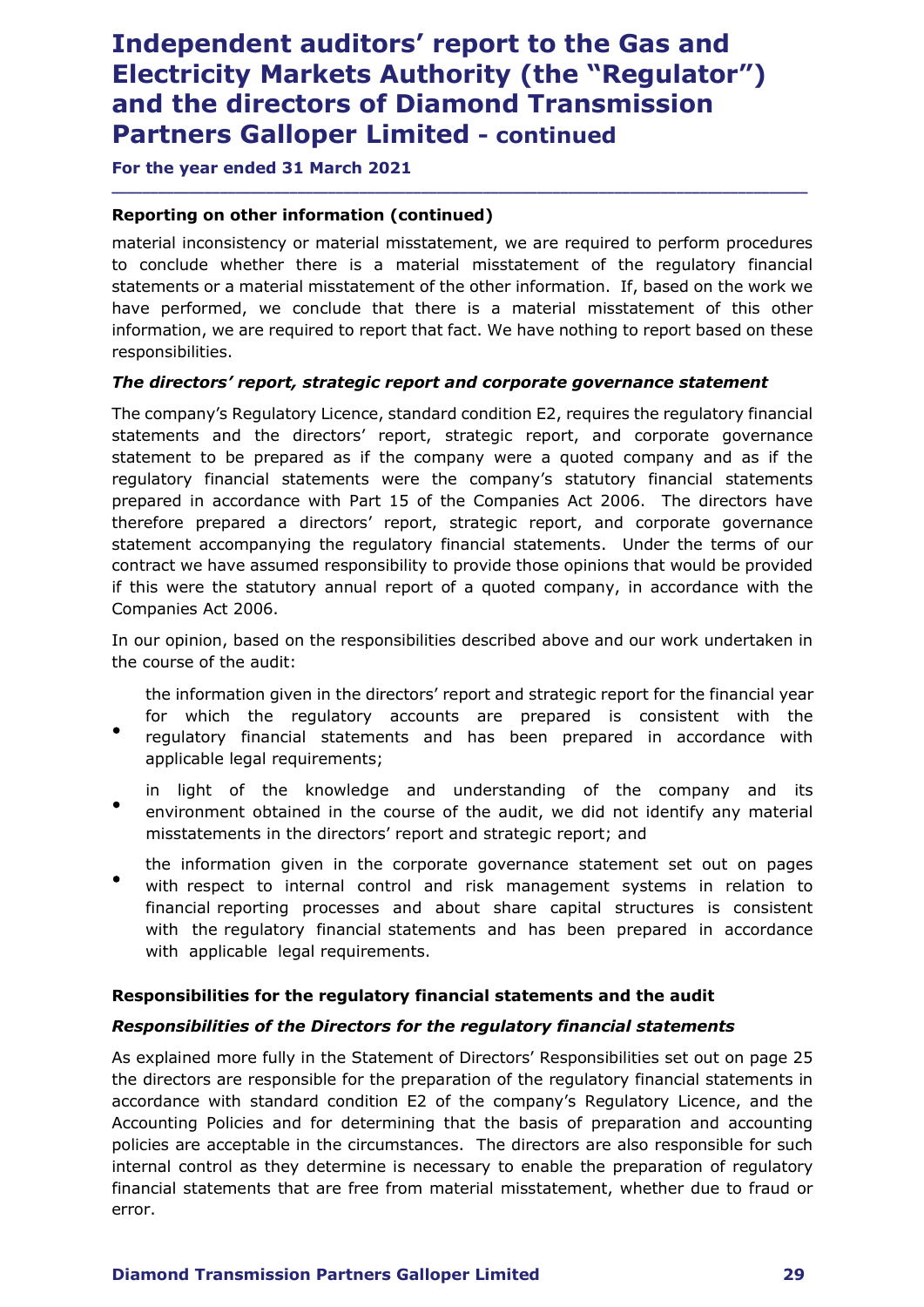# Independent auditors' report to the Gas and Electricity Markets Authority (the "Regulator") and the directors of Diamond Transmission Partners Galloper Limited - continued

**For the year ended 31 March 2021**

**Reporting on other information (continued)**

material inconsistency or material misstatement, we are required to perform procedures to conclude whether there is a material misstatement of the regulatory financial statements or a material misstatement of the other information. If, based on the work we have performed, we conclude that there is a material misstatement of this other information, we are required to report that fact. We have nothing to report based on these responsibilities.

***The directors' report, strategic report and corporate governance statement***

The company's Regulatory Licence, standard condition E2, requires the regulatory financial statements and the directors' report, strategic report, and corporate governance statement to be prepared as if the company were a quoted company and as if the regulatory financial statements were the company's statutory financial statements prepared in accordance with Part 15 of the Companies Act 2006. The directors have therefore prepared a directors' report, strategic report, and corporate governance statement accompanying the regulatory financial statements. Under the terms of our contract we have assumed responsibility to provide those opinions that would be provided if this were the statutory annual report of a quoted company, in accordance with the Companies Act 2006.

In our opinion, based on the responsibilities described above and our work undertaken in the course of the audit:

- the information given in the directors' report and strategic report for the financial year for which the regulatory accounts are prepared is consistent with the regulatory financial statements and has been prepared in accordance with applicable legal requirements;
- in light of the knowledge and understanding of the company and its environment obtained in the course of the audit, we did not identify any material misstatements in the directors' report and strategic report; and
- the information given in the corporate governance statement set out on pages with respect to internal control and risk management systems in relation to financial reporting processes and about share capital structures is consistent with the regulatory financial statements and has been prepared in accordance with applicable legal requirements.

**Responsibilities for the regulatory financial statements and the audit**

***Responsibilities of the Directors for the regulatory financial statements***

As explained more fully in the Statement of Directors' Responsibilities set out on page 25 the directors are responsible for the preparation of the regulatory financial statements in accordance with standard condition E2 of the company's Regulatory Licence, and the Accounting Policies and for determining that the basis of preparation and accounting policies are acceptable in the circumstances. The directors are also responsible for such internal control as they determine is necessary to enable the preparation of regulatory financial statements that are free from material misstatement, whether due to fraud or error.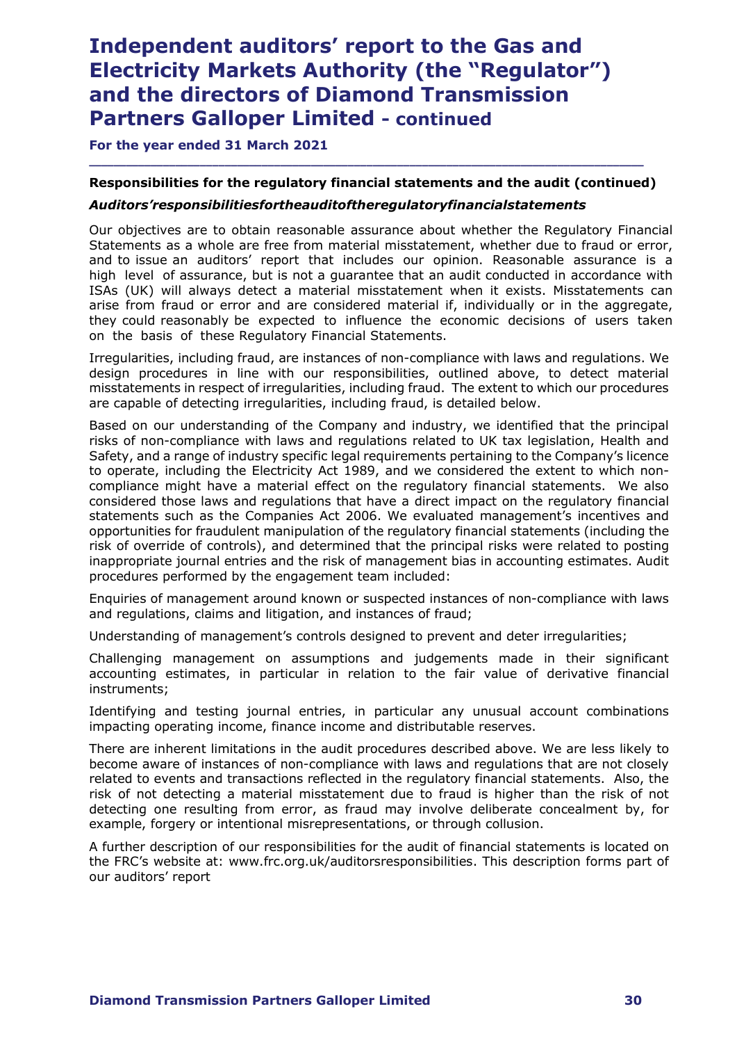# Independent auditors' report to the Gas and Electricity Markets Authority (the "Regulator") and the directors of Diamond Transmission Partners Galloper Limited - continued

**For the year ended 31 March 2021**

**Responsibilities for the regulatory financial statements and the audit (continued)**

***Auditors'responsibilitiesfortheauditoftheregulatoryfinancialstatements***

Our objectives are to obtain reasonable assurance about whether the Regulatory Financial Statements as a whole are free from material misstatement, whether due to fraud or error, and to issue an auditors' report that includes our opinion. Reasonable assurance is a high level of assurance, but is not a guarantee that an audit conducted in accordance with ISAs (UK) will always detect a material misstatement when it exists. Misstatements can arise from fraud or error and are considered material if, individually or in the aggregate, they could reasonably be expected to influence the economic decisions of users taken on the basis of these Regulatory Financial Statements.

Irregularities, including fraud, are instances of non-compliance with laws and regulations. We design procedures in line with our responsibilities, outlined above, to detect material misstatements in respect of irregularities, including fraud. The extent to which our procedures are capable of detecting irregularities, including fraud, is detailed below.

Based on our understanding of the Company and industry, we identified that the principal risks of non-compliance with laws and regulations related to UK tax legislation, Health and Safety, and a range of industry specific legal requirements pertaining to the Company's licence to operate, including the Electricity Act 1989, and we considered the extent to which non-compliance might have a material effect on the regulatory financial statements. We also considered those laws and regulations that have a direct impact on the regulatory financial statements such as the Companies Act 2006. We evaluated management's incentives and opportunities for fraudulent manipulation of the regulatory financial statements (including the risk of override of controls), and determined that the principal risks were related to posting inappropriate journal entries and the risk of management bias in accounting estimates. Audit procedures performed by the engagement team included:

Enquiries of management around known or suspected instances of non-compliance with laws and regulations, claims and litigation, and instances of fraud;

Understanding of management's controls designed to prevent and deter irregularities;

Challenging management on assumptions and judgements made in their significant accounting estimates, in particular in relation to the fair value of derivative financial instruments;

Identifying and testing journal entries, in particular any unusual account combinations impacting operating income, finance income and distributable reserves.

There are inherent limitations in the audit procedures described above. We are less likely to become aware of instances of non-compliance with laws and regulations that are not closely related to events and transactions reflected in the regulatory financial statements. Also, the risk of not detecting a material misstatement due to fraud is higher than the risk of not detecting one resulting from error, as fraud may involve deliberate concealment by, for example, forgery or intentional misrepresentations, or through collusion.

A further description of our responsibilities for the audit of financial statements is located on the FRC's website at: www.frc.org.uk/auditorsresponsibilities. This description forms part of our auditors' report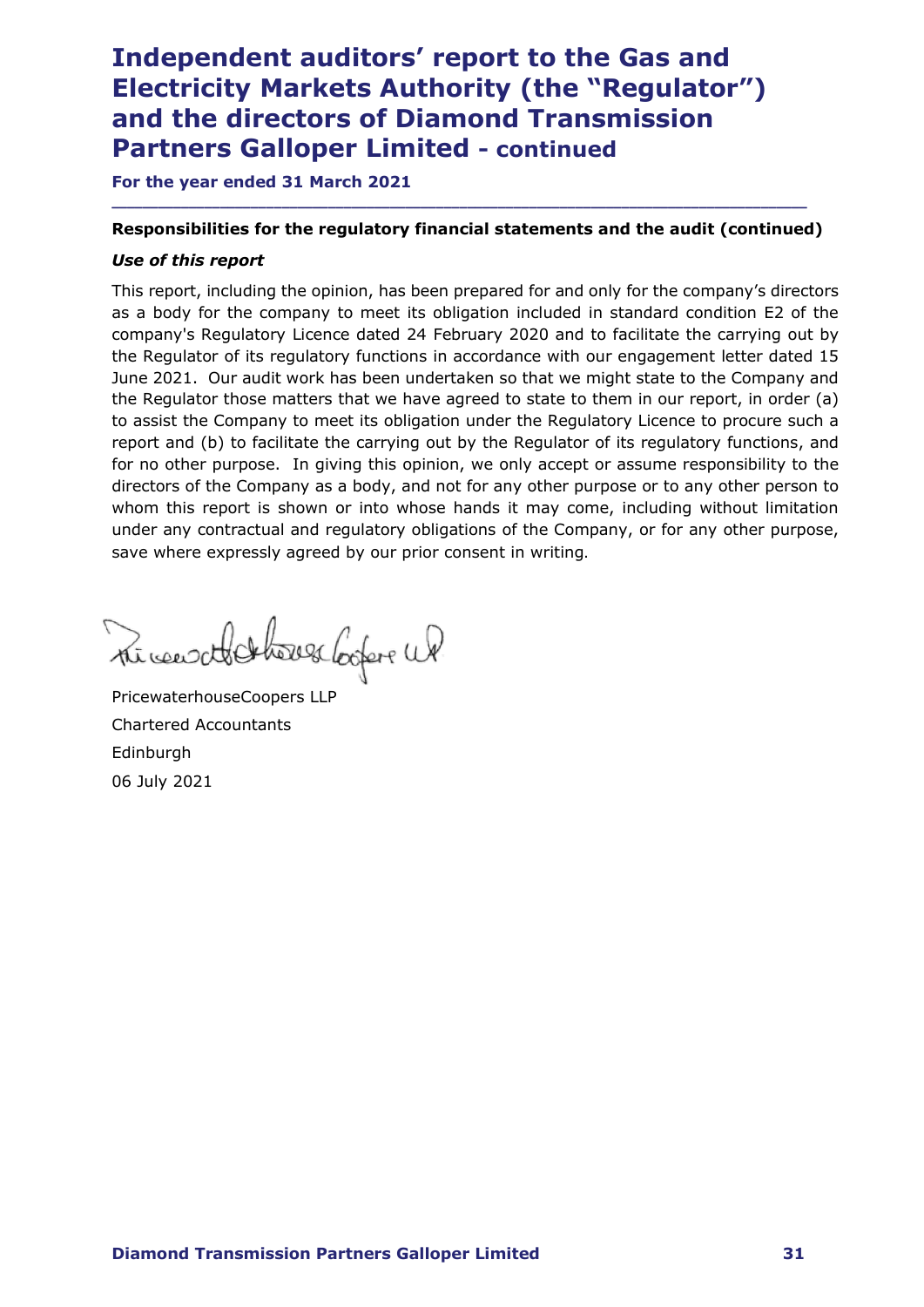# Independent auditors' report to the Gas and Electricity Markets Authority (the "Regulator") and the directors of Diamond Transmission Partners Galloper Limited - continued

**For the year ended 31 March 2021**

**Responsibilities for the regulatory financial statements and the audit (continued)**

***Use of this report***

This report, including the opinion, has been prepared for and only for the company's directors as a body for the company to meet its obligation included in standard condition E2 of the company's Regulatory Licence dated 24 February 2020 and to facilitate the carrying out by the Regulator of its regulatory functions in accordance with our engagement letter dated 15 June 2021. Our audit work has been undertaken so that we might state to the Company and the Regulator those matters that we have agreed to state to them in our report, in order (a) to assist the Company to meet its obligation under the Regulatory Licence to procure such a report and (b) to facilitate the carrying out by the Regulator of its regulatory functions, and for no other purpose. In giving this opinion, we only accept or assume responsibility to the directors of the Company as a body, and not for any other purpose or to any other person to whom this report is shown or into whose hands it may come, including without limitation under any contractual and regulatory obligations of the Company, or for any other purpose, save where expressly agreed by our prior consent in writing.

PricewaterhouseCoopers LLP
Chartered Accountants
Edinburgh
06 July 2021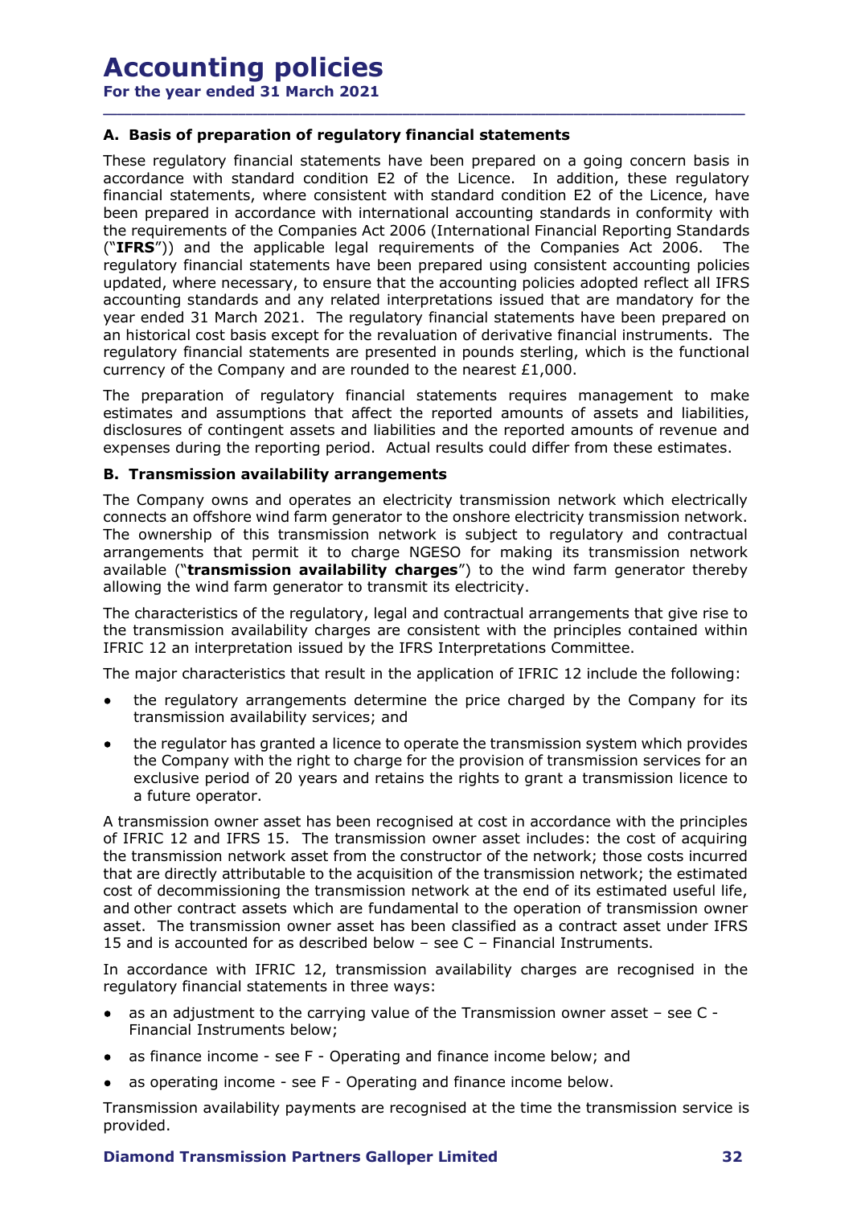# Accounting policies

For the year ended 31 March 2021

## A. Basis of preparation of regulatory financial statements

These regulatory financial statements have been prepared on a going concern basis in accordance with standard condition E2 of the Licence. In addition, these regulatory financial statements, where consistent with standard condition E2 of the Licence, have been prepared in accordance with international accounting standards in conformity with the requirements of the Companies Act 2006 (International Financial Reporting Standards ("**IFRS**")) and the applicable legal requirements of the Companies Act 2006. The regulatory financial statements have been prepared using consistent accounting policies updated, where necessary, to ensure that the accounting policies adopted reflect all IFRS accounting standards and any related interpretations issued that are mandatory for the year ended 31 March 2021. The regulatory financial statements have been prepared on an historical cost basis except for the revaluation of derivative financial instruments. The regulatory financial statements are presented in pounds sterling, which is the functional currency of the Company and are rounded to the nearest £1,000.

The preparation of regulatory financial statements requires management to make estimates and assumptions that affect the reported amounts of assets and liabilities, disclosures of contingent assets and liabilities and the reported amounts of revenue and expenses during the reporting period. Actual results could differ from these estimates.

## B. Transmission availability arrangements

The Company owns and operates an electricity transmission network which electrically connects an offshore wind farm generator to the onshore electricity transmission network. The ownership of this transmission network is subject to regulatory and contractual arrangements that permit it to charge NGESO for making its transmission network available ("**transmission availability charges**") to the wind farm generator thereby allowing the wind farm generator to transmit its electricity.

The characteristics of the regulatory, legal and contractual arrangements that give rise to the transmission availability charges are consistent with the principles contained within IFRIC 12 an interpretation issued by the IFRS Interpretations Committee.

The major characteristics that result in the application of IFRIC 12 include the following:

- the regulatory arrangements determine the price charged by the Company for its transmission availability services; and
- the regulator has granted a licence to operate the transmission system which provides the Company with the right to charge for the provision of transmission services for an exclusive period of 20 years and retains the rights to grant a transmission licence to a future operator.

A transmission owner asset has been recognised at cost in accordance with the principles of IFRIC 12 and IFRS 15. The transmission owner asset includes: the cost of acquiring the transmission network asset from the constructor of the network; those costs incurred that are directly attributable to the acquisition of the transmission network; the estimated cost of decommissioning the transmission network at the end of its estimated useful life, and other contract assets which are fundamental to the operation of transmission owner asset. The transmission owner asset has been classified as a contract asset under IFRS 15 and is accounted for as described below – see C – Financial Instruments.

In accordance with IFRIC 12, transmission availability charges are recognised in the regulatory financial statements in three ways:

- as an adjustment to the carrying value of the Transmission owner asset – see C - Financial Instruments below;
- as finance income - see F - Operating and finance income below; and
- as operating income - see F - Operating and finance income below.

Transmission availability payments are recognised at the time the transmission service is provided.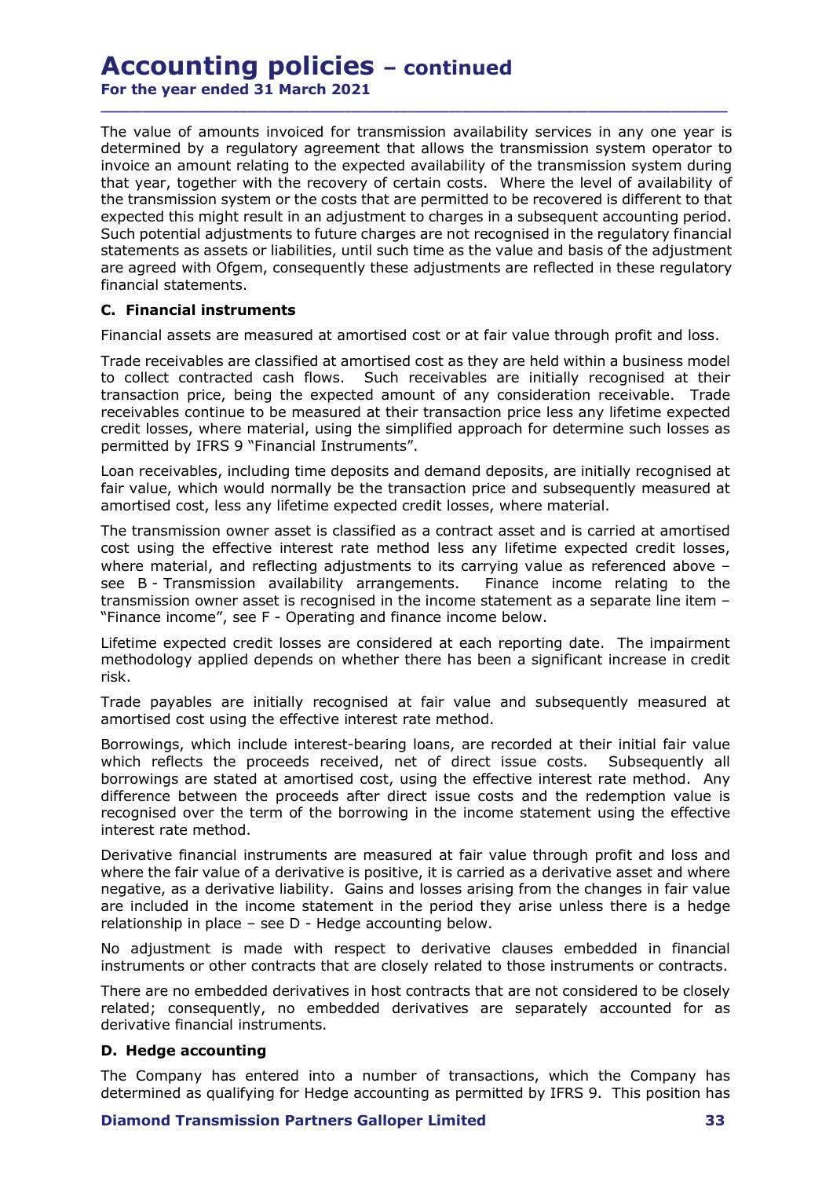# Accounting policies – continued

For the year ended 31 March 2021

The value of amounts invoiced for transmission availability services in any one year is determined by a regulatory agreement that allows the transmission system operator to invoice an amount relating to the expected availability of the transmission system during that year, together with the recovery of certain costs. Where the level of availability of the transmission system or the costs that are permitted to be recovered is different to that expected this might result in an adjustment to charges in a subsequent accounting period. Such potential adjustments to future charges are not recognised in the regulatory financial statements as assets or liabilities, until such time as the value and basis of the adjustment are agreed with Ofgem, consequently these adjustments are reflected in these regulatory financial statements.

## C. Financial instruments

Financial assets are measured at amortised cost or at fair value through profit and loss.

Trade receivables are classified at amortised cost as they are held within a business model to collect contracted cash flows. Such receivables are initially recognised at their transaction price, being the expected amount of any consideration receivable. Trade receivables continue to be measured at their transaction price less any lifetime expected credit losses, where material, using the simplified approach for determine such losses as permitted by IFRS 9 "Financial Instruments".

Loan receivables, including time deposits and demand deposits, are initially recognised at fair value, which would normally be the transaction price and subsequently measured at amortised cost, less any lifetime expected credit losses, where material.

The transmission owner asset is classified as a contract asset and is carried at amortised cost using the effective interest rate method less any lifetime expected credit losses, where material, and reflecting adjustments to its carrying value as referenced above – see B - Transmission availability arrangements. Finance income relating to the transmission owner asset is recognised in the income statement as a separate line item – "Finance income", see F - Operating and finance income below.

Lifetime expected credit losses are considered at each reporting date. The impairment methodology applied depends on whether there has been a significant increase in credit risk.

Trade payables are initially recognised at fair value and subsequently measured at amortised cost using the effective interest rate method.

Borrowings, which include interest-bearing loans, are recorded at their initial fair value which reflects the proceeds received, net of direct issue costs. Subsequently all borrowings are stated at amortised cost, using the effective interest rate method. Any difference between the proceeds after direct issue costs and the redemption value is recognised over the term of the borrowing in the income statement using the effective interest rate method.

Derivative financial instruments are measured at fair value through profit and loss and where the fair value of a derivative is positive, it is carried as a derivative asset and where negative, as a derivative liability. Gains and losses arising from the changes in fair value are included in the income statement in the period they arise unless there is a hedge relationship in place – see D - Hedge accounting below.

No adjustment is made with respect to derivative clauses embedded in financial instruments or other contracts that are closely related to those instruments or contracts.

There are no embedded derivatives in host contracts that are not considered to be closely related; consequently, no embedded derivatives are separately accounted for as derivative financial instruments.

## D. Hedge accounting

The Company has entered into a number of transactions, which the Company has determined as qualifying for Hedge accounting as permitted by IFRS 9. This position has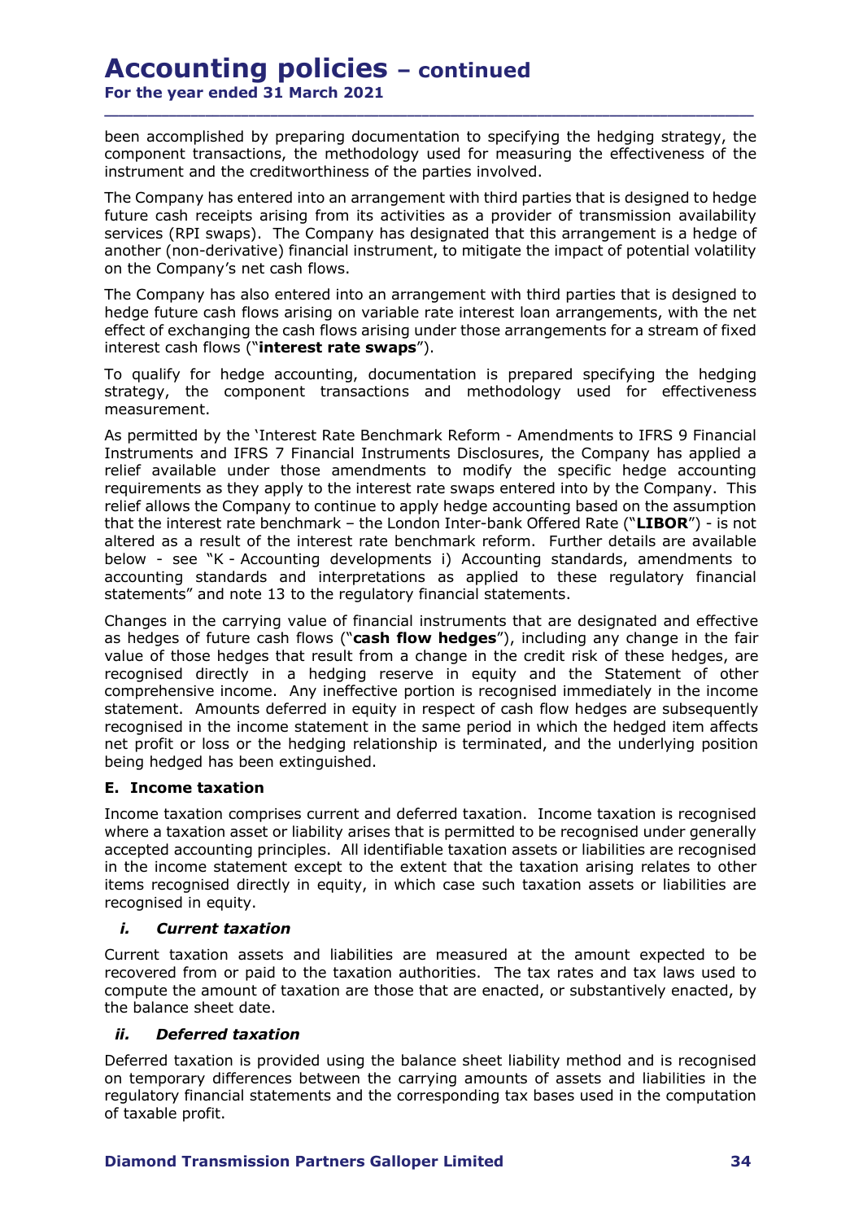been accomplished by preparing documentation to specifying the hedging strategy, the component transactions, the methodology used for measuring the effectiveness of the instrument and the creditworthiness of the parties involved.

The Company has entered into an arrangement with third parties that is designed to hedge future cash receipts arising from its activities as a provider of transmission availability services (RPI swaps). The Company has designated that this arrangement is a hedge of another (non-derivative) financial instrument, to mitigate the impact of potential volatility on the Company's net cash flows.

The Company has also entered into an arrangement with third parties that is designed to hedge future cash flows arising on variable rate interest loan arrangements, with the net effect of exchanging the cash flows arising under those arrangements for a stream of fixed interest cash flows ("**interest rate swaps**").

To qualify for hedge accounting, documentation is prepared specifying the hedging strategy, the component transactions and methodology used for effectiveness measurement.

As permitted by the 'Interest Rate Benchmark Reform - Amendments to IFRS 9 Financial Instruments and IFRS 7 Financial Instruments Disclosures, the Company has applied a relief available under those amendments to modify the specific hedge accounting requirements as they apply to the interest rate swaps entered into by the Company. This relief allows the Company to continue to apply hedge accounting based on the assumption that the interest rate benchmark – the London Inter-bank Offered Rate ("**LIBOR**") - is not altered as a result of the interest rate benchmark reform. Further details are available below - see "K - Accounting developments i) Accounting standards, amendments to accounting standards and interpretations as applied to these regulatory financial statements" and note 13 to the regulatory financial statements.

Changes in the carrying value of financial instruments that are designated and effective as hedges of future cash flows ("**cash flow hedges**"), including any change in the fair value of those hedges that result from a change in the credit risk of these hedges, are recognised directly in a hedging reserve in equity and the Statement of other comprehensive income. Any ineffective portion is recognised immediately in the income statement. Amounts deferred in equity in respect of cash flow hedges are subsequently recognised in the income statement in the same period in which the hedged item affects net profit or loss or the hedging relationship is terminated, and the underlying position being hedged has been extinguished.

### E. Income taxation

Income taxation comprises current and deferred taxation. Income taxation is recognised where a taxation asset or liability arises that is permitted to be recognised under generally accepted accounting principles. All identifiable taxation assets or liabilities are recognised in the income statement except to the extent that the taxation arising relates to other items recognised directly in equity, in which case such taxation assets or liabilities are recognised in equity.

#### *i. Current taxation*

Current taxation assets and liabilities are measured at the amount expected to be recovered from or paid to the taxation authorities. The tax rates and tax laws used to compute the amount of taxation are those that are enacted, or substantively enacted, by the balance sheet date.

#### *ii. Deferred taxation*

Deferred taxation is provided using the balance sheet liability method and is recognised on temporary differences between the carrying amounts of assets and liabilities in the regulatory financial statements and the corresponding tax bases used in the computation of taxable profit.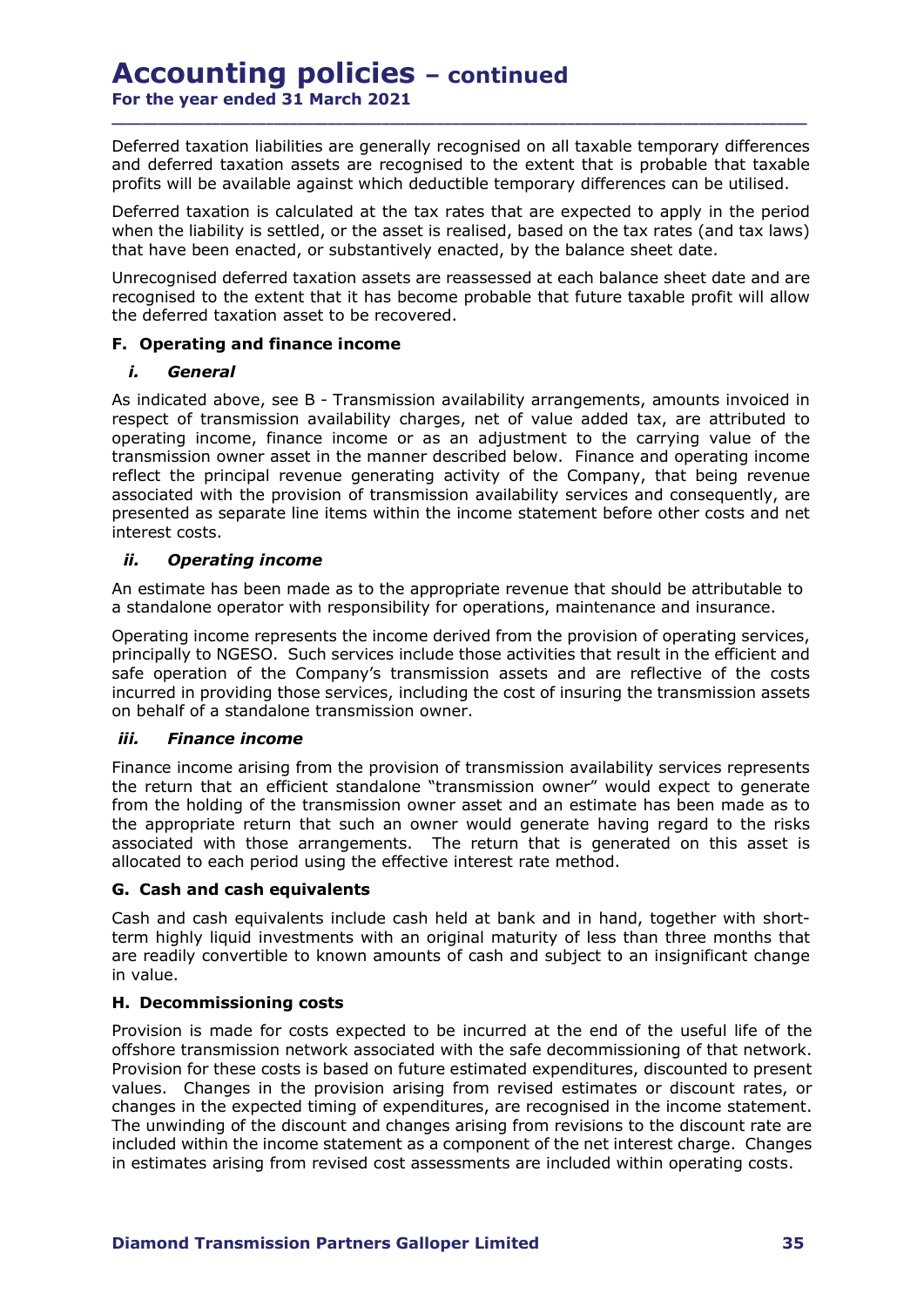Deferred taxation liabilities are generally recognised on all taxable temporary differences and deferred taxation assets are recognised to the extent that is probable that taxable profits will be available against which deductible temporary differences can be utilised.

Deferred taxation is calculated at the tax rates that are expected to apply in the period when the liability is settled, or the asset is realised, based on the tax rates (and tax laws) that have been enacted, or substantively enacted, by the balance sheet date.

Unrecognised deferred taxation assets are reassessed at each balance sheet date and are recognised to the extent that it has become probable that future taxable profit will allow the deferred taxation asset to be recovered.

## F. Operating and finance income

### *i. General*

As indicated above, see B - Transmission availability arrangements, amounts invoiced in respect of transmission availability charges, net of value added tax, are attributed to operating income, finance income or as an adjustment to the carrying value of the transmission owner asset in the manner described below. Finance and operating income reflect the principal revenue generating activity of the Company, that being revenue associated with the provision of transmission availability services and consequently, are presented as separate line items within the income statement before other costs and net interest costs.

### *ii. Operating income*

An estimate has been made as to the appropriate revenue that should be attributable to a standalone operator with responsibility for operations, maintenance and insurance.

Operating income represents the income derived from the provision of operating services, principally to NGESO. Such services include those activities that result in the efficient and safe operation of the Company's transmission assets and are reflective of the costs incurred in providing those services, including the cost of insuring the transmission assets on behalf of a standalone transmission owner.

### *iii. Finance income*

Finance income arising from the provision of transmission availability services represents the return that an efficient standalone "transmission owner" would expect to generate from the holding of the transmission owner asset and an estimate has been made as to the appropriate return that such an owner would generate having regard to the risks associated with those arrangements. The return that is generated on this asset is allocated to each period using the effective interest rate method.

## G. Cash and cash equivalents

Cash and cash equivalents include cash held at bank and in hand, together with short-term highly liquid investments with an original maturity of less than three months that are readily convertible to known amounts of cash and subject to an insignificant change in value.

## H. Decommissioning costs

Provision is made for costs expected to be incurred at the end of the useful life of the offshore transmission network associated with the safe decommissioning of that network. Provision for these costs is based on future estimated expenditures, discounted to present values. Changes in the provision arising from revised estimates or discount rates, or changes in the expected timing of expenditures, are recognised in the income statement. The unwinding of the discount and changes arising from revisions to the discount rate are included within the income statement as a component of the net interest charge. Changes in estimates arising from revised cost assessments are included within operating costs.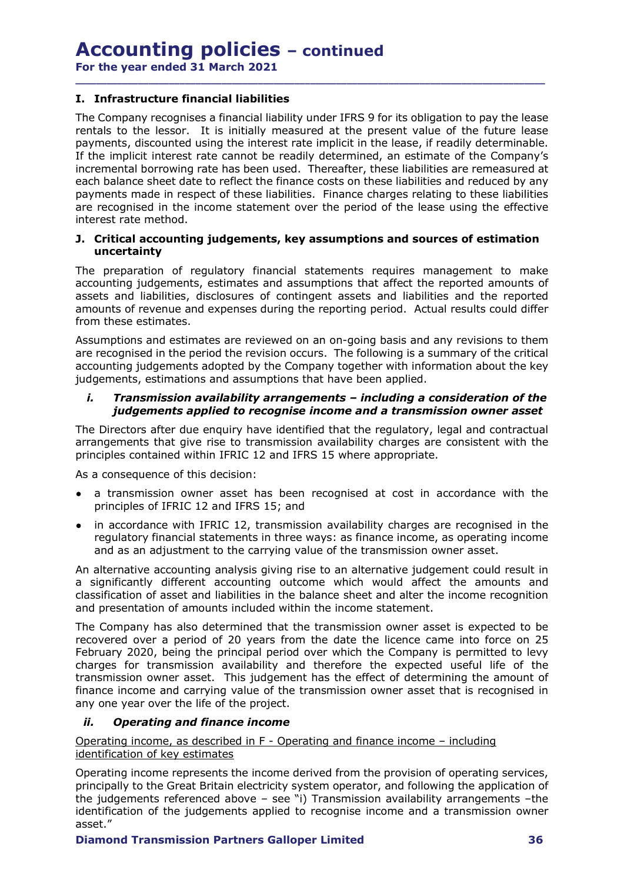# Accounting policies – continued

For the year ended 31 March 2021

## I. Infrastructure financial liabilities

The Company recognises a financial liability under IFRS 9 for its obligation to pay the lease rentals to the lessor. It is initially measured at the present value of the future lease payments, discounted using the interest rate implicit in the lease, if readily determinable. If the implicit interest rate cannot be readily determined, an estimate of the Company's incremental borrowing rate has been used. Thereafter, these liabilities are remeasured at each balance sheet date to reflect the finance costs on these liabilities and reduced by any payments made in respect of these liabilities. Finance charges relating to these liabilities are recognised in the income statement over the period of the lease using the effective interest rate method.

## J. Critical accounting judgements, key assumptions and sources of estimation uncertainty

The preparation of regulatory financial statements requires management to make accounting judgements, estimates and assumptions that affect the reported amounts of assets and liabilities, disclosures of contingent assets and liabilities and the reported amounts of revenue and expenses during the reporting period. Actual results could differ from these estimates.

Assumptions and estimates are reviewed on an on-going basis and any revisions to them are recognised in the period the revision occurs. The following is a summary of the critical accounting judgements adopted by the Company together with information about the key judgements, estimations and assumptions that have been applied.

### *i. Transmission availability arrangements – including a consideration of the judgements applied to recognise income and a transmission owner asset*

The Directors after due enquiry have identified that the regulatory, legal and contractual arrangements that give rise to transmission availability charges are consistent with the principles contained within IFRIC 12 and IFRS 15 where appropriate.

As a consequence of this decision:

- a transmission owner asset has been recognised at cost in accordance with the principles of IFRIC 12 and IFRS 15; and
- in accordance with IFRIC 12, transmission availability charges are recognised in the regulatory financial statements in three ways: as finance income, as operating income and as an adjustment to the carrying value of the transmission owner asset.

An alternative accounting analysis giving rise to an alternative judgement could result in a significantly different accounting outcome which would affect the amounts and classification of asset and liabilities in the balance sheet and alter the income recognition and presentation of amounts included within the income statement.

The Company has also determined that the transmission owner asset is expected to be recovered over a period of 20 years from the date the licence came into force on 25 February 2020, being the principal period over which the Company is permitted to levy charges for transmission availability and therefore the expected useful life of the transmission owner asset. This judgement has the effect of determining the amount of finance income and carrying value of the transmission owner asset that is recognised in any one year over the life of the project.

### *ii. Operating and finance income*

<u>Operating income, as described in F - Operating and finance income – including identification of key estimates</u>

Operating income represents the income derived from the provision of operating services, principally to the Great Britain electricity system operator, and following the application of the judgements referenced above – see "i) Transmission availability arrangements –the identification of the judgements applied to recognise income and a transmission owner asset."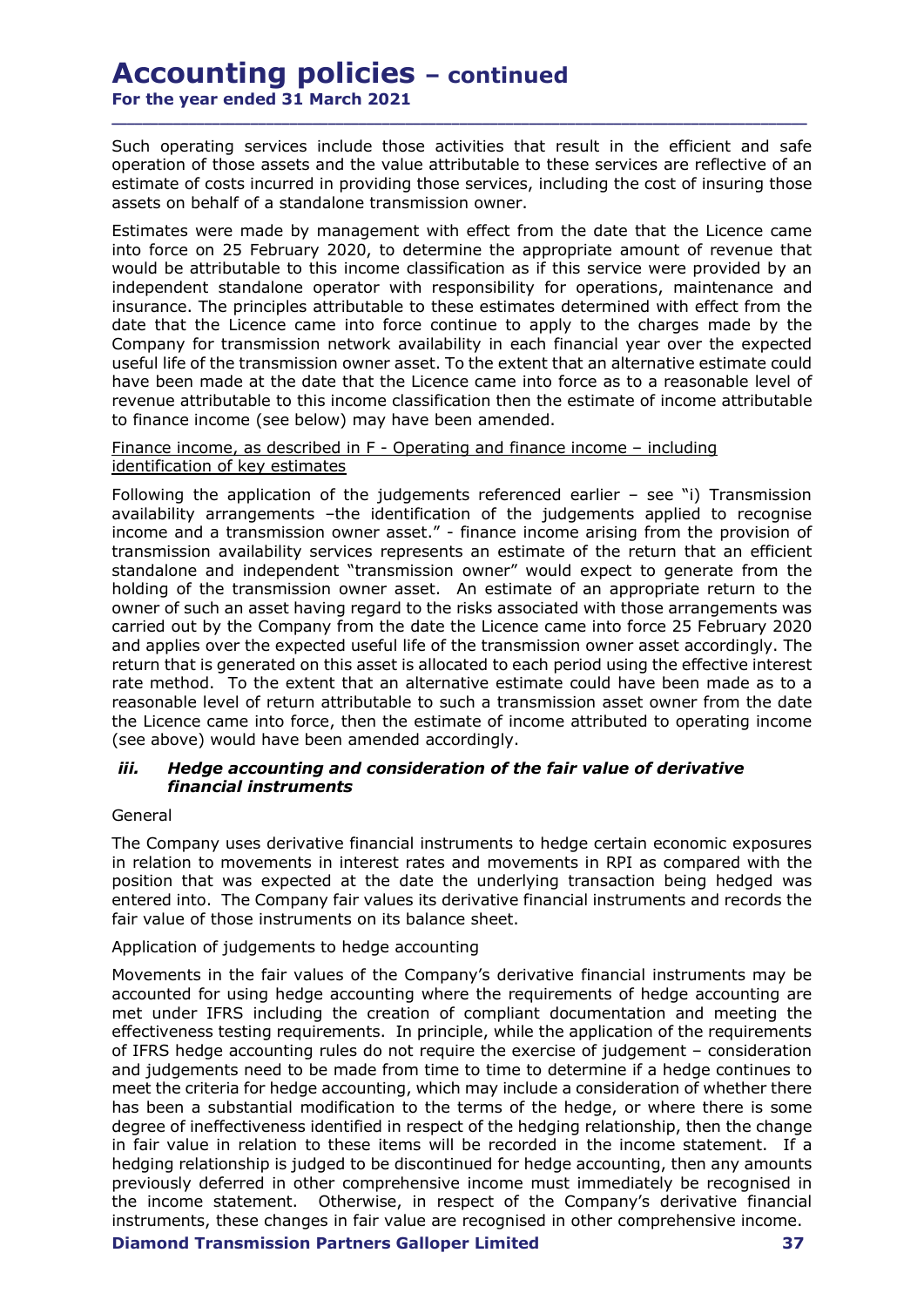Such operating services include those activities that result in the efficient and safe operation of those assets and the value attributable to these services are reflective of an estimate of costs incurred in providing those services, including the cost of insuring those assets on behalf of a standalone transmission owner.

Estimates were made by management with effect from the date that the Licence came into force on 25 February 2020, to determine the appropriate amount of revenue that would be attributable to this income classification as if this service were provided by an independent standalone operator with responsibility for operations, maintenance and insurance. The principles attributable to these estimates determined with effect from the date that the Licence came into force continue to apply to the charges made by the Company for transmission network availability in each financial year over the expected useful life of the transmission owner asset. To the extent that an alternative estimate could have been made at the date that the Licence came into force as to a reasonable level of revenue attributable to this income classification then the estimate of income attributable to finance income (see below) may have been amended.

Finance income, as described in F - Operating and finance income – including identification of key estimates

Following the application of the judgements referenced earlier – see "i) Transmission availability arrangements –the identification of the judgements applied to recognise income and a transmission owner asset." - finance income arising from the provision of transmission availability services represents an estimate of the return that an efficient standalone and independent "transmission owner" would expect to generate from the holding of the transmission owner asset. An estimate of an appropriate return to the owner of such an asset having regard to the risks associated with those arrangements was carried out by the Company from the date the Licence came into force 25 February 2020 and applies over the expected useful life of the transmission owner asset accordingly. The return that is generated on this asset is allocated to each period using the effective interest rate method. To the extent that an alternative estimate could have been made as to a reasonable level of return attributable to such a transmission asset owner from the date the Licence came into force, then the estimate of income attributed to operating income (see above) would have been amended accordingly.

### *iii. Hedge accounting and consideration of the fair value of derivative financial instruments*

General

The Company uses derivative financial instruments to hedge certain economic exposures in relation to movements in interest rates and movements in RPI as compared with the position that was expected at the date the underlying transaction being hedged was entered into. The Company fair values its derivative financial instruments and records the fair value of those instruments on its balance sheet.

Application of judgements to hedge accounting

Movements in the fair values of the Company's derivative financial instruments may be accounted for using hedge accounting where the requirements of hedge accounting are met under IFRS including the creation of compliant documentation and meeting the effectiveness testing requirements. In principle, while the application of the requirements of IFRS hedge accounting rules do not require the exercise of judgement – consideration and judgements need to be made from time to time to determine if a hedge continues to meet the criteria for hedge accounting, which may include a consideration of whether there has been a substantial modification to the terms of the hedge, or where there is some degree of ineffectiveness identified in respect of the hedging relationship, then the change in fair value in relation to these items will be recorded in the income statement. If a hedging relationship is judged to be discontinued for hedge accounting, then any amounts previously deferred in other comprehensive income must immediately be recognised in the income statement. Otherwise, in respect of the Company's derivative financial instruments, these changes in fair value are recognised in other comprehensive income.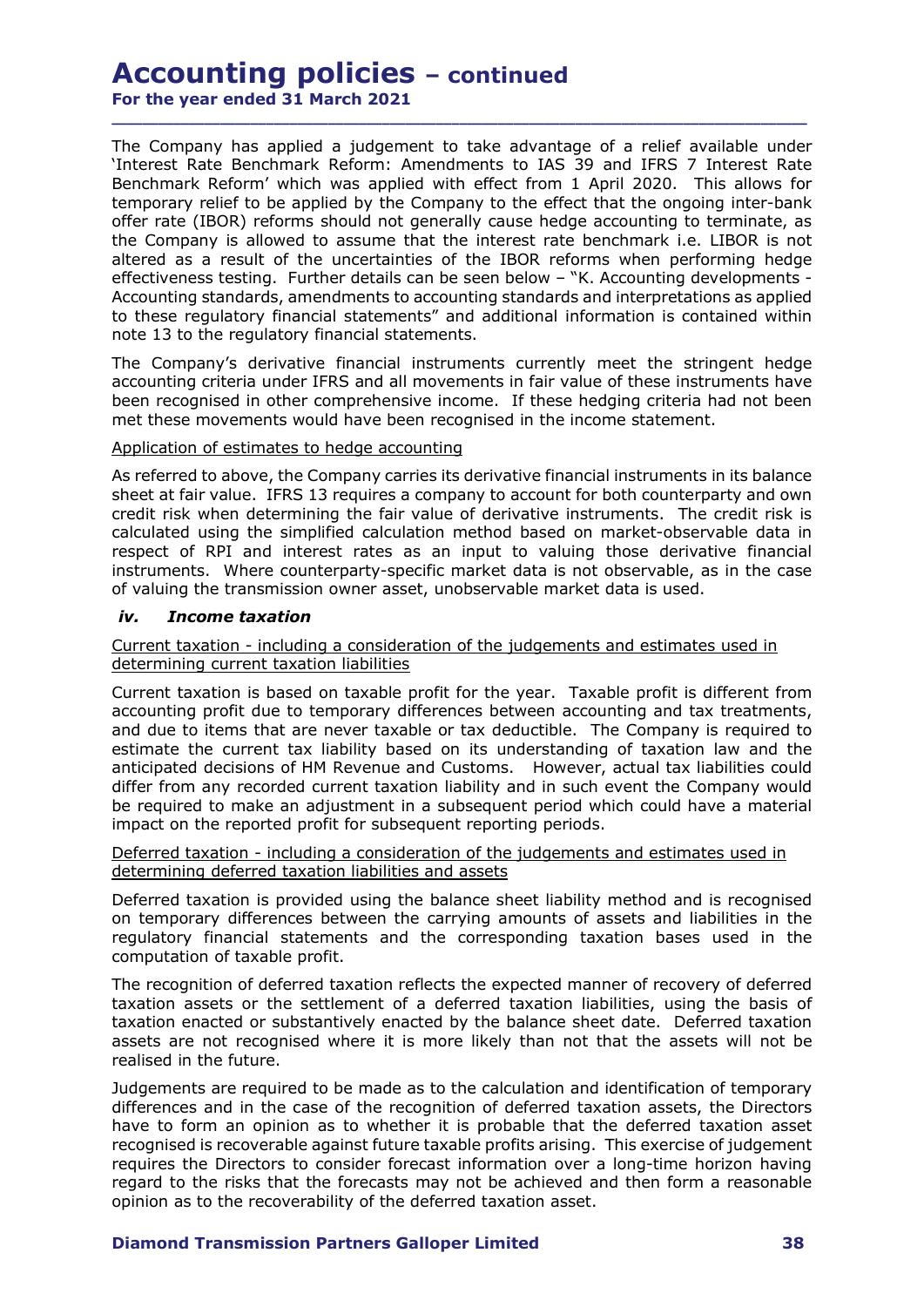# Accounting policies – continued

For the year ended 31 March 2021

The Company has applied a judgement to take advantage of a relief available under 'Interest Rate Benchmark Reform: Amendments to IAS 39 and IFRS 7 Interest Rate Benchmark Reform' which was applied with effect from 1 April 2020. This allows for temporary relief to be applied by the Company to the effect that the ongoing inter-bank offer rate (IBOR) reforms should not generally cause hedge accounting to terminate, as the Company is allowed to assume that the interest rate benchmark i.e. LIBOR is not altered as a result of the uncertainties of the IBOR reforms when performing hedge effectiveness testing. Further details can be seen below – "K. Accounting developments - Accounting standards, amendments to accounting standards and interpretations as applied to these regulatory financial statements" and additional information is contained within note 13 to the regulatory financial statements.

The Company's derivative financial instruments currently meet the stringent hedge accounting criteria under IFRS and all movements in fair value of these instruments have been recognised in other comprehensive income. If these hedging criteria had not been met these movements would have been recognised in the income statement.

Application of estimates to hedge accounting

As referred to above, the Company carries its derivative financial instruments in its balance sheet at fair value. IFRS 13 requires a company to account for both counterparty and own credit risk when determining the fair value of derivative instruments. The credit risk is calculated using the simplified calculation method based on market-observable data in respect of RPI and interest rates as an input to valuing those derivative financial instruments. Where counterparty-specific market data is not observable, as in the case of valuing the transmission owner asset, unobservable market data is used.

### *iv. Income taxation*

Current taxation - including a consideration of the judgements and estimates used in determining current taxation liabilities

Current taxation is based on taxable profit for the year. Taxable profit is different from accounting profit due to temporary differences between accounting and tax treatments, and due to items that are never taxable or tax deductible. The Company is required to estimate the current tax liability based on its understanding of taxation law and the anticipated decisions of HM Revenue and Customs. However, actual tax liabilities could differ from any recorded current taxation liability and in such event the Company would be required to make an adjustment in a subsequent period which could have a material impact on the reported profit for subsequent reporting periods.

Deferred taxation - including a consideration of the judgements and estimates used in determining deferred taxation liabilities and assets

Deferred taxation is provided using the balance sheet liability method and is recognised on temporary differences between the carrying amounts of assets and liabilities in the regulatory financial statements and the corresponding taxation bases used in the computation of taxable profit.

The recognition of deferred taxation reflects the expected manner of recovery of deferred taxation assets or the settlement of a deferred taxation liabilities, using the basis of taxation enacted or substantively enacted by the balance sheet date. Deferred taxation assets are not recognised where it is more likely than not that the assets will not be realised in the future.

Judgements are required to be made as to the calculation and identification of temporary differences and in the case of the recognition of deferred taxation assets, the Directors have to form an opinion as to whether it is probable that the deferred taxation asset recognised is recoverable against future taxable profits arising. This exercise of judgement requires the Directors to consider forecast information over a long-time horizon having regard to the risks that the forecasts may not be achieved and then form a reasonable opinion as to the recoverability of the deferred taxation asset.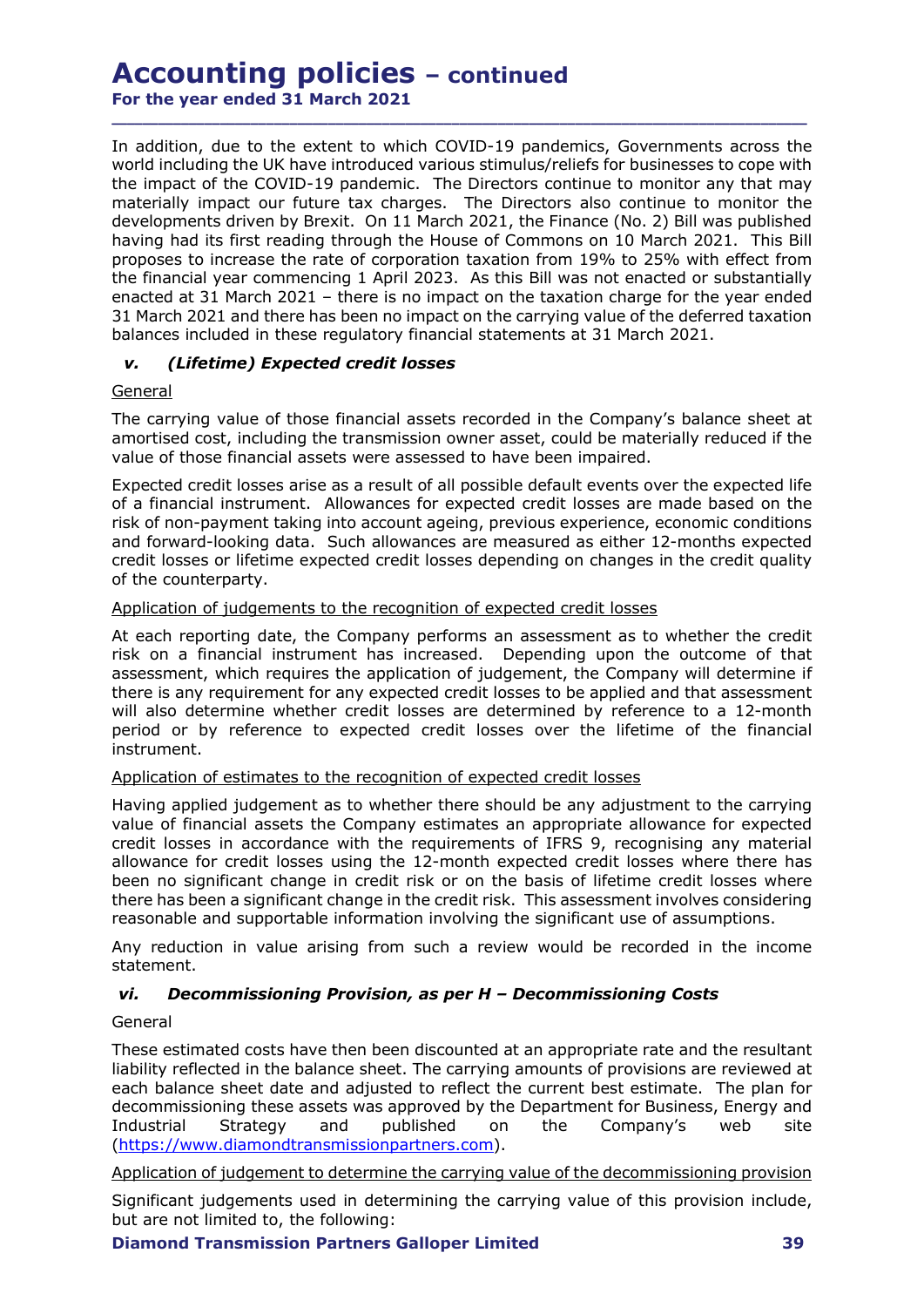# Accounting policies – continued

For the year ended 31 March 2021

In addition, due to the extent to which COVID-19 pandemics, Governments across the world including the UK have introduced various stimulus/reliefs for businesses to cope with the impact of the COVID-19 pandemic. The Directors continue to monitor any that may materially impact our future tax charges. The Directors also continue to monitor the developments driven by Brexit. On 11 March 2021, the Finance (No. 2) Bill was published having had its first reading through the House of Commons on 10 March 2021. This Bill proposes to increase the rate of corporation taxation from 19% to 25% with effect from the financial year commencing 1 April 2023. As this Bill was not enacted or substantially enacted at 31 March 2021 – there is no impact on the taxation charge for the year ended 31 March 2021 and there has been no impact on the carrying value of the deferred taxation balances included in these regulatory financial statements at 31 March 2021.

### *v. (Lifetime) Expected credit losses*

General

The carrying value of those financial assets recorded in the Company's balance sheet at amortised cost, including the transmission owner asset, could be materially reduced if the value of those financial assets were assessed to have been impaired.

Expected credit losses arise as a result of all possible default events over the expected life of a financial instrument. Allowances for expected credit losses are made based on the risk of non-payment taking into account ageing, previous experience, economic conditions and forward-looking data. Such allowances are measured as either 12-months expected credit losses or lifetime expected credit losses depending on changes in the credit quality of the counterparty.

Application of judgements to the recognition of expected credit losses

At each reporting date, the Company performs an assessment as to whether the credit risk on a financial instrument has increased. Depending upon the outcome of that assessment, which requires the application of judgement, the Company will determine if there is any requirement for any expected credit losses to be applied and that assessment will also determine whether credit losses are determined by reference to a 12-month period or by reference to expected credit losses over the lifetime of the financial instrument.

Application of estimates to the recognition of expected credit losses

Having applied judgement as to whether there should be any adjustment to the carrying value of financial assets the Company estimates an appropriate allowance for expected credit losses in accordance with the requirements of IFRS 9, recognising any material allowance for credit losses using the 12-month expected credit losses where there has been no significant change in credit risk or on the basis of lifetime credit losses where there has been a significant change in the credit risk. This assessment involves considering reasonable and supportable information involving the significant use of assumptions.

Any reduction in value arising from such a review would be recorded in the income statement.

### *vi. Decommissioning Provision, as per H – Decommissioning Costs*

General

These estimated costs have then been discounted at an appropriate rate and the resultant liability reflected in the balance sheet. The carrying amounts of provisions are reviewed at each balance sheet date and adjusted to reflect the current best estimate. The plan for decommissioning these assets was approved by the Department for Business, Energy and Industrial Strategy and published on the Company's web site (https://www.diamondtransmissionpartners.com).

Application of judgement to determine the carrying value of the decommissioning provision

Significant judgements used in determining the carrying value of this provision include, but are not limited to, the following: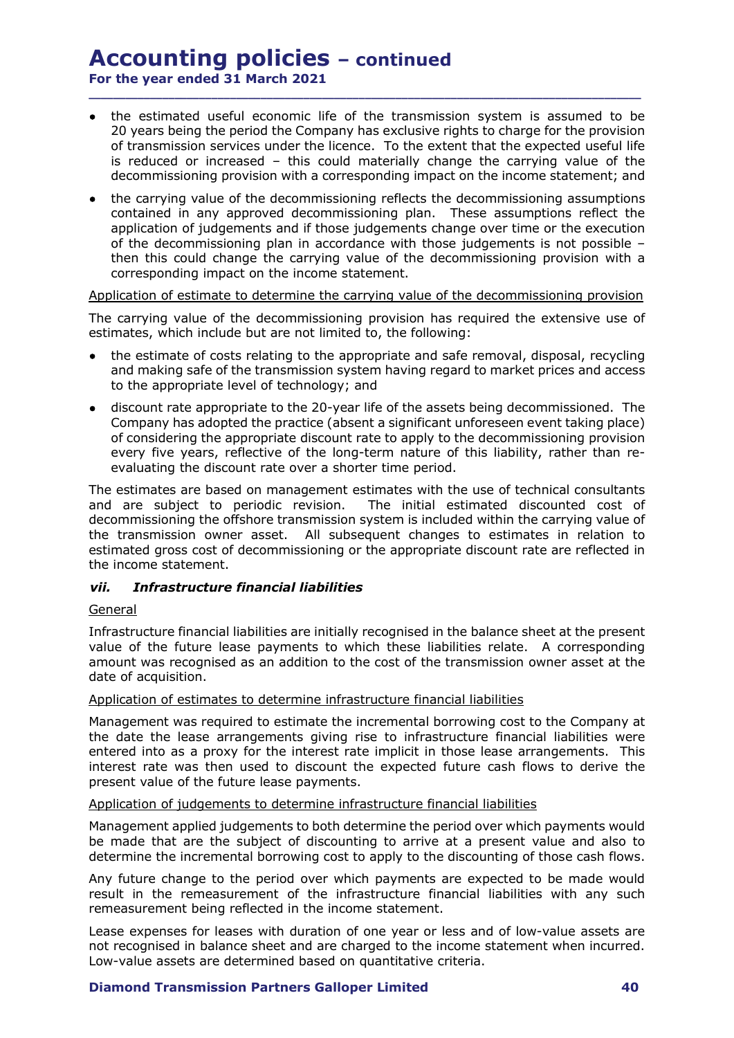- the estimated useful economic life of the transmission system is assumed to be 20 years being the period the Company has exclusive rights to charge for the provision of transmission services under the licence. To the extent that the expected useful life is reduced or increased – this could materially change the carrying value of the decommissioning provision with a corresponding impact on the income statement; and
- the carrying value of the decommissioning reflects the decommissioning assumptions contained in any approved decommissioning plan. These assumptions reflect the application of judgements and if those judgements change over time or the execution of the decommissioning plan in accordance with those judgements is not possible – then this could change the carrying value of the decommissioning provision with a corresponding impact on the income statement.

Application of estimate to determine the carrying value of the decommissioning provision

The carrying value of the decommissioning provision has required the extensive use of estimates, which include but are not limited to, the following:

- the estimate of costs relating to the appropriate and safe removal, disposal, recycling and making safe of the transmission system having regard to market prices and access to the appropriate level of technology; and
- discount rate appropriate to the 20-year life of the assets being decommissioned. The Company has adopted the practice (absent a significant unforeseen event taking place) of considering the appropriate discount rate to apply to the decommissioning provision every five years, reflective of the long-term nature of this liability, rather than re-evaluating the discount rate over a shorter time period.

The estimates are based on management estimates with the use of technical consultants and are subject to periodic revision. The initial estimated discounted cost of decommissioning the offshore transmission system is included within the carrying value of the transmission owner asset. All subsequent changes to estimates in relation to estimated gross cost of decommissioning or the appropriate discount rate are reflected in the income statement.

### *vii. Infrastructure financial liabilities*

General

Infrastructure financial liabilities are initially recognised in the balance sheet at the present value of the future lease payments to which these liabilities relate. A corresponding amount was recognised as an addition to the cost of the transmission owner asset at the date of acquisition.

Application of estimates to determine infrastructure financial liabilities

Management was required to estimate the incremental borrowing cost to the Company at the date the lease arrangements giving rise to infrastructure financial liabilities were entered into as a proxy for the interest rate implicit in those lease arrangements. This interest rate was then used to discount the expected future cash flows to derive the present value of the future lease payments.

Application of judgements to determine infrastructure financial liabilities

Management applied judgements to both determine the period over which payments would be made that are the subject of discounting to arrive at a present value and also to determine the incremental borrowing cost to apply to the discounting of those cash flows.

Any future change to the period over which payments are expected to be made would result in the remeasurement of the infrastructure financial liabilities with any such remeasurement being reflected in the income statement.

Lease expenses for leases with duration of one year or less and of low-value assets are not recognised in balance sheet and are charged to the income statement when incurred. Low-value assets are determined based on quantitative criteria.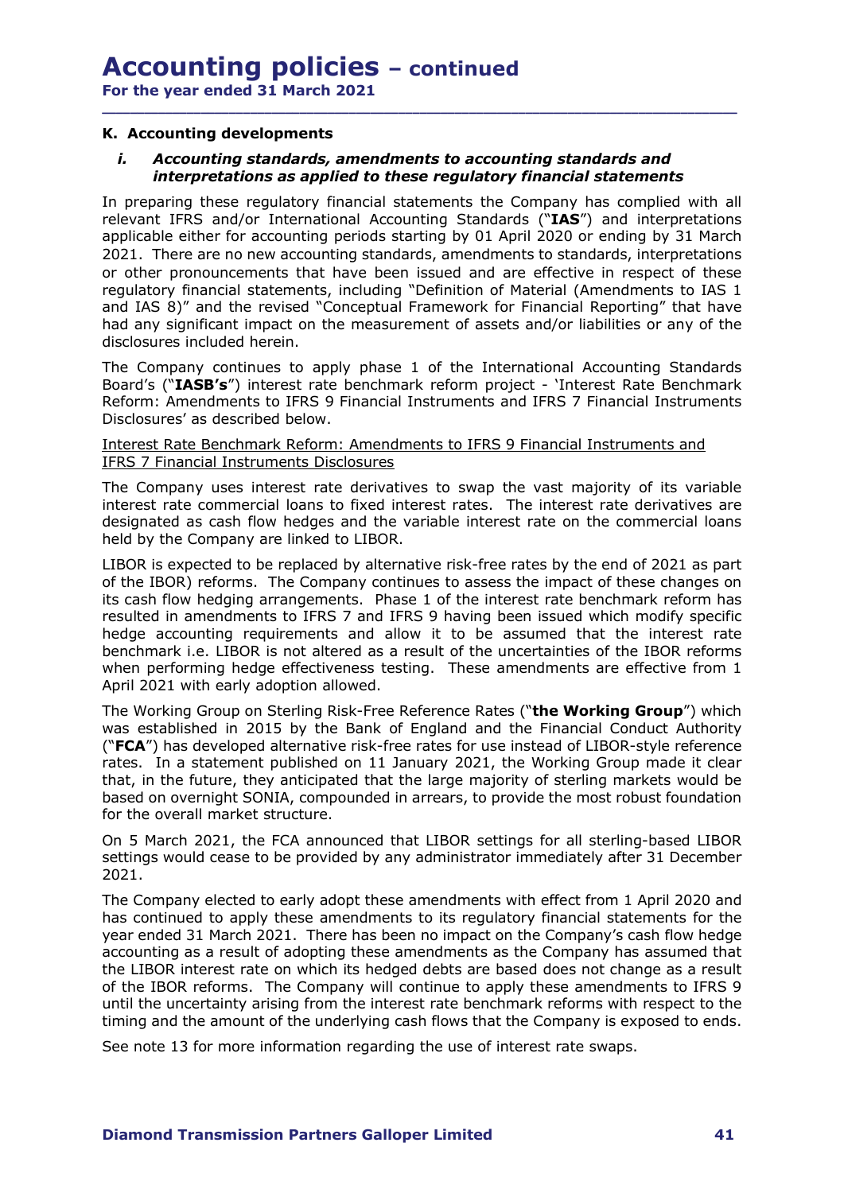# Accounting policies – continued

For the year ended 31 March 2021

## K. Accounting developments

### *i. Accounting standards, amendments to accounting standards and interpretations as applied to these regulatory financial statements*

In preparing these regulatory financial statements the Company has complied with all relevant IFRS and/or International Accounting Standards ("**IAS**") and interpretations applicable either for accounting periods starting by 01 April 2020 or ending by 31 March 2021. There are no new accounting standards, amendments to standards, interpretations or other pronouncements that have been issued and are effective in respect of these regulatory financial statements, including "Definition of Material (Amendments to IAS 1 and IAS 8)" and the revised "Conceptual Framework for Financial Reporting" that have had any significant impact on the measurement of assets and/or liabilities or any of the disclosures included herein.

The Company continues to apply phase 1 of the International Accounting Standards Board's ("**IASB's**") interest rate benchmark reform project - 'Interest Rate Benchmark Reform: Amendments to IFRS 9 Financial Instruments and IFRS 7 Financial Instruments Disclosures' as described below.

Interest Rate Benchmark Reform: Amendments to IFRS 9 Financial Instruments and IFRS 7 Financial Instruments Disclosures

The Company uses interest rate derivatives to swap the vast majority of its variable interest rate commercial loans to fixed interest rates. The interest rate derivatives are designated as cash flow hedges and the variable interest rate on the commercial loans held by the Company are linked to LIBOR.

LIBOR is expected to be replaced by alternative risk-free rates by the end of 2021 as part of the IBOR) reforms. The Company continues to assess the impact of these changes on its cash flow hedging arrangements. Phase 1 of the interest rate benchmark reform has resulted in amendments to IFRS 7 and IFRS 9 having been issued which modify specific hedge accounting requirements and allow it to be assumed that the interest rate benchmark i.e. LIBOR is not altered as a result of the uncertainties of the IBOR reforms when performing hedge effectiveness testing. These amendments are effective from 1 April 2021 with early adoption allowed.

The Working Group on Sterling Risk-Free Reference Rates ("**the Working Group**") which was established in 2015 by the Bank of England and the Financial Conduct Authority ("**FCA**") has developed alternative risk-free rates for use instead of LIBOR-style reference rates. In a statement published on 11 January 2021, the Working Group made it clear that, in the future, they anticipated that the large majority of sterling markets would be based on overnight SONIA, compounded in arrears, to provide the most robust foundation for the overall market structure.

On 5 March 2021, the FCA announced that LIBOR settings for all sterling-based LIBOR settings would cease to be provided by any administrator immediately after 31 December 2021.

The Company elected to early adopt these amendments with effect from 1 April 2020 and has continued to apply these amendments to its regulatory financial statements for the year ended 31 March 2021. There has been no impact on the Company's cash flow hedge accounting as a result of adopting these amendments as the Company has assumed that the LIBOR interest rate on which its hedged debts are based does not change as a result of the IBOR reforms. The Company will continue to apply these amendments to IFRS 9 until the uncertainty arising from the interest rate benchmark reforms with respect to the timing and the amount of the underlying cash flows that the Company is exposed to ends.

See note 13 for more information regarding the use of interest rate swaps.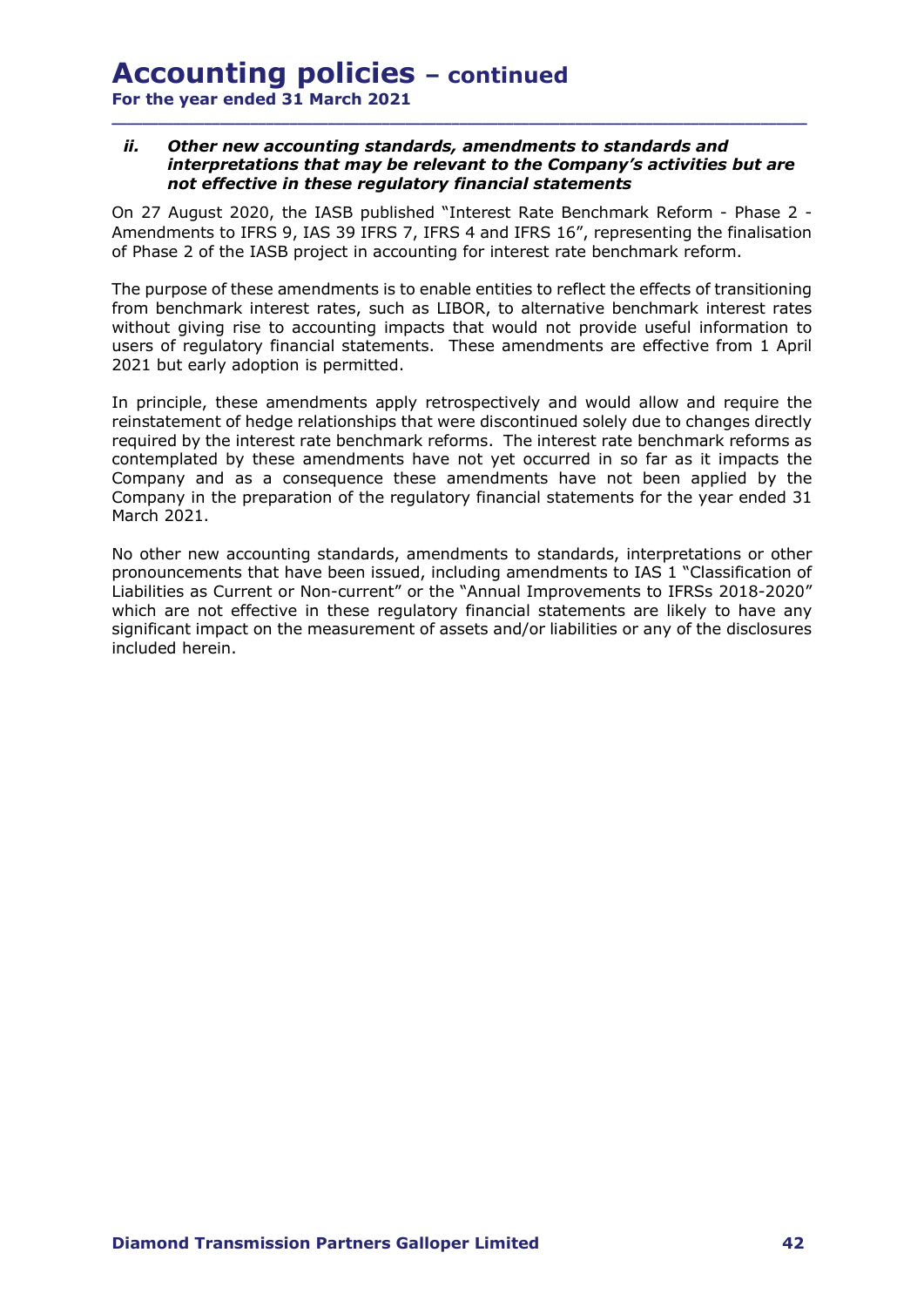# Accounting policies – continued

For the year ended 31 March 2021

### *ii. Other new accounting standards, amendments to standards and interpretations that may be relevant to the Company's activities but are not effective in these regulatory financial statements*

On 27 August 2020, the IASB published "Interest Rate Benchmark Reform - Phase 2 - Amendments to IFRS 9, IAS 39 IFRS 7, IFRS 4 and IFRS 16", representing the finalisation of Phase 2 of the IASB project in accounting for interest rate benchmark reform.

The purpose of these amendments is to enable entities to reflect the effects of transitioning from benchmark interest rates, such as LIBOR, to alternative benchmark interest rates without giving rise to accounting impacts that would not provide useful information to users of regulatory financial statements. These amendments are effective from 1 April 2021 but early adoption is permitted.

In principle, these amendments apply retrospectively and would allow and require the reinstatement of hedge relationships that were discontinued solely due to changes directly required by the interest rate benchmark reforms. The interest rate benchmark reforms as contemplated by these amendments have not yet occurred in so far as it impacts the Company and as a consequence these amendments have not been applied by the Company in the preparation of the regulatory financial statements for the year ended 31 March 2021.

No other new accounting standards, amendments to standards, interpretations or other pronouncements that have been issued, including amendments to IAS 1 "Classification of Liabilities as Current or Non-current" or the "Annual Improvements to IFRSs 2018-2020" which are not effective in these regulatory financial statements are likely to have any significant impact on the measurement of assets and/or liabilities or any of the disclosures included herein.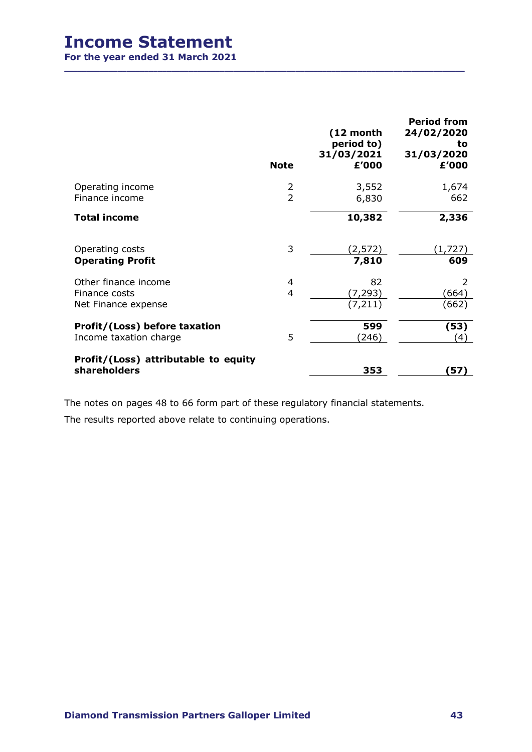# Income Statement

**For the year ended 31 March 2021**

| | Note | (12 month period to) 31/03/2021 £'000 | Period from 24/02/2020 to 31/03/2020 £'000 |
|---|---|---|---|
| Operating income | 2 | 3,552 | 1,674 |
| Finance income | 2 | 6,830 | 662 |
| **Total income** | | **10,382** | **2,336** |
| Operating costs | 3 | (2,572) | (1,727) |
| **Operating Profit** | | **7,810** | **609** |
| Other finance income | 4 | 82 | 2 |
| Finance costs | 4 | (7,293) | (664) |
| Net Finance expense | | (7,211) | (662) |
| **Profit/(Loss) before taxation** | | **599** | **(53)** |
| Income taxation charge | 5 | (246) | (4) |
| **Profit/(Loss) attributable to equity shareholders** | | **353** | **(57)** |

The notes on pages 48 to 66 form part of these regulatory financial statements.

The results reported above relate to continuing operations.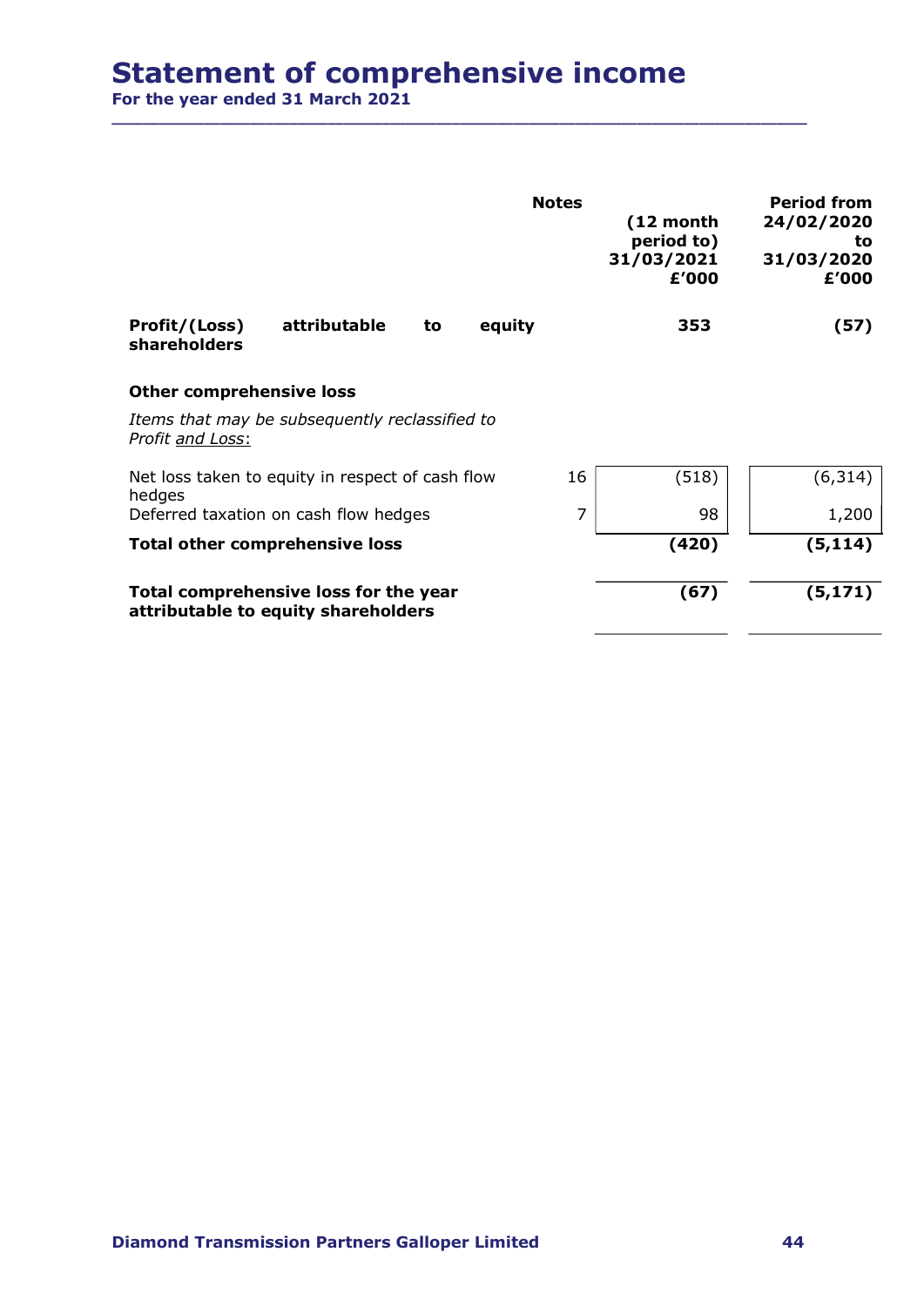# Statement of comprehensive income

**For the year ended 31 March 2021**

| | Notes | (12 month period to) 31/03/2021 £'000 | Period from 24/02/2020 to 31/03/2020 £'000 |
|---|---|---|---|
| **Profit/(Loss) attributable to equity shareholders** | | **353** | **(57)** |
| **Other comprehensive loss** | | | |
| *Items that may be subsequently reclassified to Profit and Loss:* | | | |
| Net loss taken to equity in respect of cash flow hedges | 16 | (518) | (6,314) |
| Deferred taxation on cash flow hedges | 7 | 98 | 1,200 |
| **Total other comprehensive loss** | | **(420)** | **(5,114)** |
| **Total comprehensive loss for the year attributable to equity shareholders** | | **(67)** | **(5,171)** |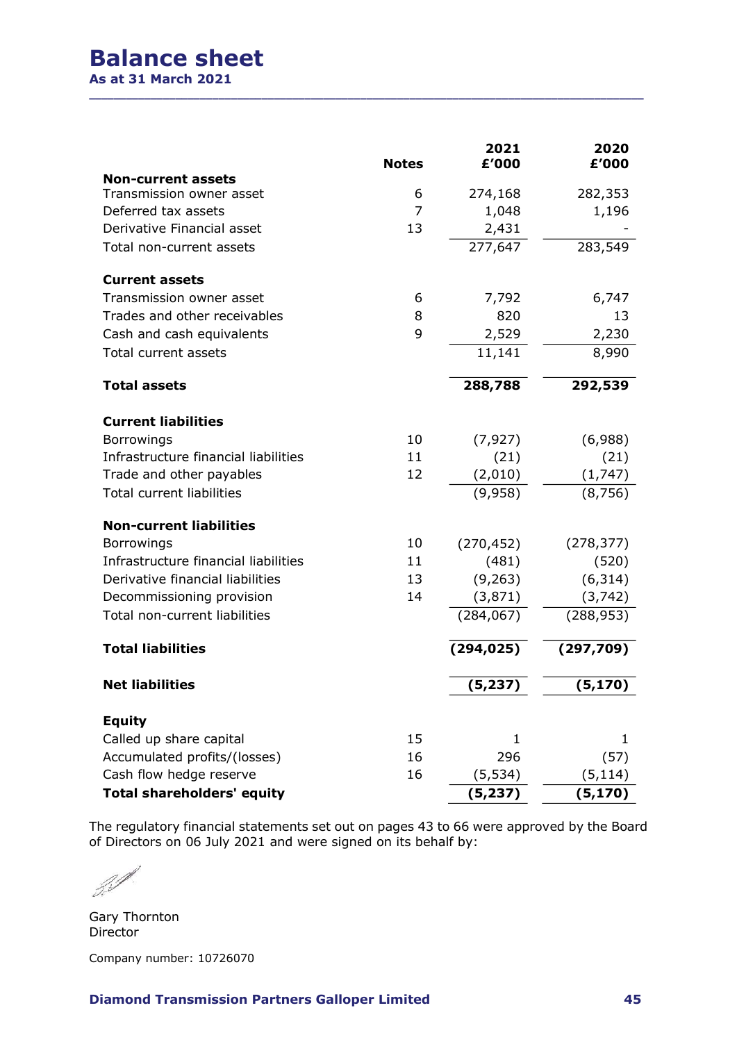# Balance sheet

**As at 31 March 2021**

| | Notes | 2021 £'000 | 2020 £'000 |
|---|---|---|---|
| **Non-current assets** | | | |
| Transmission owner asset | 6 | 274,168 | 282,353 |
| Deferred tax assets | 7 | 1,048 | 1,196 |
| Derivative Financial asset | 13 | 2,431 | - |
| Total non-current assets | | 277,647 | 283,549 |
| **Current assets** | | | |
| Transmission owner asset | 6 | 7,792 | 6,747 |
| Trades and other receivables | 8 | 820 | 13 |
| Cash and cash equivalents | 9 | 2,529 | 2,230 |
| Total current assets | | 11,141 | 8,990 |
| **Total assets** | | **288,788** | **292,539** |
| **Current liabilities** | | | |
| Borrowings | 10 | (7,927) | (6,988) |
| Infrastructure financial liabilities | 11 | (21) | (21) |
| Trade and other payables | 12 | (2,010) | (1,747) |
| Total current liabilities | | (9,958) | (8,756) |
| **Non-current liabilities** | | | |
| Borrowings | 10 | (270,452) | (278,377) |
| Infrastructure financial liabilities | 11 | (481) | (520) |
| Derivative financial liabilities | 13 | (9,263) | (6,314) |
| Decommissioning provision | 14 | (3,871) | (3,742) |
| Total non-current liabilities | | (284,067) | (288,953) |
| **Total liabilities** | | **(294,025)** | **(297,709)** |
| **Net liabilities** | | **(5,237)** | **(5,170)** |
| **Equity** | | | |
| Called up share capital | 15 | 1 | 1 |
| Accumulated profits/(losses) | 16 | 296 | (57) |
| Cash flow hedge reserve | 16 | (5,534) | (5,114) |
| **Total shareholders' equity** | | **(5,237)** | **(5,170)** |

The regulatory financial statements set out on pages 43 to 66 were approved by the Board of Directors on 06 July 2021 and were signed on its behalf by:

Gary Thornton
Director

Company number: 10726070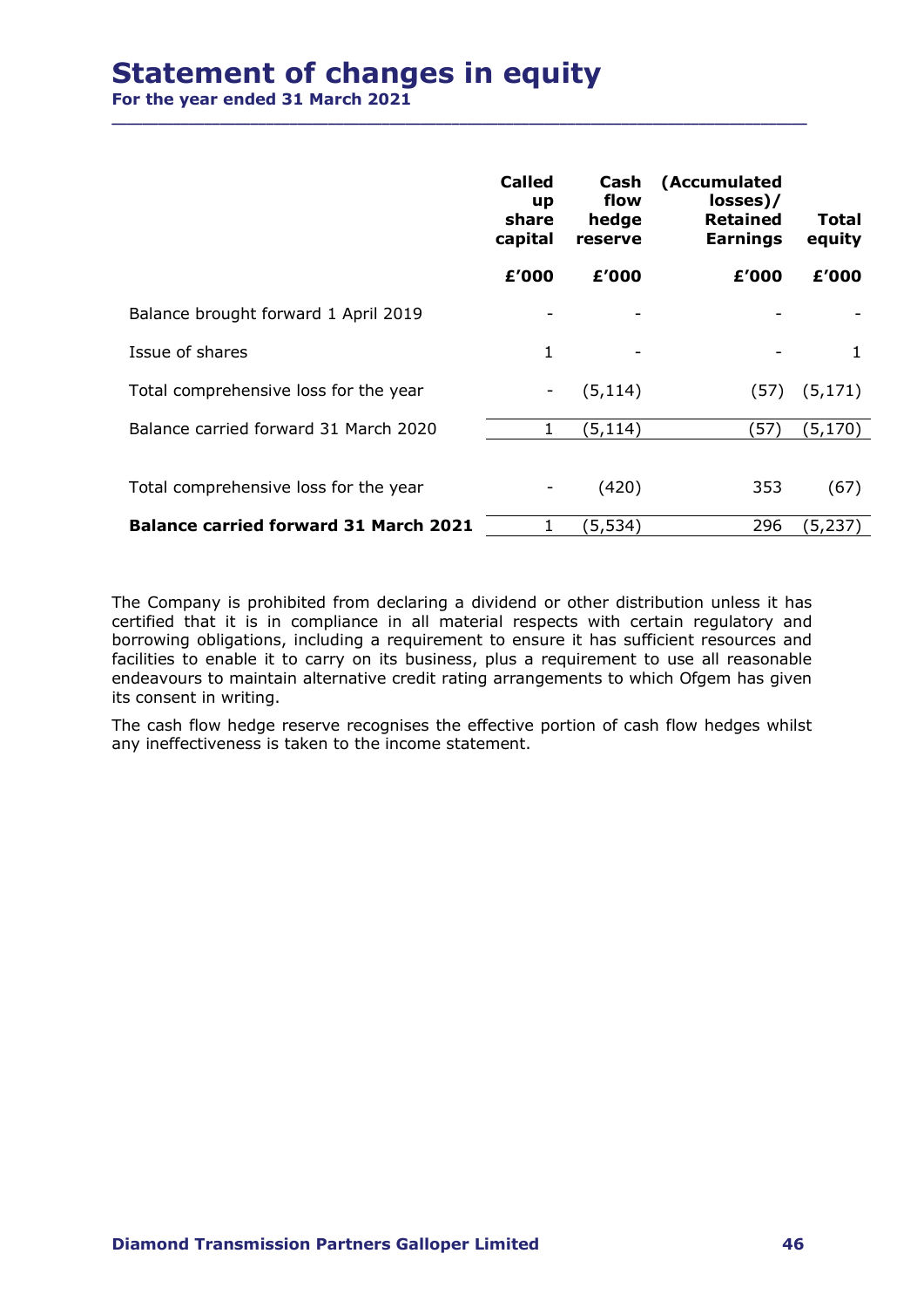# Statement of changes in equity

**For the year ended 31 March 2021**

| | Called up share capital | Cash flow hedge reserve | (Accumulated losses)/ Retained Earnings | Total equity |
|---|---|---|---|---|
| | £'000 | £'000 | £'000 | £'000 |
| Balance brought forward 1 April 2019 | - | - | - | - |
| Issue of shares | 1 | - | - | 1 |
| Total comprehensive loss for the year | - | (5,114) | (57) | (5,171) |
| Balance carried forward 31 March 2020 | 1 | (5,114) | (57) | (5,170) |
| Total comprehensive loss for the year | - | (420) | 353 | (67) |
| **Balance carried forward 31 March 2021** | 1 | (5,534) | 296 | (5,237) |

The Company is prohibited from declaring a dividend or other distribution unless it has certified that it is in compliance in all material respects with certain regulatory and borrowing obligations, including a requirement to ensure it has sufficient resources and facilities to enable it to carry on its business, plus a requirement to use all reasonable endeavours to maintain alternative credit rating arrangements to which Ofgem has given its consent in writing.

The cash flow hedge reserve recognises the effective portion of cash flow hedges whilst any ineffectiveness is taken to the income statement.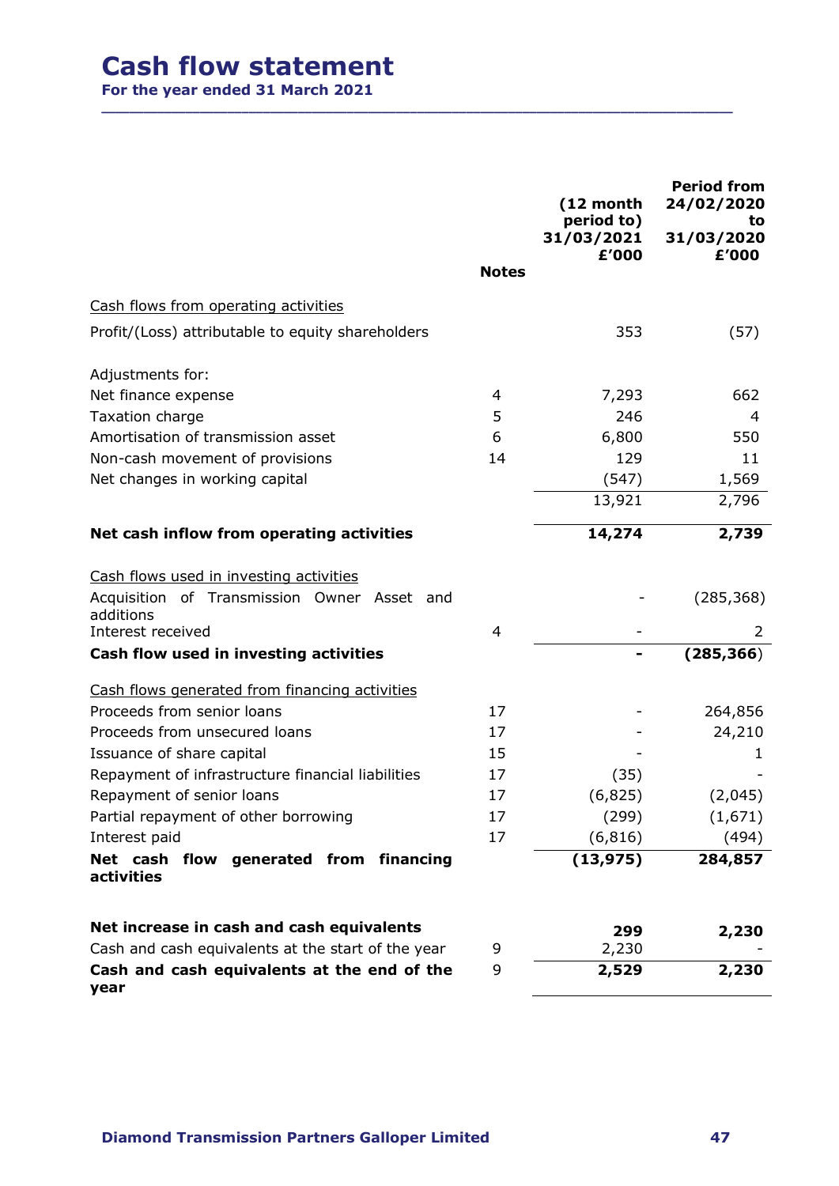# Cash flow statement

For the year ended 31 March 2021

| | Notes | (12 month period to) 31/03/2021 £'000 | Period from 24/02/2020 to 31/03/2020 £'000 |
|---|---|---|---|
| Cash flows from operating activities | | | |
| Profit/(Loss) attributable to equity shareholders | | 353 | (57) |
| Adjustments for: | | | |
| Net finance expense | 4 | 7,293 | 662 |
| Taxation charge | 5 | 246 | 4 |
| Amortisation of transmission asset | 6 | 6,800 | 550 |
| Non-cash movement of provisions | 14 | 129 | 11 |
| Net changes in working capital | | (547) | 1,569 |
| | | 13,921 | 2,796 |
| **Net cash inflow from operating activities** | | **14,274** | **2,739** |
| Cash flows used in investing activities | | | |
| Acquisition of Transmission Owner Asset and additions | | - | (285,368) |
| Interest received | 4 | - | 2 |
| **Cash flow used in investing activities** | | **-** | **(285,366)** |
| Cash flows generated from financing activities | | | |
| Proceeds from senior loans | 17 | - | 264,856 |
| Proceeds from unsecured loans | 17 | - | 24,210 |
| Issuance of share capital | 15 | - | 1 |
| Repayment of infrastructure financial liabilities | 17 | (35) | - |
| Repayment of senior loans | 17 | (6,825) | (2,045) |
| Partial repayment of other borrowing | 17 | (299) | (1,671) |
| Interest paid | 17 | (6,816) | (494) |
| **Net cash flow generated from financing activities** | | **(13,975)** | **284,857** |
| **Net increase in cash and cash equivalents** | | **299** | **2,230** |
| Cash and cash equivalents at the start of the year | 9 | 2,230 | - |
| **Cash and cash equivalents at the end of the year** | 9 | **2,529** | **2,230** |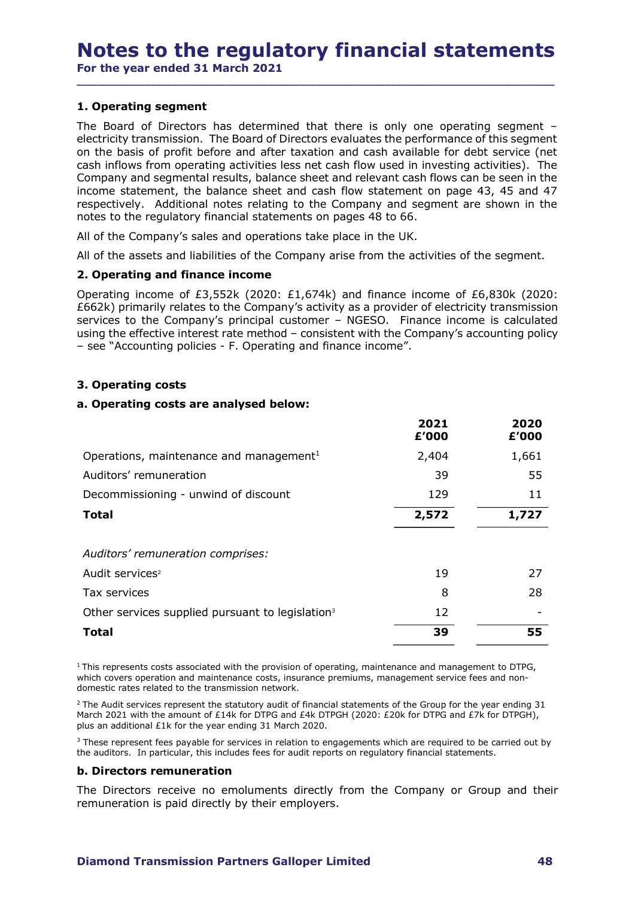# Notes to the regulatory financial statements

For the year ended 31 March 2021

## 1. Operating segment

The Board of Directors has determined that there is only one operating segment – electricity transmission. The Board of Directors evaluates the performance of this segment on the basis of profit before and after taxation and cash available for debt service (net cash inflows from operating activities less net cash flow used in investing activities). The Company and segmental results, balance sheet and relevant cash flows can be seen in the income statement, the balance sheet and cash flow statement on page 43, 45 and 47 respectively. Additional notes relating to the Company and segment are shown in the notes to the regulatory financial statements on pages 48 to 66.

All of the Company's sales and operations take place in the UK.

All of the assets and liabilities of the Company arise from the activities of the segment.

## 2. Operating and finance income

Operating income of £3,552k (2020: £1,674k) and finance income of £6,830k (2020: £662k) primarily relates to the Company's activity as a provider of electricity transmission services to the Company's principal customer – NGESO. Finance income is calculated using the effective interest rate method – consistent with the Company's accounting policy – see "Accounting policies - F. Operating and finance income".

## 3. Operating costs

### a. Operating costs are analysed below:

| | 2021 £'000 | 2020 £'000 |
|---|---|---|
| Operations, maintenance and management[1] | 2,404 | 1,661 |
| Auditors' remuneration | 39 | 55 |
| Decommissioning - unwind of discount | 129 | 11 |
| **Total** | **2,572** | **1,727** |
| *Auditors' remuneration comprises:* | | |
| Audit services[2] | 19 | 27 |
| Tax services | 8 | 28 |
| Other services supplied pursuant to legislation[3] | 12 | - |
| **Total** | **39** | **55** |

[1] This represents costs associated with the provision of operating, maintenance and management to DTPG, which covers operation and maintenance costs, insurance premiums, management service fees and non-domestic rates related to the transmission network.

[2] The Audit services represent the statutory audit of financial statements of the Group for the year ending 31 March 2021 with the amount of £14k for DTPG and £4k DTPGH (2020: £20k for DTPG and £7k for DTPGH), plus an additional £1k for the year ending 31 March 2020.

[3] These represent fees payable for services in relation to engagements which are required to be carried out by the auditors. In particular, this includes fees for audit reports on regulatory financial statements.

### b. Directors remuneration

The Directors receive no emoluments directly from the Company or Group and their remuneration is paid directly by their employers.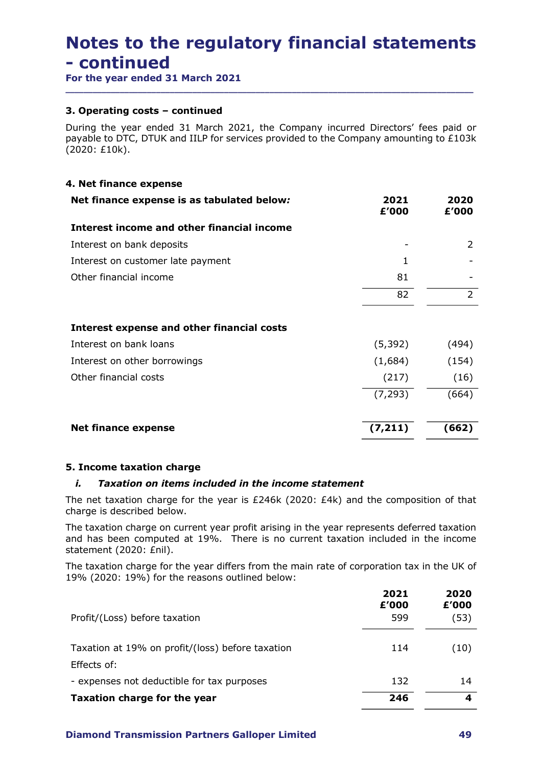# Notes to the regulatory financial statements - continued

**For the year ended 31 March 2021**

### 3. Operating costs – continued

During the year ended 31 March 2021, the Company incurred Directors' fees paid or payable to DTC, DTUK and IILP for services provided to the Company amounting to £103k (2020: £10k).

### 4. Net finance expense

| **Net finance expense is as tabulated below:** | **2021 £'000** | **2020 £'000** |
|---|---|---|
| **Interest income and other financial income** | | |
| Interest on bank deposits | - | 2 |
| Interest on customer late payment | 1 | - |
| Other financial income | 81 | - |
| | 82 | 2 |
| **Interest expense and other financial costs** | | |
| Interest on bank loans | (5,392) | (494) |
| Interest on other borrowings | (1,684) | (154) |
| Other financial costs | (217) | (16) |
| | (7,293) | (664) |
| **Net finance expense** | **(7,211)** | **(662)** |

### 5. Income taxation charge

#### *i. Taxation on items included in the income statement*

The net taxation charge for the year is £246k (2020: £4k) and the composition of that charge is described below.

The taxation charge on current year profit arising in the year represents deferred taxation and has been computed at 19%. There is no current taxation included in the income statement (2020: £nil).

The taxation charge for the year differs from the main rate of corporation tax in the UK of 19% (2020: 19%) for the reasons outlined below:

| | **2021 £'000** | **2020 £'000** |
|---|---|---|
| Profit/(Loss) before taxation | 599 | (53) |
| Taxation at 19% on profit/(loss) before taxation | 114 | (10) |
| Effects of: | | |
| - expenses not deductible for tax purposes | 132 | 14 |
| **Taxation charge for the year** | **246** | **4** |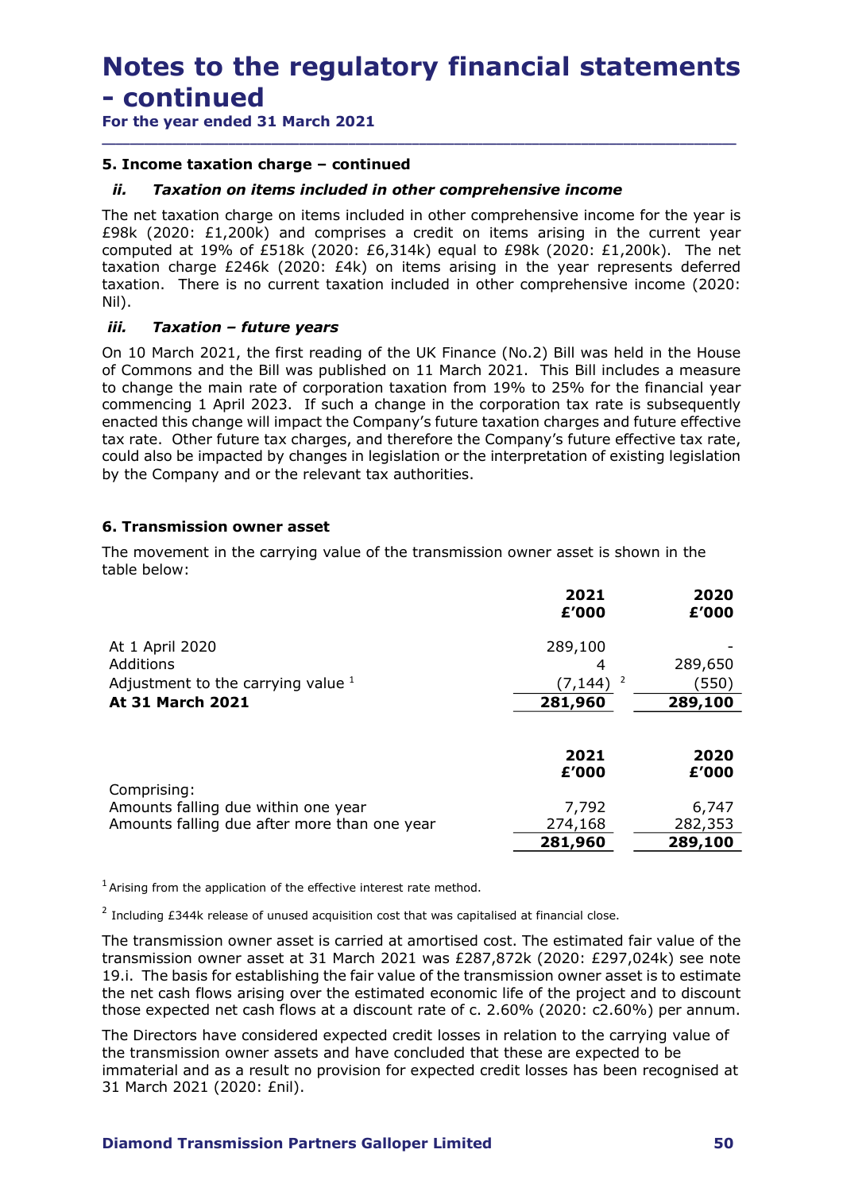# Notes to the regulatory financial statements - continued

**For the year ended 31 March 2021**

### 5. Income taxation charge – continued

#### *ii. Taxation on items included in other comprehensive income*

The net taxation charge on items included in other comprehensive income for the year is £98k (2020: £1,200k) and comprises a credit on items arising in the current year computed at 19% of £518k (2020: £6,314k) equal to £98k (2020: £1,200k). The net taxation charge £246k (2020: £4k) on items arising in the year represents deferred taxation. There is no current taxation included in other comprehensive income (2020: Nil).

#### *iii. Taxation – future years*

On 10 March 2021, the first reading of the UK Finance (No.2) Bill was held in the House of Commons and the Bill was published on 11 March 2021. This Bill includes a measure to change the main rate of corporation taxation from 19% to 25% for the financial year commencing 1 April 2023. If such a change in the corporation tax rate is subsequently enacted this change will impact the Company's future taxation charges and future effective tax rate. Other future tax charges, and therefore the Company's future effective tax rate, could also be impacted by changes in legislation or the interpretation of existing legislation by the Company and or the relevant tax authorities.

### 6. Transmission owner asset

The movement in the carrying value of the transmission owner asset is shown in the table below:

| | 2021 £'000 | 2020 £'000 |
|---|---|---|
| At 1 April 2020 | 289,100 | - |
| Additions | 4 | 289,650 |
| Adjustment to the carrying value [1] | (7,144) [2] | (550) |
| **At 31 March 2021** | **281,960** | **289,100** |

| | 2021 £'000 | 2020 £'000 |
|---|---|---|
| Comprising: | | |
| Amounts falling due within one year | 7,792 | 6,747 |
| Amounts falling due after more than one year | 274,168 | 282,353 |
| | **281,960** | **289,100** |

[1] Arising from the application of the effective interest rate method.

[2] Including £344k release of unused acquisition cost that was capitalised at financial close.

The transmission owner asset is carried at amortised cost. The estimated fair value of the transmission owner asset at 31 March 2021 was £287,872k (2020: £297,024k) see note 19.i. The basis for establishing the fair value of the transmission owner asset is to estimate the net cash flows arising over the estimated economic life of the project and to discount those expected net cash flows at a discount rate of c. 2.60% (2020: c2.60%) per annum.

The Directors have considered expected credit losses in relation to the carrying value of the transmission owner assets and have concluded that these are expected to be immaterial and as a result no provision for expected credit losses has been recognised at 31 March 2021 (2020: £nil).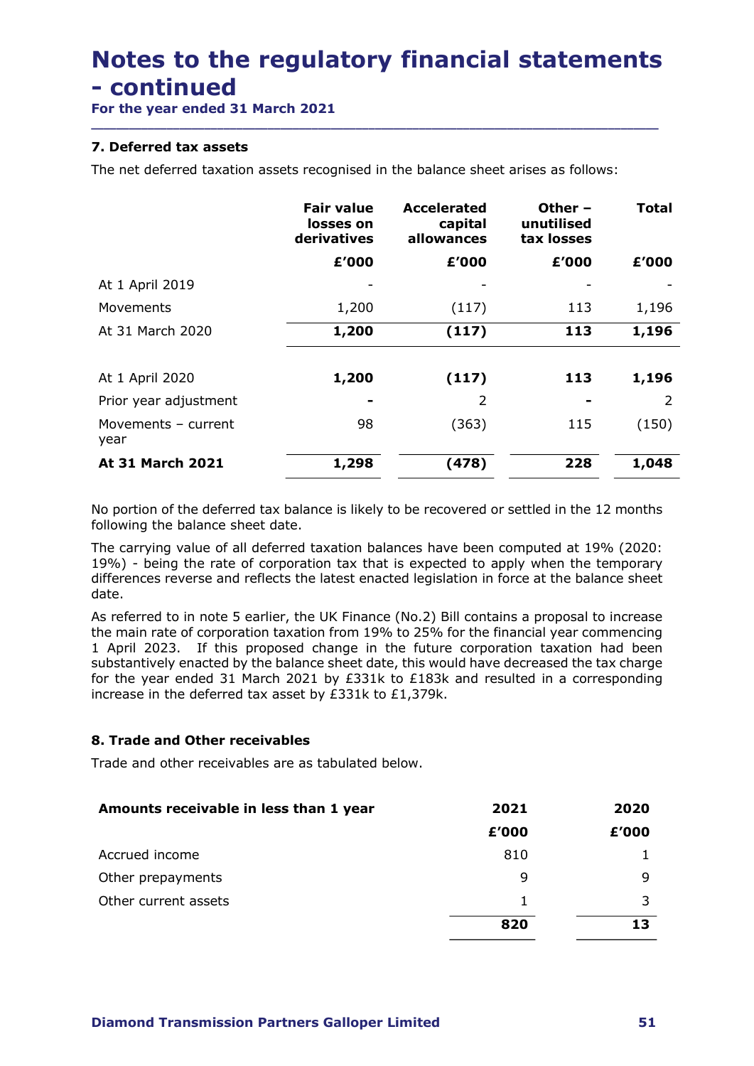# Notes to the regulatory financial statements - continued

**For the year ended 31 March 2021**

### 7. Deferred tax assets

The net deferred taxation assets recognised in the balance sheet arises as follows:

| | Fair value losses on derivatives | Accelerated capital allowances | Other – unutilised tax losses | Total |
|---|---|---|---|---|
| | £'000 | £'000 | £'000 | £'000 |
| At 1 April 2019 | - | - | - | - |
| Movements | 1,200 | (117) | 113 | 1,196 |
| At 31 March 2020 | **1,200** | **(117)** | **113** | **1,196** |
| | | | | |
| At 1 April 2020 | **1,200** | **(117)** | **113** | **1,196** |
| Prior year adjustment | - | 2 | - | 2 |
| Movements – current year | 98 | (363) | 115 | (150) |
| **At 31 March 2021** | **1,298** | **(478)** | **228** | **1,048** |

No portion of the deferred tax balance is likely to be recovered or settled in the 12 months following the balance sheet date.

The carrying value of all deferred taxation balances have been computed at 19% (2020: 19%) - being the rate of corporation tax that is expected to apply when the temporary differences reverse and reflects the latest enacted legislation in force at the balance sheet date.

As referred to in note 5 earlier, the UK Finance (No.2) Bill contains a proposal to increase the main rate of corporation taxation from 19% to 25% for the financial year commencing 1 April 2023. If this proposed change in the future corporation taxation had been substantively enacted by the balance sheet date, this would have decreased the tax charge for the year ended 31 March 2021 by £331k to £183k and resulted in a corresponding increase in the deferred tax asset by £331k to £1,379k.

### 8. Trade and Other receivables

Trade and other receivables are as tabulated below.

| **Amounts receivable in less than 1 year** | 2021 | 2020 |
|---|---|---|
| | £'000 | £'000 |
| Accrued income | 810 | 1 |
| Other prepayments | 9 | 9 |
| Other current assets | 1 | 3 |
| | **820** | **13** |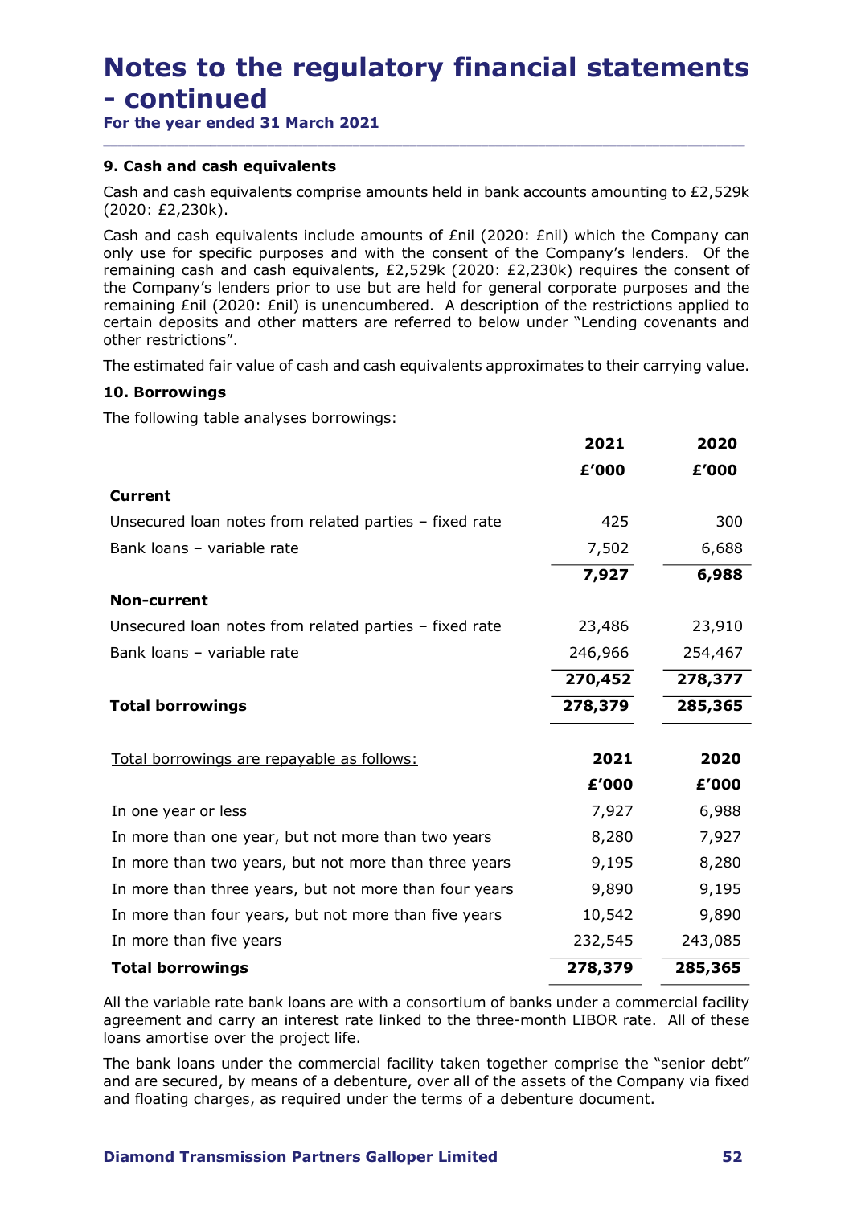# Notes to the regulatory financial statements - continued

For the year ended 31 March 2021

### 9. Cash and cash equivalents

Cash and cash equivalents comprise amounts held in bank accounts amounting to £2,529k (2020: £2,230k).

Cash and cash equivalents include amounts of £nil (2020: £nil) which the Company can only use for specific purposes and with the consent of the Company's lenders. Of the remaining cash and cash equivalents, £2,529k (2020: £2,230k) requires the consent of the Company's lenders prior to use but are held for general corporate purposes and the remaining £nil (2020: £nil) is unencumbered. A description of the restrictions applied to certain deposits and other matters are referred to below under "Lending covenants and other restrictions".

The estimated fair value of cash and cash equivalents approximates to their carrying value.

### 10. Borrowings

The following table analyses borrowings:

| | 2021 | 2020 |
|---|---|---|
| | £'000 | £'000 |
| **Current** | | |
| Unsecured loan notes from related parties – fixed rate | 425 | 300 |
| Bank loans – variable rate | 7,502 | 6,688 |
| | **7,927** | **6,988** |
| **Non-current** | | |
| Unsecured loan notes from related parties – fixed rate | 23,486 | 23,910 |
| Bank loans – variable rate | 246,966 | 254,467 |
| | **270,452** | **278,377** |
| **Total borrowings** | **278,379** | **285,365** |

| <u>Total borrowings are repayable as follows:</u> | 2021 | 2020 |
|---|---|---|
| | £'000 | £'000 |
| In one year or less | 7,927 | 6,988 |
| In more than one year, but not more than two years | 8,280 | 7,927 |
| In more than two years, but not more than three years | 9,195 | 8,280 |
| In more than three years, but not more than four years | 9,890 | 9,195 |
| In more than four years, but not more than five years | 10,542 | 9,890 |
| In more than five years | 232,545 | 243,085 |
| **Total borrowings** | **278,379** | **285,365** |

All the variable rate bank loans are with a consortium of banks under a commercial facility agreement and carry an interest rate linked to the three-month LIBOR rate. All of these loans amortise over the project life.

The bank loans under the commercial facility taken together comprise the "senior debt" and are secured, by means of a debenture, over all of the assets of the Company via fixed and floating charges, as required under the terms of a debenture document.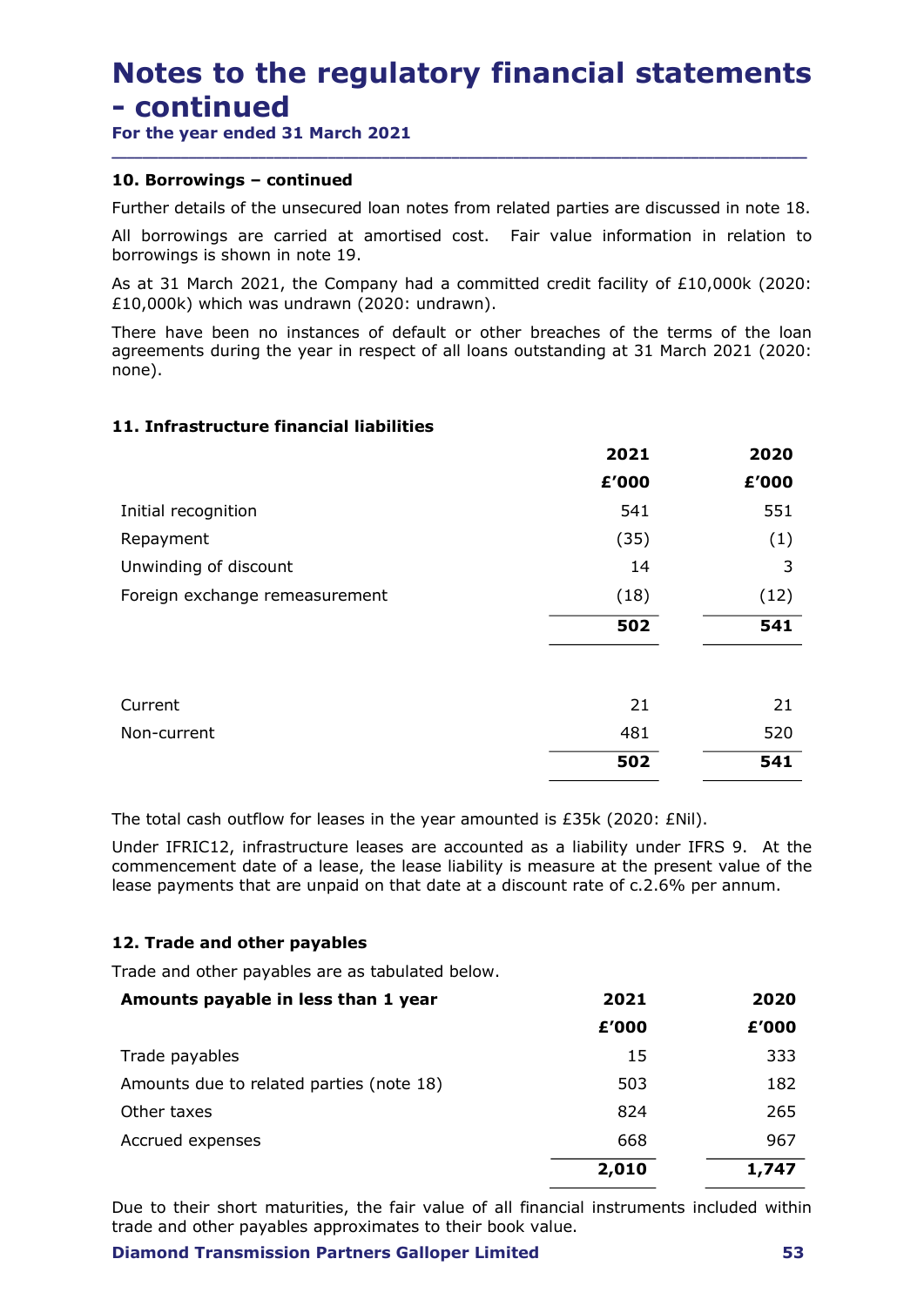# Notes to the regulatory financial statements - continued

For the year ended 31 March 2021

### 10. Borrowings – continued

Further details of the unsecured loan notes from related parties are discussed in note 18.

All borrowings are carried at amortised cost. Fair value information in relation to borrowings is shown in note 19.

As at 31 March 2021, the Company had a committed credit facility of £10,000k (2020: £10,000k) which was undrawn (2020: undrawn).

There have been no instances of default or other breaches of the terms of the loan agreements during the year in respect of all loans outstanding at 31 March 2021 (2020: none).

### 11. Infrastructure financial liabilities

| | 2021 | 2020 |
|---|---|---|
| | £'000 | £'000 |
| Initial recognition | 541 | 551 |
| Repayment | (35) | (1) |
| Unwinding of discount | 14 | 3 |
| Foreign exchange remeasurement | (18) | (12) |
| | **502** | **541** |
| | | |
| Current | 21 | 21 |
| Non-current | 481 | 520 |
| | **502** | **541** |

The total cash outflow for leases in the year amounted is £35k (2020: £Nil).

Under IFRIC12, infrastructure leases are accounted as a liability under IFRS 9. At the commencement date of a lease, the lease liability is measure at the present value of the lease payments that are unpaid on that date at a discount rate of c.2.6% per annum.

### 12. Trade and other payables

Trade and other payables are as tabulated below.

| **Amounts payable in less than 1 year** | 2021 | 2020 |
|---|---|---|
| | £'000 | £'000 |
| Trade payables | 15 | 333 |
| Amounts due to related parties (note 18) | 503 | 182 |
| Other taxes | 824 | 265 |
| Accrued expenses | 668 | 967 |
| | **2,010** | **1,747** |

Due to their short maturities, the fair value of all financial instruments included within trade and other payables approximates to their book value.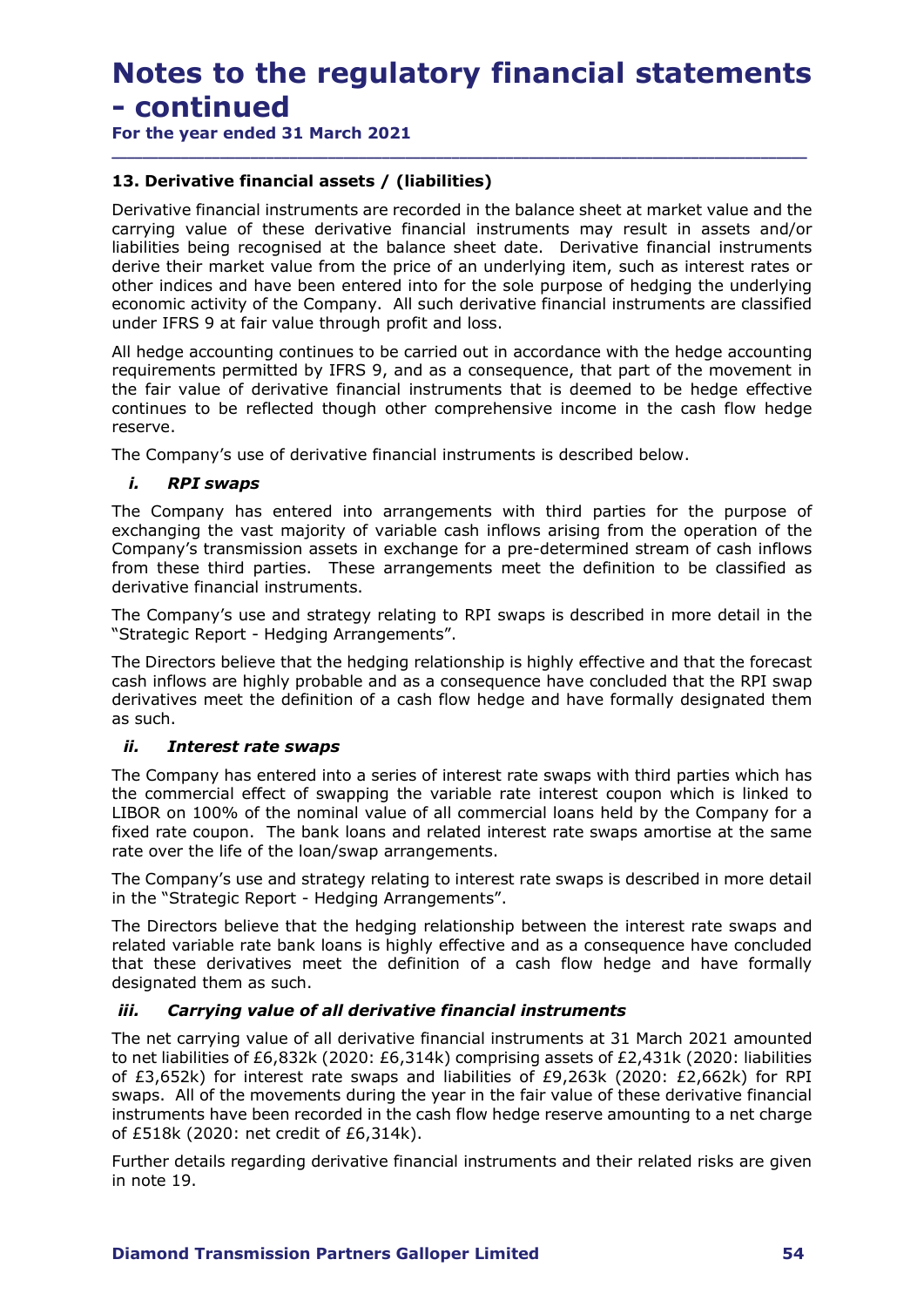# Notes to the regulatory financial statements - continued

**For the year ended 31 March 2021**

### 13. Derivative financial assets / (liabilities)

Derivative financial instruments are recorded in the balance sheet at market value and the carrying value of these derivative financial instruments may result in assets and/or liabilities being recognised at the balance sheet date. Derivative financial instruments derive their market value from the price of an underlying item, such as interest rates or other indices and have been entered into for the sole purpose of hedging the underlying economic activity of the Company. All such derivative financial instruments are classified under IFRS 9 at fair value through profit and loss.

All hedge accounting continues to be carried out in accordance with the hedge accounting requirements permitted by IFRS 9, and as a consequence, that part of the movement in the fair value of derivative financial instruments that is deemed to be hedge effective continues to be reflected though other comprehensive income in the cash flow hedge reserve.

The Company's use of derivative financial instruments is described below.

#### *i. RPI swaps*

The Company has entered into arrangements with third parties for the purpose of exchanging the vast majority of variable cash inflows arising from the operation of the Company's transmission assets in exchange for a pre-determined stream of cash inflows from these third parties. These arrangements meet the definition to be classified as derivative financial instruments.

The Company's use and strategy relating to RPI swaps is described in more detail in the "Strategic Report - Hedging Arrangements".

The Directors believe that the hedging relationship is highly effective and that the forecast cash inflows are highly probable and as a consequence have concluded that the RPI swap derivatives meet the definition of a cash flow hedge and have formally designated them as such.

#### *ii. Interest rate swaps*

The Company has entered into a series of interest rate swaps with third parties which has the commercial effect of swapping the variable rate interest coupon which is linked to LIBOR on 100% of the nominal value of all commercial loans held by the Company for a fixed rate coupon. The bank loans and related interest rate swaps amortise at the same rate over the life of the loan/swap arrangements.

The Company's use and strategy relating to interest rate swaps is described in more detail in the "Strategic Report - Hedging Arrangements".

The Directors believe that the hedging relationship between the interest rate swaps and related variable rate bank loans is highly effective and as a consequence have concluded that these derivatives meet the definition of a cash flow hedge and have formally designated them as such.

#### *iii. Carrying value of all derivative financial instruments*

The net carrying value of all derivative financial instruments at 31 March 2021 amounted to net liabilities of £6,832k (2020: £6,314k) comprising assets of £2,431k (2020: liabilities of £3,652k) for interest rate swaps and liabilities of £9,263k (2020: £2,662k) for RPI swaps. All of the movements during the year in the fair value of these derivative financial instruments have been recorded in the cash flow hedge reserve amounting to a net charge of £518k (2020: net credit of £6,314k).

Further details regarding derivative financial instruments and their related risks are given in note 19.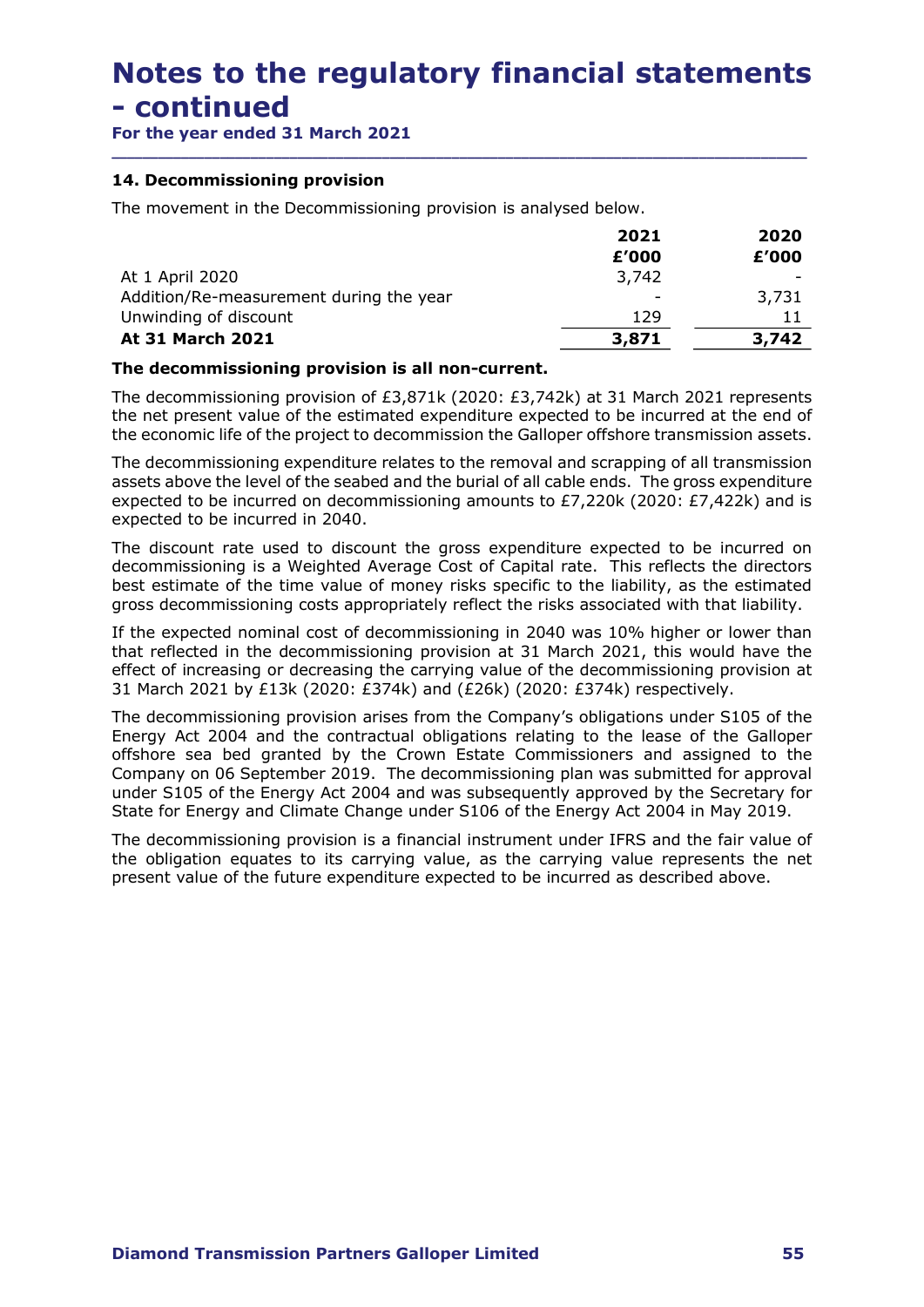# Notes to the regulatory financial statements - continued

For the year ended 31 March 2021

### 14. Decommissioning provision

The movement in the Decommissioning provision is analysed below.

| | 2021 £'000 | 2020 £'000 |
|---|---|---|
| At 1 April 2020 | 3,742 | - |
| Addition/Re-measurement during the year | - | 3,731 |
| Unwinding of discount | 129 | 11 |
| **At 31 March 2021** | **3,871** | **3,742** |

**The decommissioning provision is all non-current.**

The decommissioning provision of £3,871k (2020: £3,742k) at 31 March 2021 represents the net present value of the estimated expenditure expected to be incurred at the end of the economic life of the project to decommission the Galloper offshore transmission assets.

The decommissioning expenditure relates to the removal and scrapping of all transmission assets above the level of the seabed and the burial of all cable ends. The gross expenditure expected to be incurred on decommissioning amounts to £7,220k (2020: £7,422k) and is expected to be incurred in 2040.

The discount rate used to discount the gross expenditure expected to be incurred on decommissioning is a Weighted Average Cost of Capital rate. This reflects the directors best estimate of the time value of money risks specific to the liability, as the estimated gross decommissioning costs appropriately reflect the risks associated with that liability.

If the expected nominal cost of decommissioning in 2040 was 10% higher or lower than that reflected in the decommissioning provision at 31 March 2021, this would have the effect of increasing or decreasing the carrying value of the decommissioning provision at 31 March 2021 by £13k (2020: £374k) and (£26k) (2020: £374k) respectively.

The decommissioning provision arises from the Company's obligations under S105 of the Energy Act 2004 and the contractual obligations relating to the lease of the Galloper offshore sea bed granted by the Crown Estate Commissioners and assigned to the Company on 06 September 2019. The decommissioning plan was submitted for approval under S105 of the Energy Act 2004 and was subsequently approved by the Secretary for State for Energy and Climate Change under S106 of the Energy Act 2004 in May 2019.

The decommissioning provision is a financial instrument under IFRS and the fair value of the obligation equates to its carrying value, as the carrying value represents the net present value of the future expenditure expected to be incurred as described above.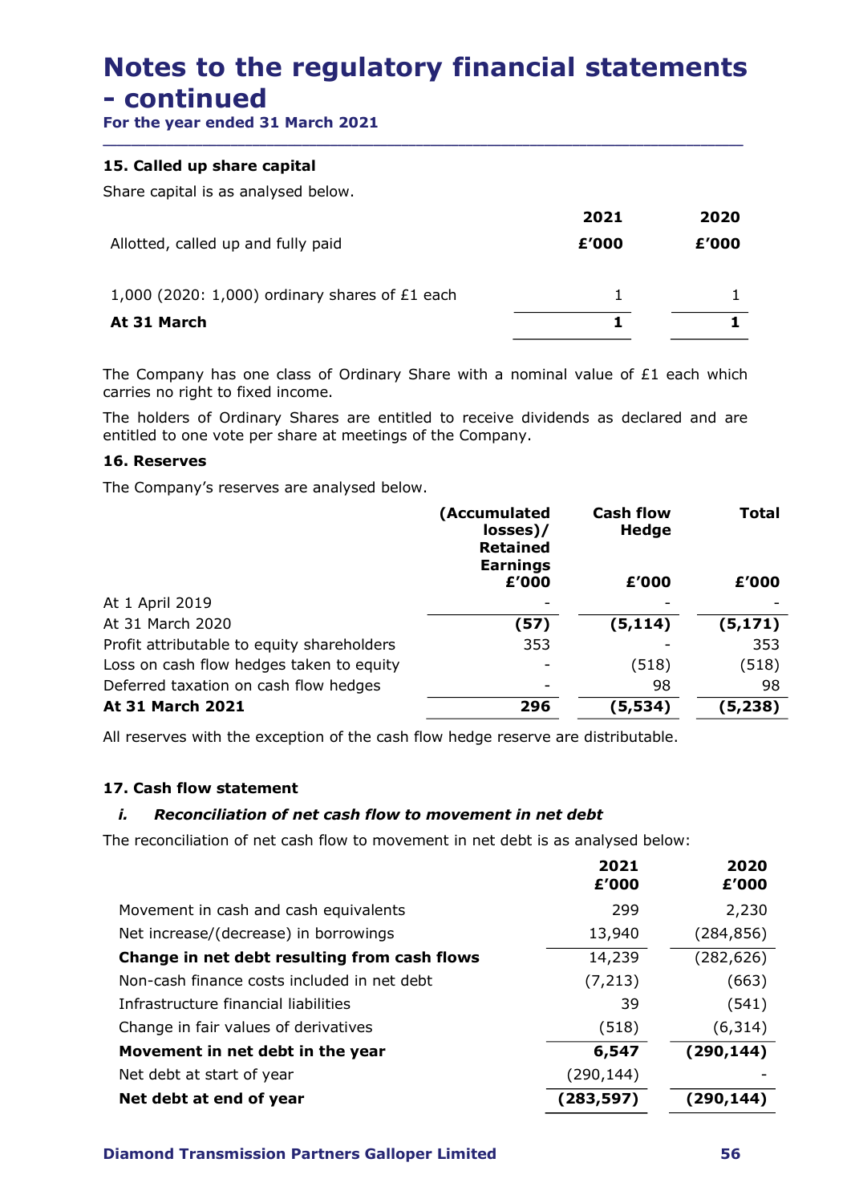# Notes to the regulatory financial statements - continued

**For the year ended 31 March 2021**

### 15. Called up share capital

Share capital is as analysed below.

| | 2021 | 2020 |
|---|---|---|
| Allotted, called up and fully paid | **£'000** | **£'000** |
| 1,000 (2020: 1,000) ordinary shares of £1 each | 1 | 1 |
| **At 31 March** | **1** | **1** |

The Company has one class of Ordinary Share with a nominal value of £1 each which carries no right to fixed income.

The holders of Ordinary Shares are entitled to receive dividends as declared and are entitled to one vote per share at meetings of the Company.

### 16. Reserves

The Company's reserves are analysed below.

| | (Accumulated losses)/ Retained Earnings £'000 | Cash flow Hedge £'000 | Total £'000 |
|---|---|---|---|
| At 1 April 2019 | - | - | - |
| At 31 March 2020 | **(57)** | **(5,114)** | **(5,171)** |
| Profit attributable to equity shareholders | 353 | - | 353 |
| Loss on cash flow hedges taken to equity | - | (518) | (518) |
| Deferred taxation on cash flow hedges | - | 98 | 98 |
| **At 31 March 2021** | **296** | **(5,534)** | **(5,238)** |

All reserves with the exception of the cash flow hedge reserve are distributable.

### 17. Cash flow statement

#### *i. Reconciliation of net cash flow to movement in net debt*

The reconciliation of net cash flow to movement in net debt is as analysed below:

| | 2021 £'000 | 2020 £'000 |
|---|---|---|
| Movement in cash and cash equivalents | 299 | 2,230 |
| Net increase/(decrease) in borrowings | 13,940 | (284,856) |
| **Change in net debt resulting from cash flows** | 14,239 | (282,626) |
| Non-cash finance costs included in net debt | (7,213) | (663) |
| Infrastructure financial liabilities | 39 | (541) |
| Change in fair values of derivatives | (518) | (6,314) |
| **Movement in net debt in the year** | **6,547** | **(290,144)** |
| Net debt at start of year | (290,144) | - |
| **Net debt at end of year** | **(283,597)** | **(290,144)** |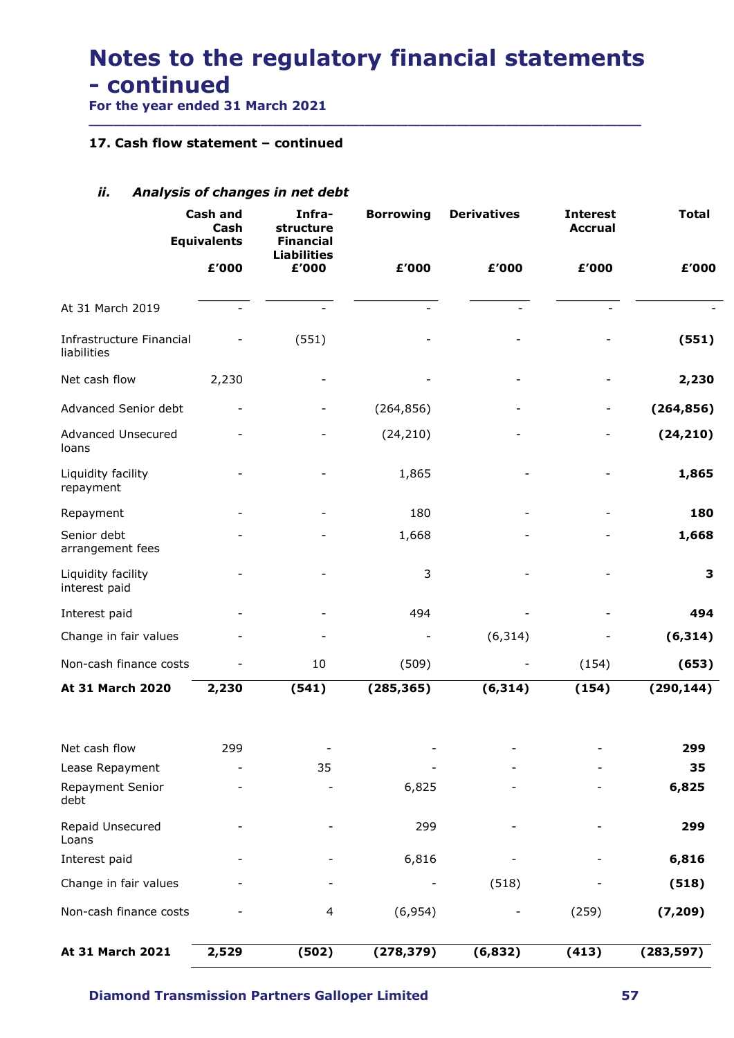# Notes to the regulatory financial statements - continued

**For the year ended 31 March 2021**

### 17. Cash flow statement – continued

#### *ii. Analysis of changes in net debt*

| | Cash and Cash Equivalents | Infra-structure Financial Liabilities | Borrowing | Derivatives | Interest Accrual | Total |
|---|---|---|---|---|---|---|
| | £'000 | £'000 | £'000 | £'000 | £'000 | £'000 |
| At 31 March 2019 | - | - | - | - | - | - |
| Infrastructure Financial liabilities | - | (551) | - | - | - | **(551)** |
| Net cash flow | 2,230 | - | - | - | - | **2,230** |
| Advanced Senior debt | - | - | (264,856) | - | - | **(264,856)** |
| Advanced Unsecured loans | - | - | (24,210) | - | - | **(24,210)** |
| Liquidity facility repayment | - | - | 1,865 | - | - | **1,865** |
| Repayment | - | - | 180 | - | - | **180** |
| Senior debt arrangement fees | - | - | 1,668 | - | - | **1,668** |
| Liquidity facility interest paid | - | - | 3 | - | - | **3** |
| Interest paid | - | - | 494 | - | - | **494** |
| Change in fair values | - | - | - | (6,314) | - | **(6,314)** |
| Non-cash finance costs | - | 10 | (509) | - | (154) | **(653)** |
| **At 31 March 2020** | **2,230** | **(541)** | **(285,365)** | **(6,314)** | **(154)** | **(290,144)** |
| Net cash flow | 299 | - | - | - | - | **299** |
| Lease Repayment | - | 35 | - | - | - | **35** |
| Repayment Senior debt | - | - | 6,825 | - | - | **6,825** |
| Repaid Unsecured Loans | - | - | 299 | - | - | **299** |
| Interest paid | - | - | 6,816 | - | - | **6,816** |
| Change in fair values | - | - | - | (518) | - | **(518)** |
| Non-cash finance costs | - | 4 | (6,954) | - | (259) | **(7,209)** |
| **At 31 March 2021** | **2,529** | **(502)** | **(278,379)** | **(6,832)** | **(413)** | **(283,597)** |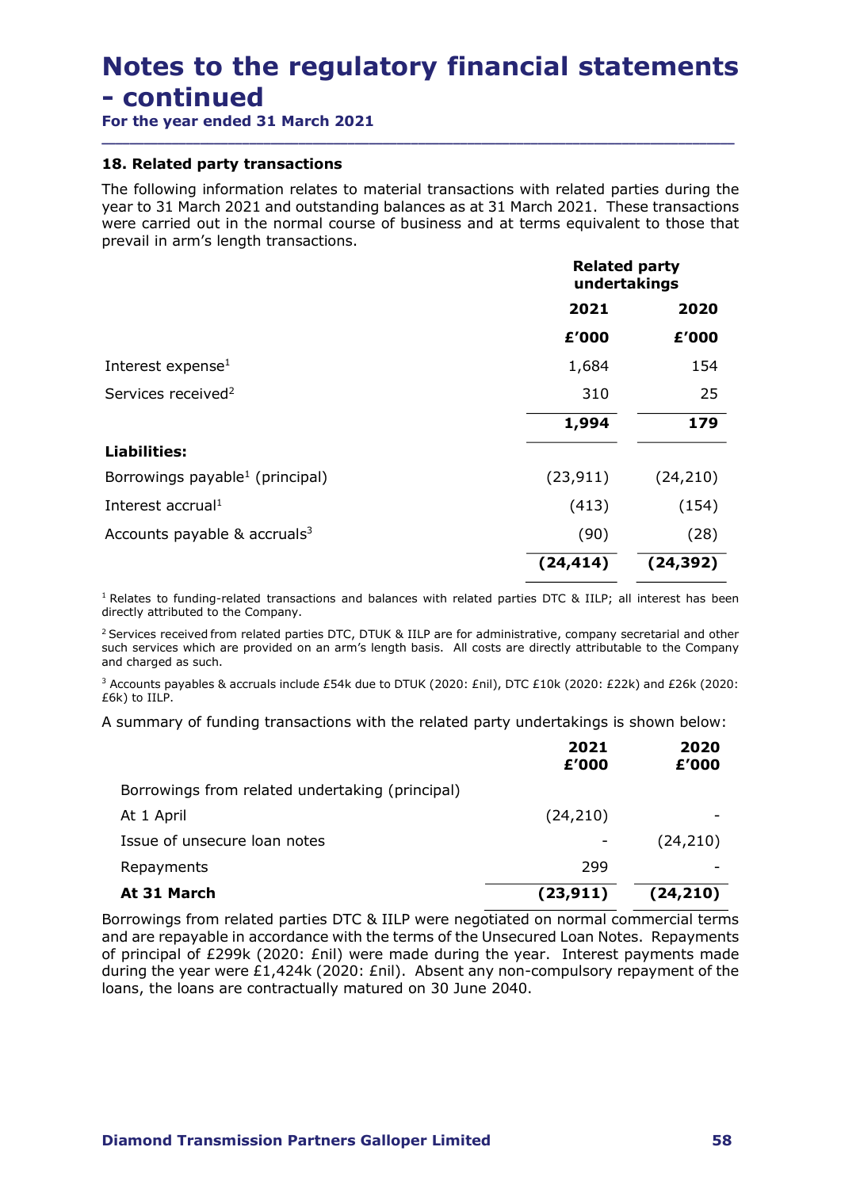# Notes to the regulatory financial statements - continued

**For the year ended 31 March 2021**

### 18. Related party transactions

The following information relates to material transactions with related parties during the year to 31 March 2021 and outstanding balances as at 31 March 2021. These transactions were carried out in the normal course of business and at terms equivalent to those that prevail in arm's length transactions.

| | Related party undertakings | |
|---|---|---|
| | **2021** | **2020** |
| | **£'000** | **£'000** |
| Interest expense[1] | 1,684 | 154 |
| Services received[2] | 310 | 25 |
| | **1,994** | **179** |
| **Liabilities:** | | |
| Borrowings payable[1] (principal) | (23,911) | (24,210) |
| Interest accrual[1] | (413) | (154) |
| Accounts payable & accruals[3] | (90) | (28) |
| | **(24,414)** | **(24,392)** |

[1] Relates to funding-related transactions and balances with related parties DTC & IILP; all interest has been directly attributed to the Company.

[2] Services received from related parties DTC, DTUK & IILP are for administrative, company secretarial and other such services which are provided on an arm's length basis. All costs are directly attributable to the Company and charged as such.

[3] Accounts payables & accruals include £54k due to DTUK (2020: £nil), DTC £10k (2020: £22k) and £26k (2020: £6k) to IILP.

A summary of funding transactions with the related party undertakings is shown below:

| | 2021 £'000 | 2020 £'000 |
|---|---|---|
| Borrowings from related undertaking (principal) | | |
| At 1 April | (24,210) | - |
| Issue of unsecure loan notes | - | (24,210) |
| Repayments | 299 | - |
| **At 31 March** | **(23,911)** | **(24,210)** |

Borrowings from related parties DTC & IILP were negotiated on normal commercial terms and are repayable in accordance with the terms of the Unsecured Loan Notes. Repayments of principal of £299k (2020: £nil) were made during the year. Interest payments made during the year were £1,424k (2020: £nil). Absent any non-compulsory repayment of the loans, the loans are contractually matured on 30 June 2040.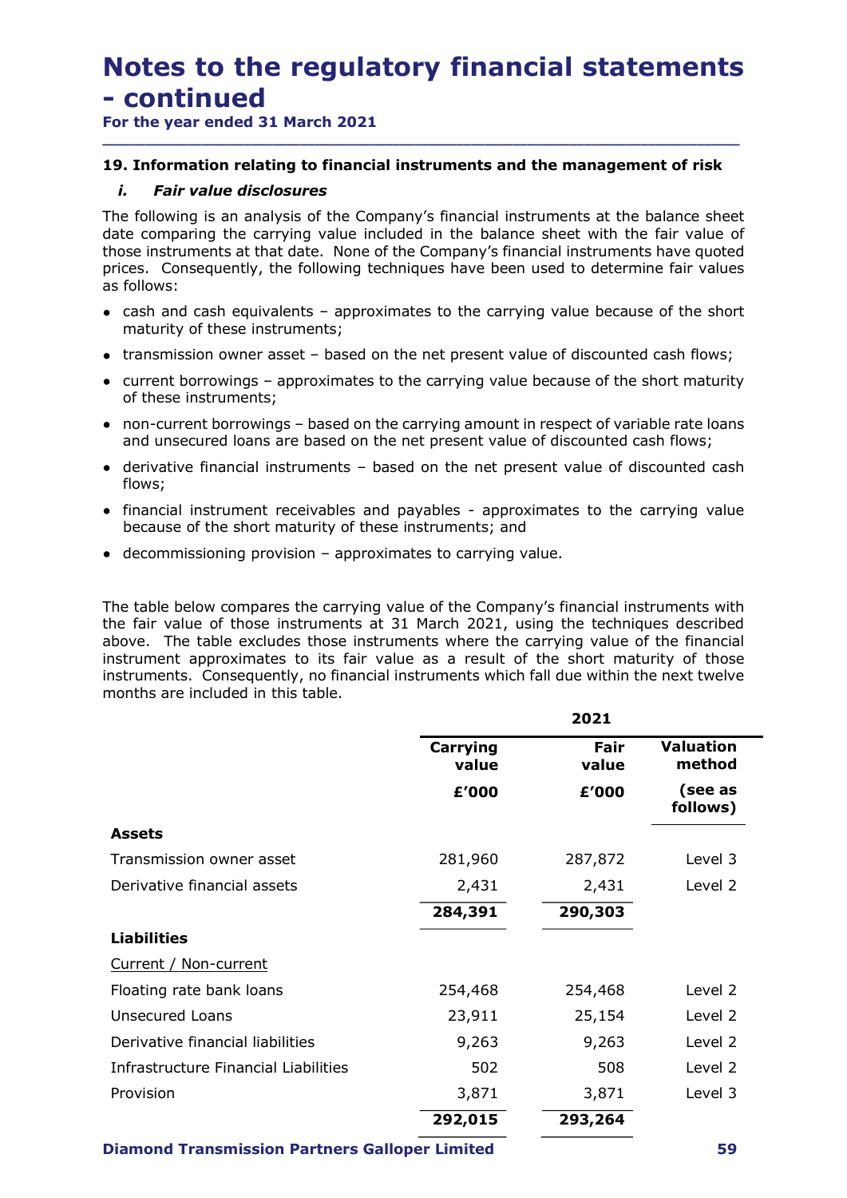# Notes to the regulatory financial statements - continued

**For the year ended 31 March 2021**

### 19. Information relating to financial instruments and the management of risk

#### *i. Fair value disclosures*

The following is an analysis of the Company's financial instruments at the balance sheet date comparing the carrying value included in the balance sheet with the fair value of those instruments at that date. None of the Company's financial instruments have quoted prices. Consequently, the following techniques have been used to determine fair values as follows:

- cash and cash equivalents – approximates to the carrying value because of the short maturity of these instruments;
- transmission owner asset – based on the net present value of discounted cash flows;
- current borrowings – approximates to the carrying value because of the short maturity of these instruments;
- non-current borrowings – based on the carrying amount in respect of variable rate loans and unsecured loans are based on the net present value of discounted cash flows;
- derivative financial instruments – based on the net present value of discounted cash flows;
- financial instrument receivables and payables - approximates to the carrying value because of the short maturity of these instruments; and
- decommissioning provision – approximates to carrying value.

The table below compares the carrying value of the Company's financial instruments with the fair value of those instruments at 31 March 2021, using the techniques described above. The table excludes those instruments where the carrying value of the financial instrument approximates to its fair value as a result of the short maturity of those instruments. Consequently, no financial instruments which fall due within the next twelve months are included in this table.

| | 2021 | | |
|---|---|---|---|
| | **Carrying value** | **Fair value** | **Valuation method** |
| | **£'000** | **£'000** | **(see as follows)** |
| **Assets** | | | |
| Transmission owner asset | 281,960 | 287,872 | Level 3 |
| Derivative financial assets | 2,431 | 2,431 | Level 2 |
| | **284,391** | **290,303** | |
| **Liabilities** | | | |
| Current / Non-current | | | |
| Floating rate bank loans | 254,468 | 254,468 | Level 2 |
| Unsecured Loans | 23,911 | 25,154 | Level 2 |
| Derivative financial liabilities | 9,263 | 9,263 | Level 2 |
| Infrastructure Financial Liabilities | 502 | 508 | Level 2 |
| Provision | 3,871 | 3,871 | Level 3 |
| | **292,015** | **293,264** | |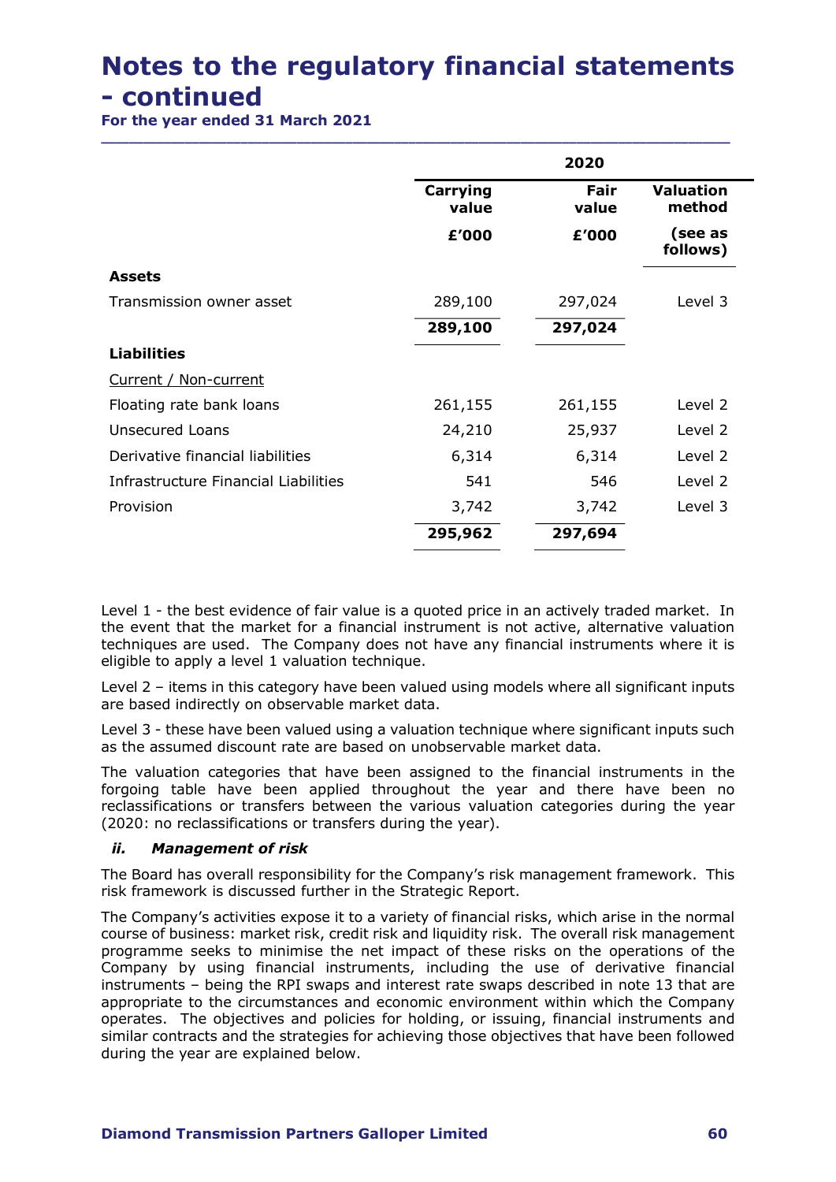# Notes to the regulatory financial statements - continued

For the year ended 31 March 2021

| | 2020 | | |
|---|---|---|---|
| | Carrying value | Fair value | Valuation method |
| | £'000 | £'000 | (see as follows) |
| **Assets** | | | |
| Transmission owner asset | 289,100 | 297,024 | Level 3 |
| | **289,100** | **297,024** | |
| **Liabilities** | | | |
| Current / Non-current | | | |
| Floating rate bank loans | 261,155 | 261,155 | Level 2 |
| Unsecured Loans | 24,210 | 25,937 | Level 2 |
| Derivative financial liabilities | 6,314 | 6,314 | Level 2 |
| Infrastructure Financial Liabilities | 541 | 546 | Level 2 |
| Provision | 3,742 | 3,742 | Level 3 |
| | **295,962** | **297,694** | |

Level 1 - the best evidence of fair value is a quoted price in an actively traded market. In the event that the market for a financial instrument is not active, alternative valuation techniques are used. The Company does not have any financial instruments where it is eligible to apply a level 1 valuation technique.

Level 2 – items in this category have been valued using models where all significant inputs are based indirectly on observable market data.

Level 3 - these have been valued using a valuation technique where significant inputs such as the assumed discount rate are based on unobservable market data.

The valuation categories that have been assigned to the financial instruments in the forgoing table have been applied throughout the year and there have been no reclassifications or transfers between the various valuation categories during the year (2020: no reclassifications or transfers during the year).

### *ii. Management of risk*

The Board has overall responsibility for the Company's risk management framework. This risk framework is discussed further in the Strategic Report.

The Company's activities expose it to a variety of financial risks, which arise in the normal course of business: market risk, credit risk and liquidity risk. The overall risk management programme seeks to minimise the net impact of these risks on the operations of the Company by using financial instruments, including the use of derivative financial instruments – being the RPI swaps and interest rate swaps described in note 13 that are appropriate to the circumstances and economic environment within which the Company operates. The objectives and policies for holding, or issuing, financial instruments and similar contracts and the strategies for achieving those objectives that have been followed during the year are explained below.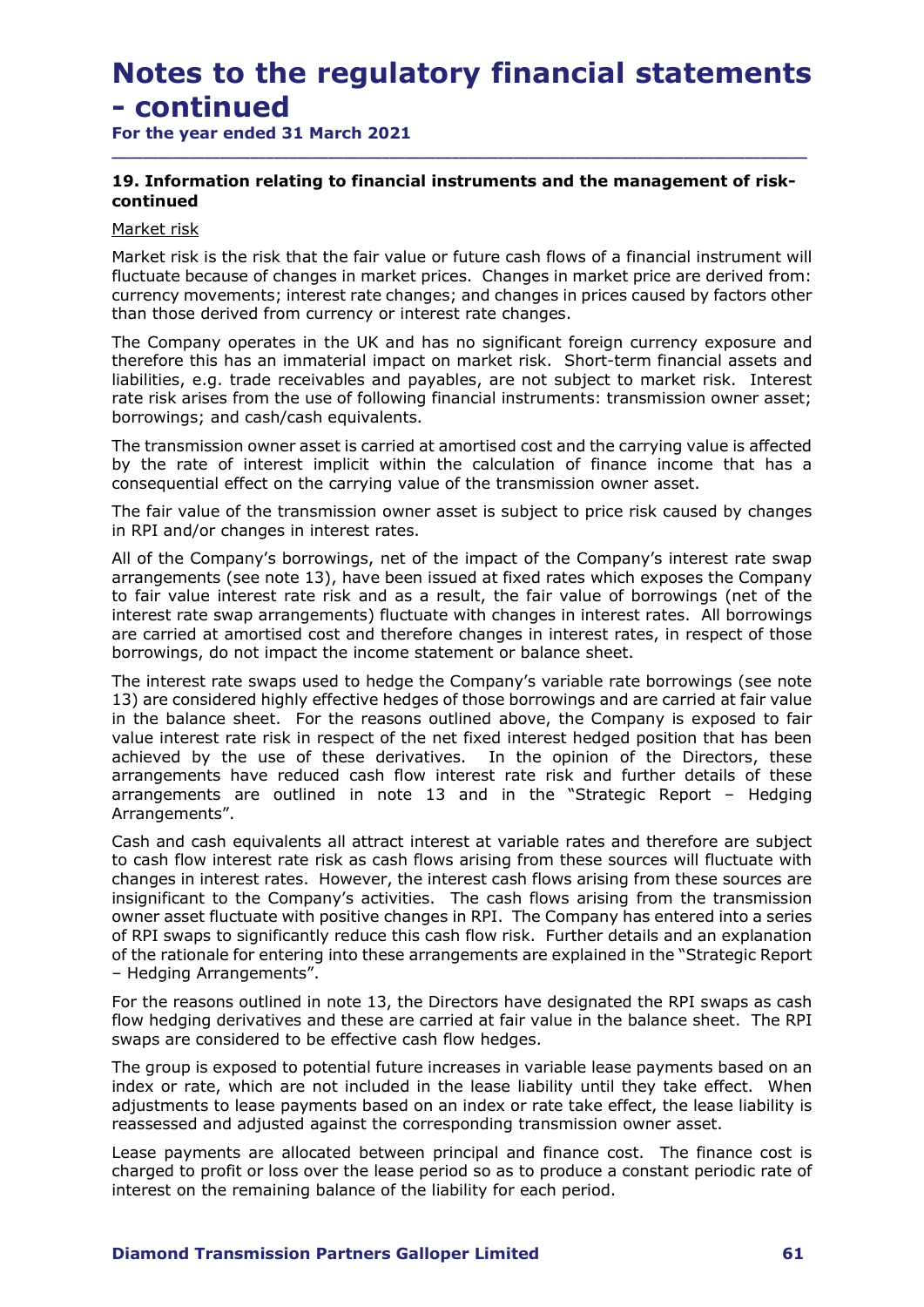# Notes to the regulatory financial statements - continued

**For the year ended 31 March 2021**

### 19. Information relating to financial instruments and the management of risk-continued

Market risk

Market risk is the risk that the fair value or future cash flows of a financial instrument will fluctuate because of changes in market prices. Changes in market price are derived from: currency movements; interest rate changes; and changes in prices caused by factors other than those derived from currency or interest rate changes.

The Company operates in the UK and has no significant foreign currency exposure and therefore this has an immaterial impact on market risk. Short-term financial assets and liabilities, e.g. trade receivables and payables, are not subject to market risk. Interest rate risk arises from the use of following financial instruments: transmission owner asset; borrowings; and cash/cash equivalents.

The transmission owner asset is carried at amortised cost and the carrying value is affected by the rate of interest implicit within the calculation of finance income that has a consequential effect on the carrying value of the transmission owner asset.

The fair value of the transmission owner asset is subject to price risk caused by changes in RPI and/or changes in interest rates.

All of the Company's borrowings, net of the impact of the Company's interest rate swap arrangements (see note 13), have been issued at fixed rates which exposes the Company to fair value interest rate risk and as a result, the fair value of borrowings (net of the interest rate swap arrangements) fluctuate with changes in interest rates. All borrowings are carried at amortised cost and therefore changes in interest rates, in respect of those borrowings, do not impact the income statement or balance sheet.

The interest rate swaps used to hedge the Company's variable rate borrowings (see note 13) are considered highly effective hedges of those borrowings and are carried at fair value in the balance sheet. For the reasons outlined above, the Company is exposed to fair value interest rate risk in respect of the net fixed interest hedged position that has been achieved by the use of these derivatives. In the opinion of the Directors, these arrangements have reduced cash flow interest rate risk and further details of these arrangements are outlined in note 13 and in the "Strategic Report – Hedging Arrangements".

Cash and cash equivalents all attract interest at variable rates and therefore are subject to cash flow interest rate risk as cash flows arising from these sources will fluctuate with changes in interest rates. However, the interest cash flows arising from these sources are insignificant to the Company's activities. The cash flows arising from the transmission owner asset fluctuate with positive changes in RPI. The Company has entered into a series of RPI swaps to significantly reduce this cash flow risk. Further details and an explanation of the rationale for entering into these arrangements are explained in the "Strategic Report – Hedging Arrangements".

For the reasons outlined in note 13, the Directors have designated the RPI swaps as cash flow hedging derivatives and these are carried at fair value in the balance sheet. The RPI swaps are considered to be effective cash flow hedges.

The group is exposed to potential future increases in variable lease payments based on an index or rate, which are not included in the lease liability until they take effect. When adjustments to lease payments based on an index or rate take effect, the lease liability is reassessed and adjusted against the corresponding transmission owner asset.

Lease payments are allocated between principal and finance cost. The finance cost is charged to profit or loss over the lease period so as to produce a constant periodic rate of interest on the remaining balance of the liability for each period.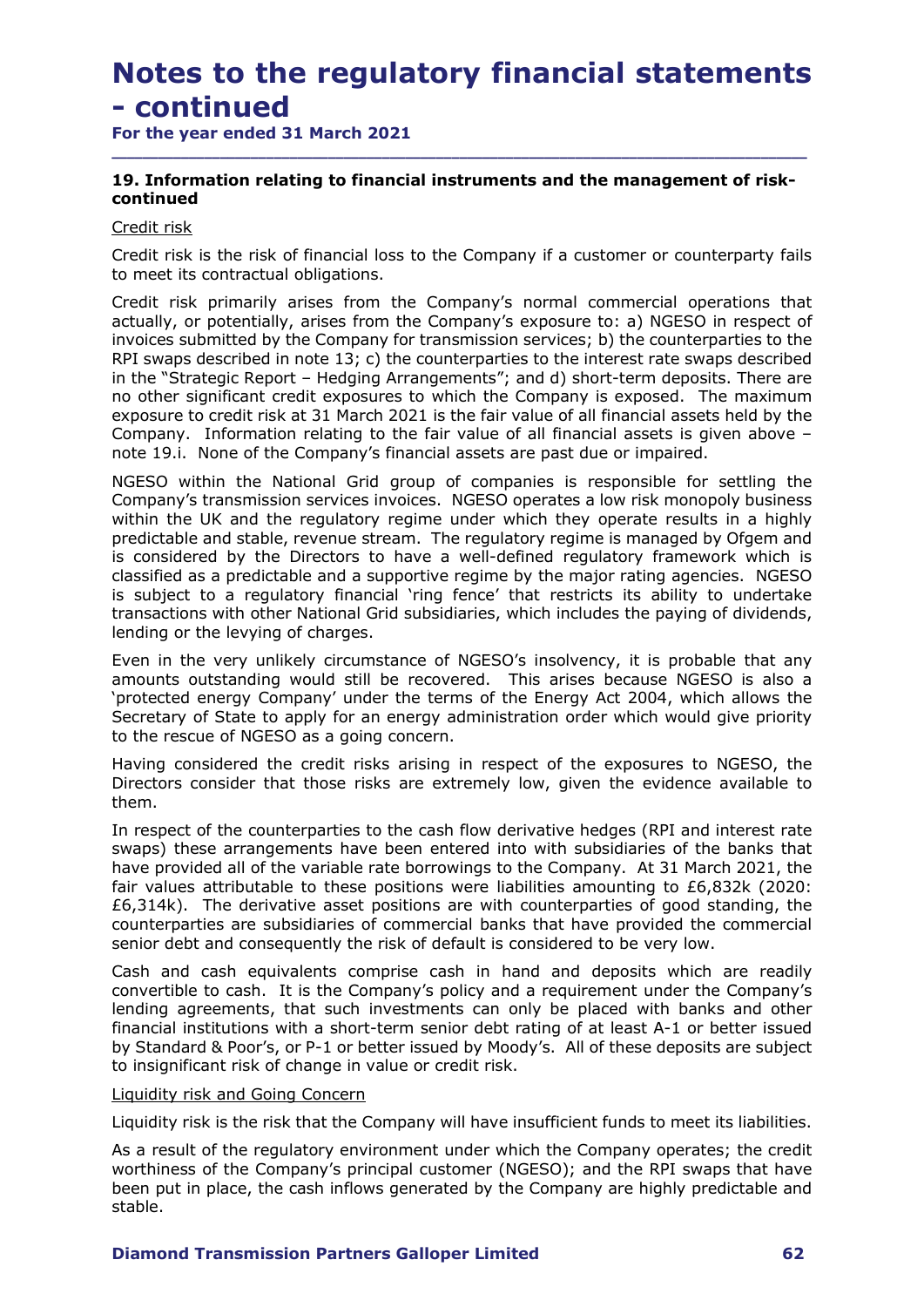# Notes to the regulatory financial statements - continued

For the year ended 31 March 2021

## 19. Information relating to financial instruments and the management of risk-continued

Credit risk

Credit risk is the risk of financial loss to the Company if a customer or counterparty fails to meet its contractual obligations.

Credit risk primarily arises from the Company's normal commercial operations that actually, or potentially, arises from the Company's exposure to: a) NGESO in respect of invoices submitted by the Company for transmission services; b) the counterparties to the RPI swaps described in note 13; c) the counterparties to the interest rate swaps described in the "Strategic Report – Hedging Arrangements"; and d) short-term deposits. There are no other significant credit exposures to which the Company is exposed. The maximum exposure to credit risk at 31 March 2021 is the fair value of all financial assets held by the Company. Information relating to the fair value of all financial assets is given above – note 19.i. None of the Company's financial assets are past due or impaired.

NGESO within the National Grid group of companies is responsible for settling the Company's transmission services invoices. NGESO operates a low risk monopoly business within the UK and the regulatory regime under which they operate results in a highly predictable and stable, revenue stream. The regulatory regime is managed by Ofgem and is considered by the Directors to have a well-defined regulatory framework which is classified as a predictable and a supportive regime by the major rating agencies. NGESO is subject to a regulatory financial 'ring fence' that restricts its ability to undertake transactions with other National Grid subsidiaries, which includes the paying of dividends, lending or the levying of charges.

Even in the very unlikely circumstance of NGESO's insolvency, it is probable that any amounts outstanding would still be recovered. This arises because NGESO is also a 'protected energy Company' under the terms of the Energy Act 2004, which allows the Secretary of State to apply for an energy administration order which would give priority to the rescue of NGESO as a going concern.

Having considered the credit risks arising in respect of the exposures to NGESO, the Directors consider that those risks are extremely low, given the evidence available to them.

In respect of the counterparties to the cash flow derivative hedges (RPI and interest rate swaps) these arrangements have been entered into with subsidiaries of the banks that have provided all of the variable rate borrowings to the Company. At 31 March 2021, the fair values attributable to these positions were liabilities amounting to £6,832k (2020: £6,314k). The derivative asset positions are with counterparties of good standing, the counterparties are subsidiaries of commercial banks that have provided the commercial senior debt and consequently the risk of default is considered to be very low.

Cash and cash equivalents comprise cash in hand and deposits which are readily convertible to cash. It is the Company's policy and a requirement under the Company's lending agreements, that such investments can only be placed with banks and other financial institutions with a short-term senior debt rating of at least A-1 or better issued by Standard & Poor's, or P-1 or better issued by Moody's. All of these deposits are subject to insignificant risk of change in value or credit risk.

Liquidity risk and Going Concern

Liquidity risk is the risk that the Company will have insufficient funds to meet its liabilities.

As a result of the regulatory environment under which the Company operates; the credit worthiness of the Company's principal customer (NGESO); and the RPI swaps that have been put in place, the cash inflows generated by the Company are highly predictable and stable.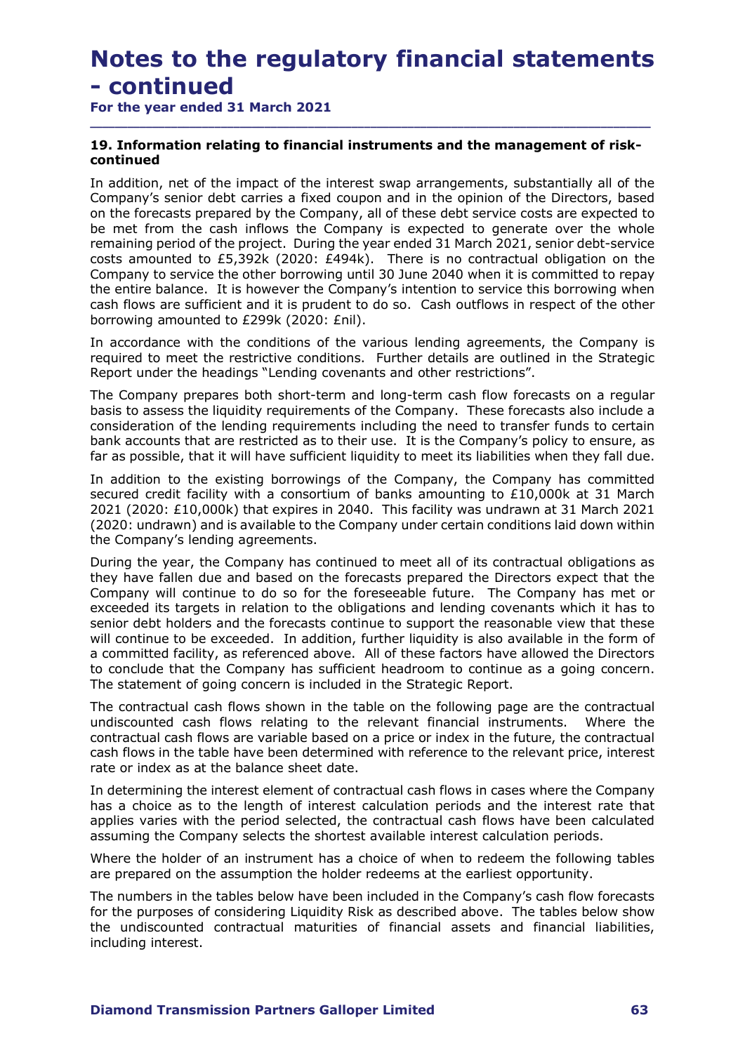# Notes to the regulatory financial statements - continued

**For the year ended 31 March 2021**

### 19. Information relating to financial instruments and the management of risk-continued

In addition, net of the impact of the interest swap arrangements, substantially all of the Company's senior debt carries a fixed coupon and in the opinion of the Directors, based on the forecasts prepared by the Company, all of these debt service costs are expected to be met from the cash inflows the Company is expected to generate over the whole remaining period of the project. During the year ended 31 March 2021, senior debt-service costs amounted to £5,392k (2020: £494k). There is no contractual obligation on the Company to service the other borrowing until 30 June 2040 when it is committed to repay the entire balance. It is however the Company's intention to service this borrowing when cash flows are sufficient and it is prudent to do so. Cash outflows in respect of the other borrowing amounted to £299k (2020: £nil).

In accordance with the conditions of the various lending agreements, the Company is required to meet the restrictive conditions. Further details are outlined in the Strategic Report under the headings "Lending covenants and other restrictions".

The Company prepares both short-term and long-term cash flow forecasts on a regular basis to assess the liquidity requirements of the Company. These forecasts also include a consideration of the lending requirements including the need to transfer funds to certain bank accounts that are restricted as to their use. It is the Company's policy to ensure, as far as possible, that it will have sufficient liquidity to meet its liabilities when they fall due.

In addition to the existing borrowings of the Company, the Company has committed secured credit facility with a consortium of banks amounting to £10,000k at 31 March 2021 (2020: £10,000k) that expires in 2040. This facility was undrawn at 31 March 2021 (2020: undrawn) and is available to the Company under certain conditions laid down within the Company's lending agreements.

During the year, the Company has continued to meet all of its contractual obligations as they have fallen due and based on the forecasts prepared the Directors expect that the Company will continue to do so for the foreseeable future. The Company has met or exceeded its targets in relation to the obligations and lending covenants which it has to senior debt holders and the forecasts continue to support the reasonable view that these will continue to be exceeded. In addition, further liquidity is also available in the form of a committed facility, as referenced above. All of these factors have allowed the Directors to conclude that the Company has sufficient headroom to continue as a going concern. The statement of going concern is included in the Strategic Report.

The contractual cash flows shown in the table on the following page are the contractual undiscounted cash flows relating to the relevant financial instruments. Where the contractual cash flows are variable based on a price or index in the future, the contractual cash flows in the table have been determined with reference to the relevant price, interest rate or index as at the balance sheet date.

In determining the interest element of contractual cash flows in cases where the Company has a choice as to the length of interest calculation periods and the interest rate that applies varies with the period selected, the contractual cash flows have been calculated assuming the Company selects the shortest available interest calculation periods.

Where the holder of an instrument has a choice of when to redeem the following tables are prepared on the assumption the holder redeems at the earliest opportunity.

The numbers in the tables below have been included in the Company's cash flow forecasts for the purposes of considering Liquidity Risk as described above. The tables below show the undiscounted contractual maturities of financial assets and financial liabilities, including interest.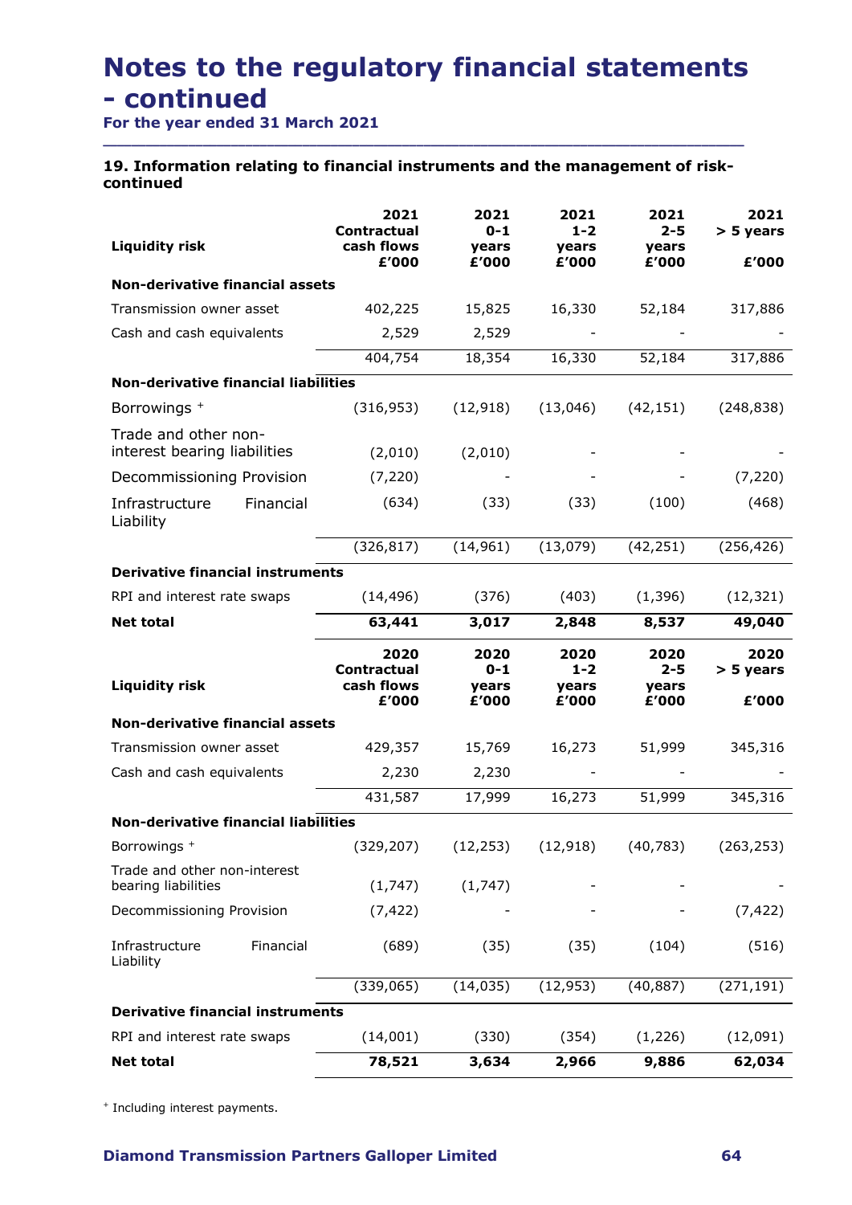# Notes to the regulatory financial statements - continued

For the year ended 31 March 2021

### 19. Information relating to financial instruments and the management of risk- continued

| Liquidity risk | 2021 Contractual cash flows £'000 | 2021 0-1 years £'000 | 2021 1-2 years £'000 | 2021 2-5 years £'000 | 2021 > 5 years £'000 |
|---|---|---|---|---|---|
| **Non-derivative financial assets** | | | | | |
| Transmission owner asset | 402,225 | 15,825 | 16,330 | 52,184 | 317,886 |
| Cash and cash equivalents | 2,529 | 2,529 | - | - | - |
| | 404,754 | 18,354 | 16,330 | 52,184 | 317,886 |
| **Non-derivative financial liabilities** | | | | | |
| Borrowings + | (316,953) | (12,918) | (13,046) | (42,151) | (248,838) |
| Trade and other non-interest bearing liabilities | (2,010) | (2,010) | - | - | - |
| Decommissioning Provision | (7,220) | - | - | - | (7,220) |
| Infrastructure Financial Liability | (634) | (33) | (33) | (100) | (468) |
| | (326,817) | (14,961) | (13,079) | (42,251) | (256,426) |
| **Derivative financial instruments** | | | | | |
| RPI and interest rate swaps | (14,496) | (376) | (403) | (1,396) | (12,321) |
| **Net total** | **63,441** | **3,017** | **2,848** | **8,537** | **49,040** |

| Liquidity risk | 2020 Contractual cash flows £'000 | 2020 0-1 years £'000 | 2020 1-2 years £'000 | 2020 2-5 years £'000 | 2020 > 5 years £'000 |
|---|---|---|---|---|---|
| **Non-derivative financial assets** | | | | | |
| Transmission owner asset | 429,357 | 15,769 | 16,273 | 51,999 | 345,316 |
| Cash and cash equivalents | 2,230 | 2,230 | - | - | - |
| | 431,587 | 17,999 | 16,273 | 51,999 | 345,316 |
| **Non-derivative financial liabilities** | | | | | |
| Borrowings + | (329,207) | (12,253) | (12,918) | (40,783) | (263,253) |
| Trade and other non-interest bearing liabilities | (1,747) | (1,747) | - | - | - |
| Decommissioning Provision | (7,422) | - | - | - | (7,422) |
| Infrastructure Financial Liability | (689) | (35) | (35) | (104) | (516) |
| | (339,065) | (14,035) | (12,953) | (40,887) | (271,191) |
| **Derivative financial instruments** | | | | | |
| RPI and interest rate swaps | (14,001) | (330) | (354) | (1,226) | (12,091) |
| **Net total** | **78,521** | **3,634** | **2,966** | **9,886** | **62,034** |

+ Including interest payments.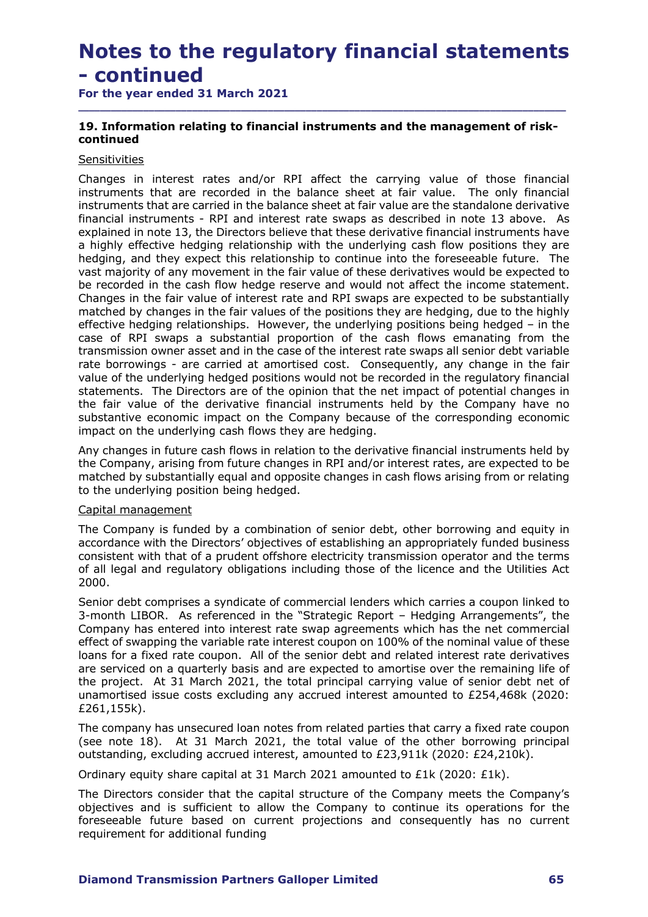# Notes to the regulatory financial statements - continued

**For the year ended 31 March 2021**

### 19. Information relating to financial instruments and the management of risk-continued

Sensitivities

Changes in interest rates and/or RPI affect the carrying value of those financial instruments that are recorded in the balance sheet at fair value. The only financial instruments that are carried in the balance sheet at fair value are the standalone derivative financial instruments - RPI and interest rate swaps as described in note 13 above. As explained in note 13, the Directors believe that these derivative financial instruments have a highly effective hedging relationship with the underlying cash flow positions they are hedging, and they expect this relationship to continue into the foreseeable future. The vast majority of any movement in the fair value of these derivatives would be expected to be recorded in the cash flow hedge reserve and would not affect the income statement. Changes in the fair value of interest rate and RPI swaps are expected to be substantially matched by changes in the fair values of the positions they are hedging, due to the highly effective hedging relationships. However, the underlying positions being hedged – in the case of RPI swaps a substantial proportion of the cash flows emanating from the transmission owner asset and in the case of the interest rate swaps all senior debt variable rate borrowings - are carried at amortised cost. Consequently, any change in the fair value of the underlying hedged positions would not be recorded in the regulatory financial statements. The Directors are of the opinion that the net impact of potential changes in the fair value of the derivative financial instruments held by the Company have no substantive economic impact on the Company because of the corresponding economic impact on the underlying cash flows they are hedging.

Any changes in future cash flows in relation to the derivative financial instruments held by the Company, arising from future changes in RPI and/or interest rates, are expected to be matched by substantially equal and opposite changes in cash flows arising from or relating to the underlying position being hedged.

Capital management

The Company is funded by a combination of senior debt, other borrowing and equity in accordance with the Directors' objectives of establishing an appropriately funded business consistent with that of a prudent offshore electricity transmission operator and the terms of all legal and regulatory obligations including those of the licence and the Utilities Act 2000.

Senior debt comprises a syndicate of commercial lenders which carries a coupon linked to 3-month LIBOR. As referenced in the "Strategic Report – Hedging Arrangements", the Company has entered into interest rate swap agreements which has the net commercial effect of swapping the variable rate interest coupon on 100% of the nominal value of these loans for a fixed rate coupon. All of the senior debt and related interest rate derivatives are serviced on a quarterly basis and are expected to amortise over the remaining life of the project. At 31 March 2021, the total principal carrying value of senior debt net of unamortised issue costs excluding any accrued interest amounted to £254,468k (2020: £261,155k).

The company has unsecured loan notes from related parties that carry a fixed rate coupon (see note 18). At 31 March 2021, the total value of the other borrowing principal outstanding, excluding accrued interest, amounted to £23,911k (2020: £24,210k).

Ordinary equity share capital at 31 March 2021 amounted to £1k (2020: £1k).

The Directors consider that the capital structure of the Company meets the Company's objectives and is sufficient to allow the Company to continue its operations for the foreseeable future based on current projections and consequently has no current requirement for additional funding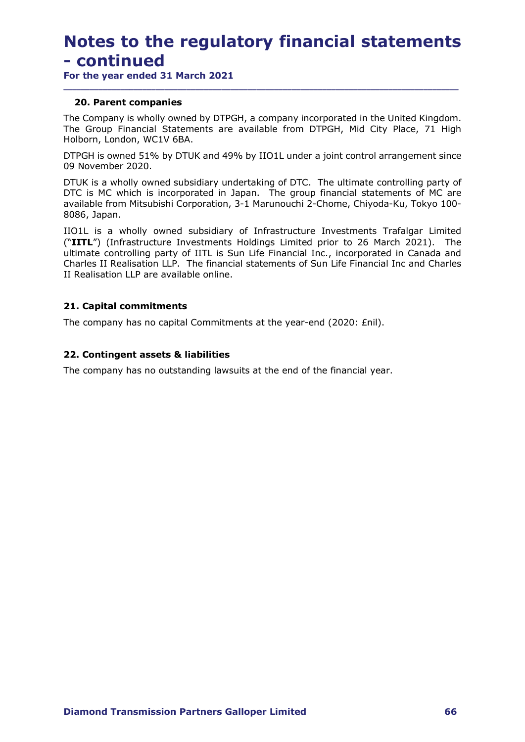# Notes to the regulatory financial statements - continued

**For the year ended 31 March 2021**

### 20. Parent companies

The Company is wholly owned by DTPGH, a company incorporated in the United Kingdom. The Group Financial Statements are available from DTPGH, Mid City Place, 71 High Holborn, London, WC1V 6BA.

DTPGH is owned 51% by DTUK and 49% by IIO1L under a joint control arrangement since 09 November 2020.

DTUK is a wholly owned subsidiary undertaking of DTC. The ultimate controlling party of DTC is MC which is incorporated in Japan. The group financial statements of MC are available from Mitsubishi Corporation, 3-1 Marunouchi 2-Chome, Chiyoda-Ku, Tokyo 100-8086, Japan.

IIO1L is a wholly owned subsidiary of Infrastructure Investments Trafalgar Limited ("**IITL**") (Infrastructure Investments Holdings Limited prior to 26 March 2021). The ultimate controlling party of IITL is Sun Life Financial Inc., incorporated in Canada and Charles II Realisation LLP. The financial statements of Sun Life Financial Inc and Charles II Realisation LLP are available online.

### 21. Capital commitments

The company has no capital Commitments at the year-end (2020: £nil).

### 22. Contingent assets & liabilities

The company has no outstanding lawsuits at the end of the financial year.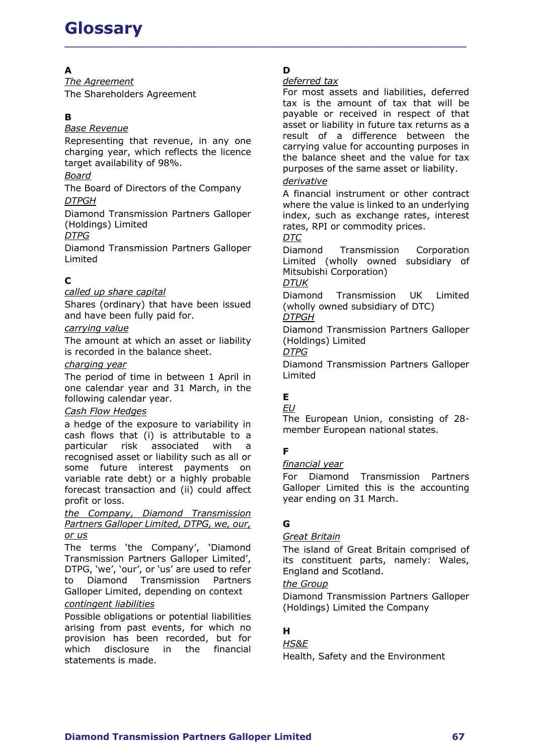# Glossary

**A**

*The Agreement*

The Shareholders Agreement

**B**

*Base Revenue*

Representing that revenue, in any one charging year, which reflects the licence target availability of 98%.

*Board*

The Board of Directors of the Company

*DTPGH*

Diamond Transmission Partners Galloper (Holdings) Limited

*DTPG*

Diamond Transmission Partners Galloper Limited

**C**

*called up share capital*

Shares (ordinary) that have been issued and have been fully paid for.

*carrying value*

The amount at which an asset or liability is recorded in the balance sheet.

*charging year*

The period of time in between 1 April in one calendar year and 31 March, in the following calendar year.

*Cash Flow Hedges*

a hedge of the exposure to variability in cash flows that (i) is attributable to a particular risk associated with a recognised asset or liability such as all or some future interest payments on variable rate debt) or a highly probable forecast transaction and (ii) could affect profit or loss.

*the Company, Diamond Transmission Partners Galloper Limited, DTPG, we, our, or us*

The terms 'the Company', 'Diamond Transmission Partners Galloper Limited', DTPG, 'we', 'our', or 'us' are used to refer to Diamond Transmission Partners Galloper Limited, depending on context

*contingent liabilities*

Possible obligations or potential liabilities arising from past events, for which no provision has been recorded, but for which disclosure in the financial statements is made.

**D**

*deferred tax*

For most assets and liabilities, deferred tax is the amount of tax that will be payable or received in respect of that asset or liability in future tax returns as a result of a difference between the carrying value for accounting purposes in the balance sheet and the value for tax purposes of the same asset or liability.

*derivative*

A financial instrument or other contract where the value is linked to an underlying index, such as exchange rates, interest rates, RPI or commodity prices.

*DTC*

Diamond Transmission Corporation Limited (wholly owned subsidiary of Mitsubishi Corporation)

*DTUK*

Diamond Transmission UK Limited (wholly owned subsidiary of DTC)

*DTPGH*

Diamond Transmission Partners Galloper (Holdings) Limited

*DTPG*

Diamond Transmission Partners Galloper Limited

**E**

*EU*

The European Union, consisting of 28-member European national states.

**F**

*financial year*

For Diamond Transmission Partners Galloper Limited this is the accounting year ending on 31 March.

**G**

*Great Britain*

The island of Great Britain comprised of its constituent parts, namely: Wales, England and Scotland.

*the Group*

Diamond Transmission Partners Galloper (Holdings) Limited the Company

**H**

*HS&E*

Health, Safety and the Environment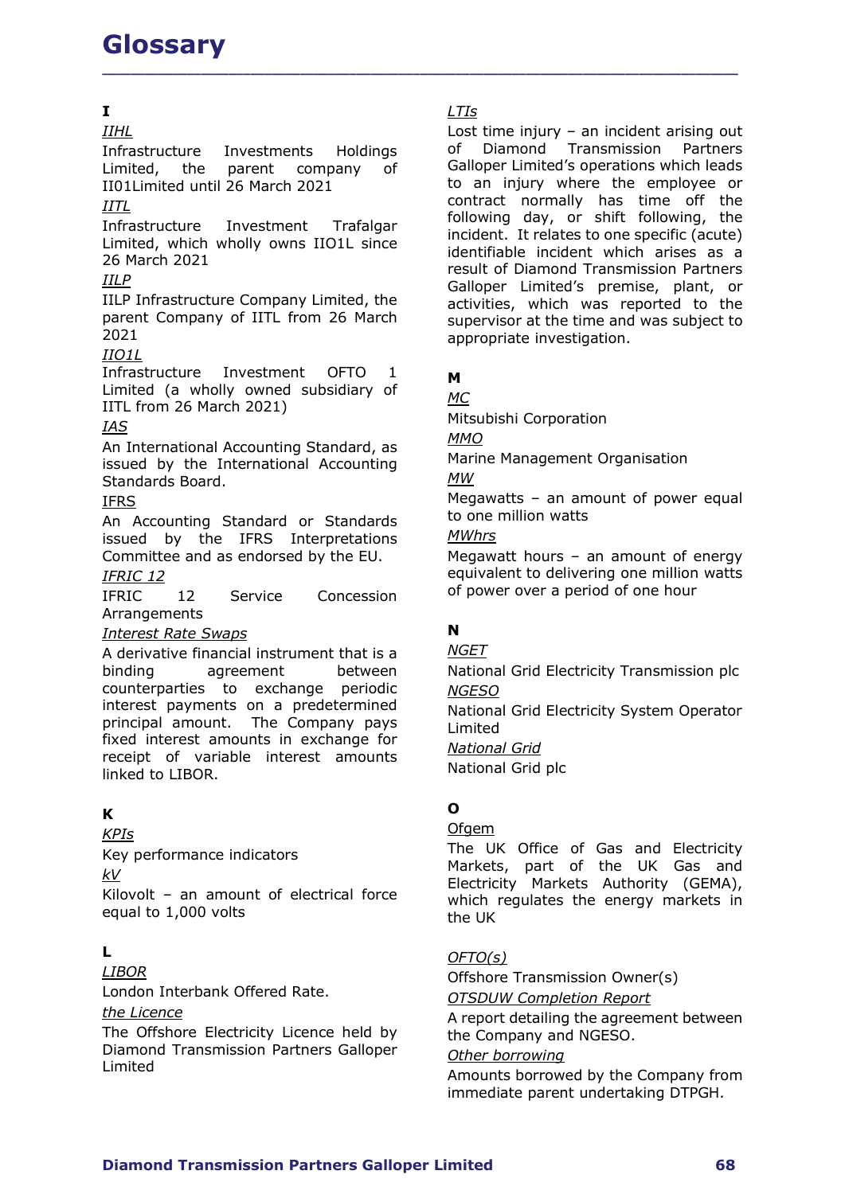# Glossary

**I**

*IIHL*

Infrastructure Investments Holdings Limited, the parent company of II01Limited until 26 March 2021

*IITL*

Infrastructure Investment Trafalgar Limited, which wholly owns IIO1L since 26 March 2021

*IILP*

IILP Infrastructure Company Limited, the parent Company of IITL from 26 March 2021

*IIO1L*

Infrastructure Investment OFTO 1 Limited (a wholly owned subsidiary of IITL from 26 March 2021)

*IAS*

An International Accounting Standard, as issued by the International Accounting Standards Board.

IFRS

An Accounting Standard or Standards issued by the IFRS Interpretations Committee and as endorsed by the EU.

*IFRIC 12*

IFRIC 12 Service Concession Arrangements

*Interest Rate Swaps*

A derivative financial instrument that is a binding agreement between counterparties to exchange periodic interest payments on a predetermined principal amount. The Company pays fixed interest amounts in exchange for receipt of variable interest amounts linked to LIBOR.

**K**

*KPIs*

Key performance indicators

*kV*

Kilovolt – an amount of electrical force equal to 1,000 volts

**L**

*LIBOR*

London Interbank Offered Rate.

*the Licence*

The Offshore Electricity Licence held by Diamond Transmission Partners Galloper Limited

*LTIs*

Lost time injury – an incident arising out of Diamond Transmission Partners Galloper Limited's operations which leads to an injury where the employee or contract normally has time off the following day, or shift following, the incident. It relates to one specific (acute) identifiable incident which arises as a result of Diamond Transmission Partners Galloper Limited's premise, plant, or activities, which was reported to the supervisor at the time and was subject to appropriate investigation.

**M**

*MC*

Mitsubishi Corporation

*MMO*

Marine Management Organisation

*MW*

Megawatts – an amount of power equal to one million watts

*MWhrs*

Megawatt hours – an amount of energy equivalent to delivering one million watts of power over a period of one hour

**N**

*NGET*

National Grid Electricity Transmission plc

*NGESO*

National Grid Electricity System Operator Limited

*National Grid*

National Grid plc

**O**

Ofgem

The UK Office of Gas and Electricity Markets, part of the UK Gas and Electricity Markets Authority (GEMA), which regulates the energy markets in the UK

*OFTO(s)*

Offshore Transmission Owner(s)

*OTSDUW Completion Report*

A report detailing the agreement between the Company and NGESO.

*Other borrowing*

Amounts borrowed by the Company from immediate parent undertaking DTPGH.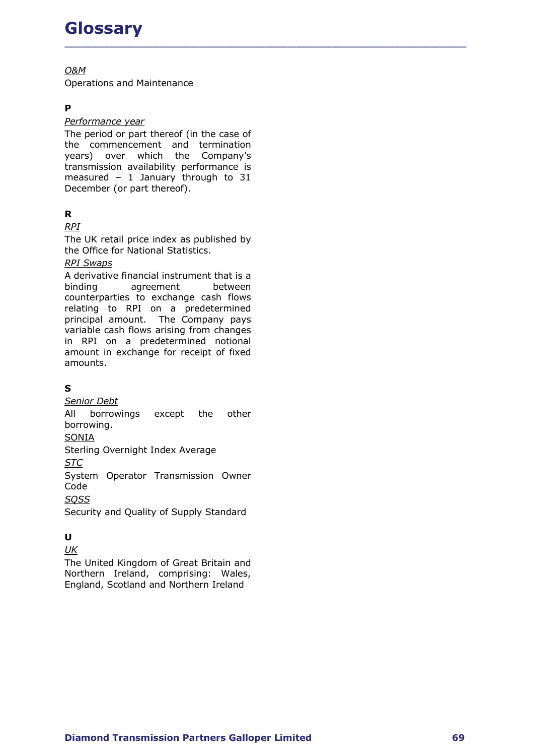# Glossary

*O&M*

Operations and Maintenance

**P**

*Performance year*

The period or part thereof (in the case of the commencement and termination years) over which the Company's transmission availability performance is measured – 1 January through to 31 December (or part thereof).

**R**

*RPI*

The UK retail price index as published by the Office for National Statistics.

*RPI Swaps*

A derivative financial instrument that is a binding agreement between counterparties to exchange cash flows relating to RPI on a predetermined principal amount. The Company pays variable cash flows arising from changes in RPI on a predetermined notional amount in exchange for receipt of fixed amounts.

**S**

*Senior Debt*

All borrowings except the other borrowing.

SONIA

Sterling Overnight Index Average

*STC*

System Operator Transmission Owner Code

*SQSS*

Security and Quality of Supply Standard

**U**

*UK*

The United Kingdom of Great Britain and Northern Ireland, comprising: Wales, England, Scotland and Northern Ireland